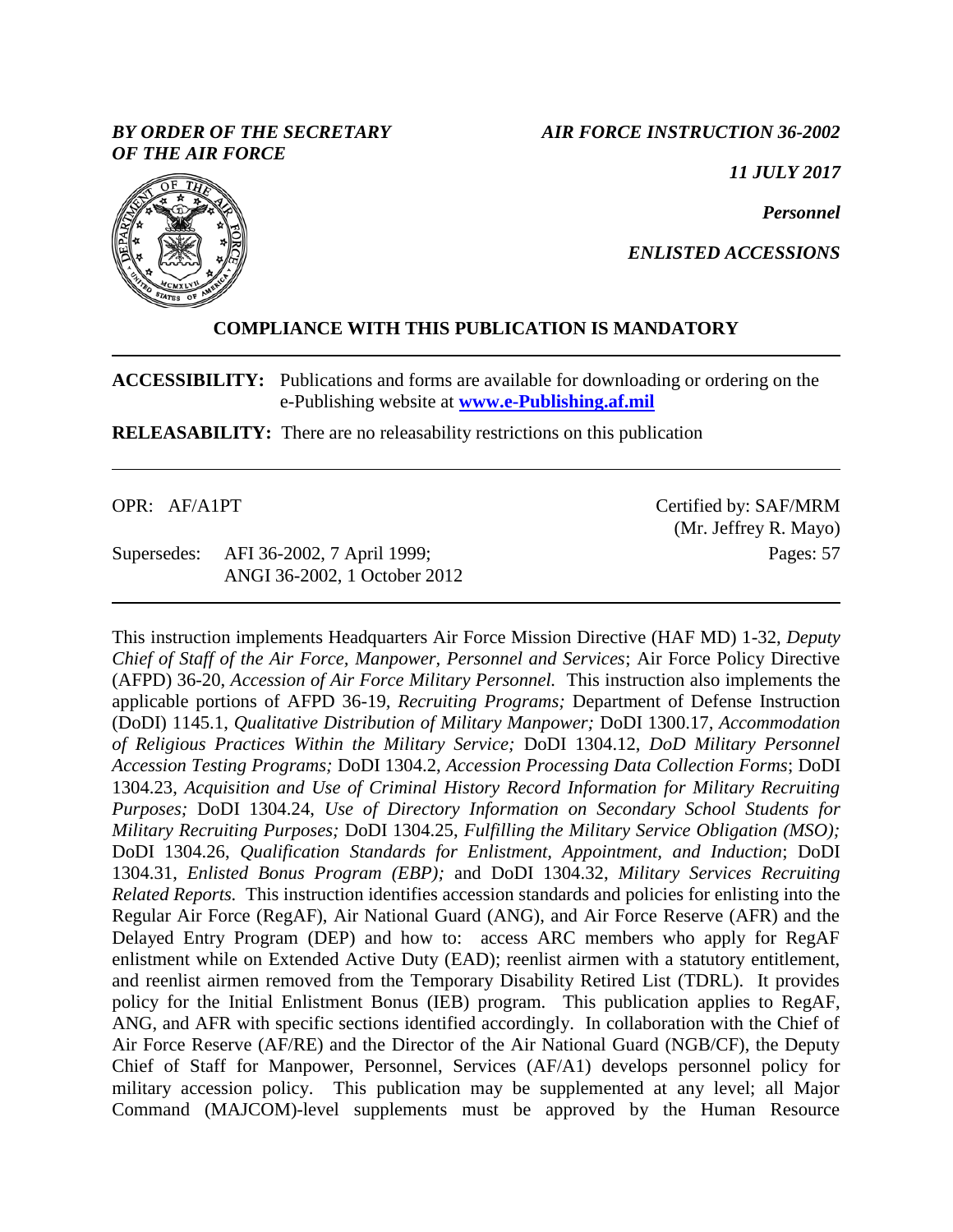*BY ORDER OF THE SECRETARY OF THE AIR FORCE*

*AIR FORCE INSTRUCTION 36-2002*

*11 JULY 2017*

*Personnel*

*ENLISTED ACCESSIONS*

**COMPLIANCE WITH THIS PUBLICATION IS MANDATORY**

**ACCESSIBILITY:** Publications and forms are available for downloading or ordering on the e-Publishing website at **www.e-Publishing.af.mil**

**RELEASABILITY:** There are no releasability restrictions on this publication

OPR: AF/A1PT

Certified by: SAF/MRM (Mr. Jeffrey R. Mayo)

Supersedes: AFI 36-2002, 7 April 1999; ANGI 36-2002, 1 October 2012

Pages: 57

This instruction implements Headquarters Air Force Mission Directive (HAF MD) 1-32, *Deputy Chief of Staff of the Air Force, Manpower, Personnel and Services*; Air Force Policy Directive (AFPD) 36-20, *Accession of Air Force Military Personnel.* This instruction also implements the applicable portions of AFPD 36-19, *Recruiting Programs;* Department of Defense Instruction (DoDI) 1145.1, *Qualitative Distribution of Military Manpower;* DoDI 1300.17, *Accommodation of Religious Practices Within the Military Service;* DoDI 1304.12, *DoD Military Personnel Accession Testing Programs;* DoDI 1304.2, *Accession Processing Data Collection Forms*; DoDI 1304.23, *Acquisition and Use of Criminal History Record Information for Military Recruiting Purposes;* DoDI 1304.24, *Use of Directory Information on Secondary School Students for Military Recruiting Purposes;* DoDI 1304.25, *Fulfilling the Military Service Obligation (MSO);* DoDI 1304.26, *Qualification Standards for Enlistment, Appointment, and Induction*; DoDI 1304.31, *Enlisted Bonus Program (EBP);* and DoDI 1304.32, *Military Services Recruiting Related Reports.* This instruction identifies accession standards and policies for enlisting into the Regular Air Force (RegAF), Air National Guard (ANG), and Air Force Reserve (AFR) and the Delayed Entry Program (DEP) and how to: access ARC members who apply for RegAF enlistment while on Extended Active Duty (EAD); reenlist airmen with a statutory entitlement, and reenlist airmen removed from the Temporary Disability Retired List (TDRL). It provides policy for the Initial Enlistment Bonus (IEB) program. This publication applies to RegAF, ANG, and AFR with specific sections identified accordingly. In collaboration with the Chief of Air Force Reserve (AF/RE) and the Director of the Air National Guard (NGB/CF), the Deputy Chief of Staff for Manpower, Personnel, Services (AF/A1) develops personnel policy for military accession policy. This publication may be supplemented at any level; all Major Command (MAJCOM)-level supplements must be approved by the Human Resource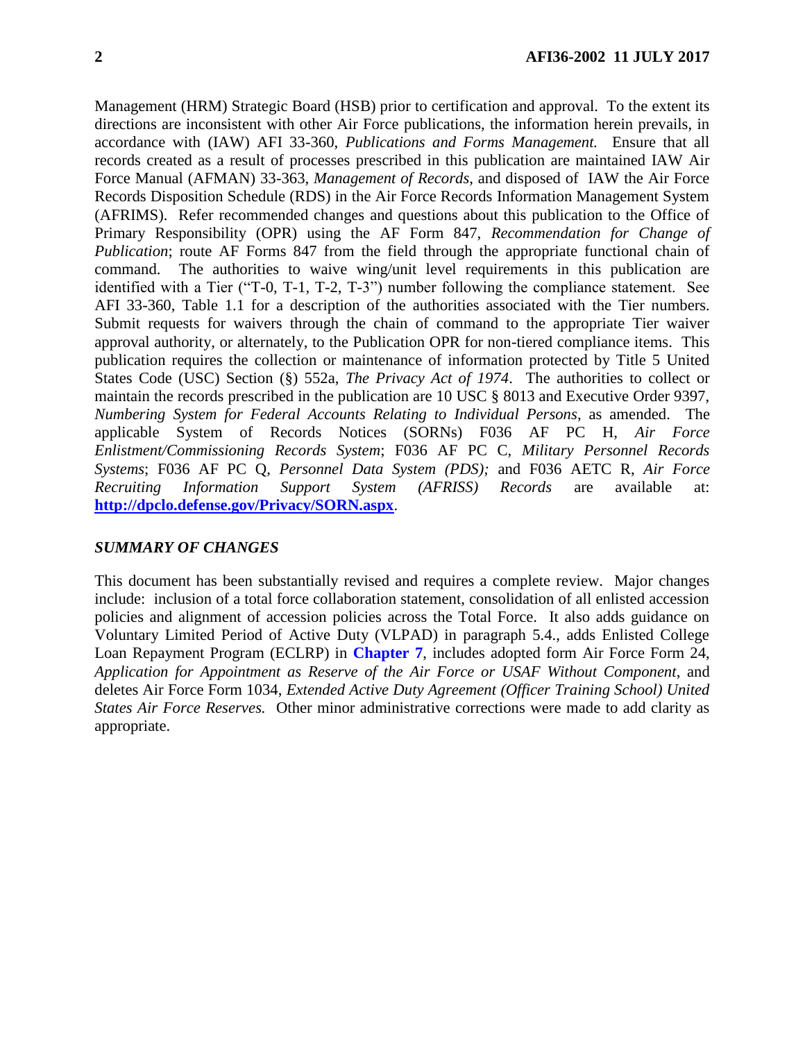Management (HRM) Strategic Board (HSB) prior to certification and approval. To the extent its directions are inconsistent with other Air Force publications, the information herein prevails, in accordance with (IAW) AFI 33-360, *Publications and Forms Management.* Ensure that all records created as a result of processes prescribed in this publication are maintained IAW Air Force Manual (AFMAN) 33-363, *Management of Records*, and disposed of IAW the Air Force Records Disposition Schedule (RDS) in the Air Force Records Information Management System (AFRIMS). Refer recommended changes and questions about this publication to the Office of Primary Responsibility (OPR) using the AF Form 847, *Recommendation for Change of Publication*; route AF Forms 847 from the field through the appropriate functional chain of command. The authorities to waive wing/unit level requirements in this publication are identified with a Tier ("T-0, T-1, T-2, T-3") number following the compliance statement. See AFI 33-360, Table 1.1 for a description of the authorities associated with the Tier numbers. Submit requests for waivers through the chain of command to the appropriate Tier waiver approval authority, or alternately, to the Publication OPR for non-tiered compliance items. This publication requires the collection or maintenance of information protected by Title 5 United States Code (USC) Section (§) 552a, *The Privacy Act of 1974*. The authorities to collect or maintain the records prescribed in the publication are 10 USC § 8013 and Executive Order 9397, *Numbering System for Federal Accounts Relating to Individual Persons*, as amended. The applicable System of Records Notices (SORNs) F036 AF PC H, *Air Force Enlistment/Commissioning Records System*; F036 AF PC C, *Military Personnel Records Systems*; F036 AF PC Q, *Personnel Data System (PDS);* and F036 AETC R, *Air Force Recruiting Information Support System (AFRISS) Records* are available at: **http://dpclo.defense.gov/Privacy/SORN.aspx**.

## *SUMMARY OF CHANGES*

This document has been substantially revised and requires a complete review. Major changes include: inclusion of a total force collaboration statement, consolidation of all enlisted accession policies and alignment of accession policies across the Total Force. It also adds guidance on Voluntary Limited Period of Active Duty (VLPAD) in paragraph 5.4., adds Enlisted College Loan Repayment Program (ECLRP) in **Chapter 7**, includes adopted form Air Force Form 24, *Application for Appointment as Reserve of the Air Force or USAF Without Component*, and deletes Air Force Form 1034, *Extended Active Duty Agreement (Officer Training School) United States Air Force Reserves.* Other minor administrative corrections were made to add clarity as appropriate.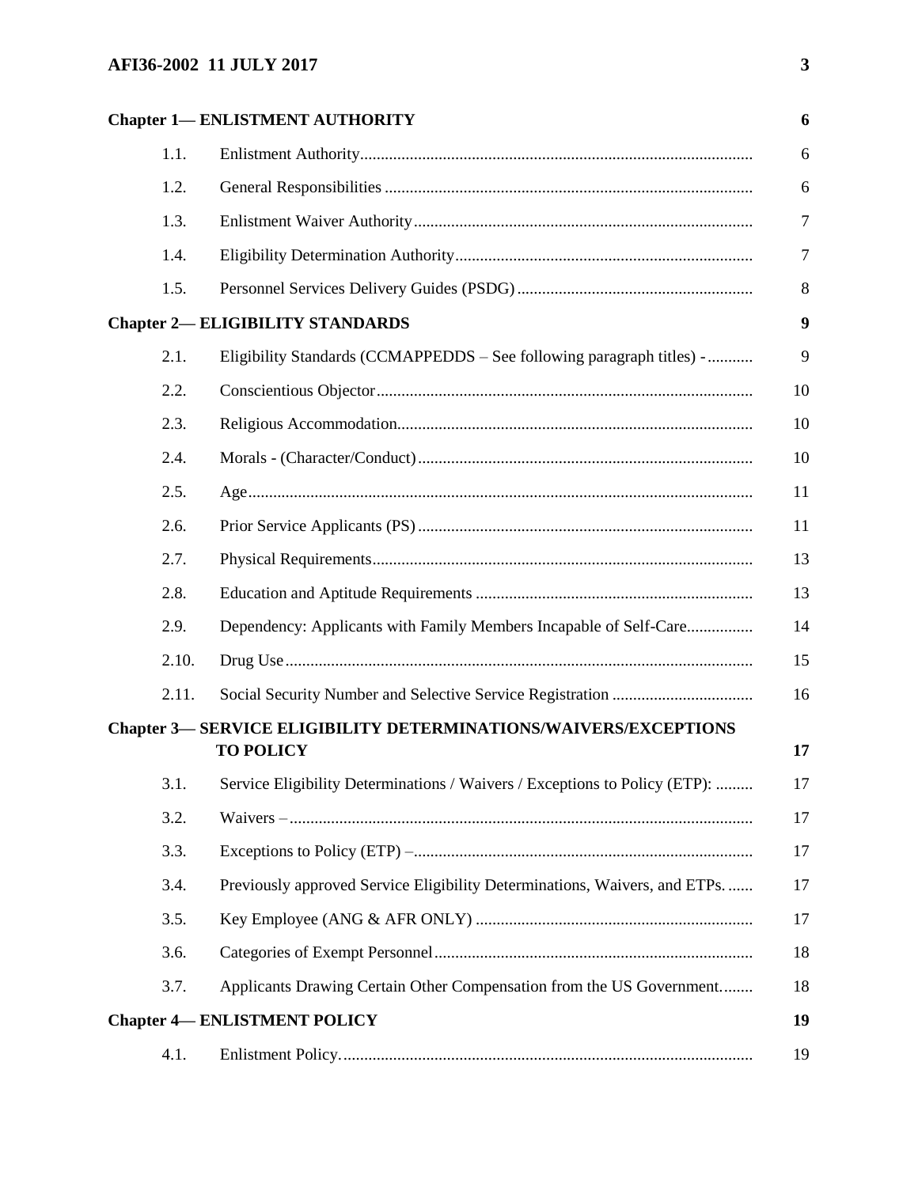| | | |
|---|---|---|
| **Chapter 1— ENLISTMENT AUTHORITY** | | **6** |
| 1.1. | Enlistment Authority | 6 |
| 1.2. | General Responsibilities | 6 |
| 1.3. | Enlistment Waiver Authority | 7 |
| 1.4. | Eligibility Determination Authority | 7 |
| 1.5. | Personnel Services Delivery Guides (PSDG) | 8 |
| **Chapter 2— ELIGIBILITY STANDARDS** | | **9** |
| 2.1. | Eligibility Standards (CCMAPPEDDS – See following paragraph titles) - | 9 |
| 2.2. | Conscientious Objector | 10 |
| 2.3. | Religious Accommodation | 10 |
| 2.4. | Morals - (Character/Conduct) | 10 |
| 2.5. | Age | 11 |
| 2.6. | Prior Service Applicants (PS) | 11 |
| 2.7. | Physical Requirements | 13 |
| 2.8. | Education and Aptitude Requirements | 13 |
| 2.9. | Dependency: Applicants with Family Members Incapable of Self-Care | 14 |
| 2.10. | Drug Use | 15 |
| 2.11. | Social Security Number and Selective Service Registration | 16 |
| **Chapter 3— SERVICE ELIGIBILITY DETERMINATIONS/WAIVERS/EXCEPTIONS TO POLICY** | | **17** |
| 3.1. | Service Eligibility Determinations / Waivers / Exceptions to Policy (ETP): | 17 |
| 3.2. | Waivers – | 17 |
| 3.3. | Exceptions to Policy (ETP) – | 17 |
| 3.4. | Previously approved Service Eligibility Determinations, Waivers, and ETPs. | 17 |
| 3.5. | Key Employee (ANG & AFR ONLY) | 17 |
| 3.6. | Categories of Exempt Personnel | 18 |
| 3.7. | Applicants Drawing Certain Other Compensation from the US Government. | 18 |
| **Chapter 4— ENLISTMENT POLICY** | | **19** |
| 4.1. | Enlistment Policy. | 19 |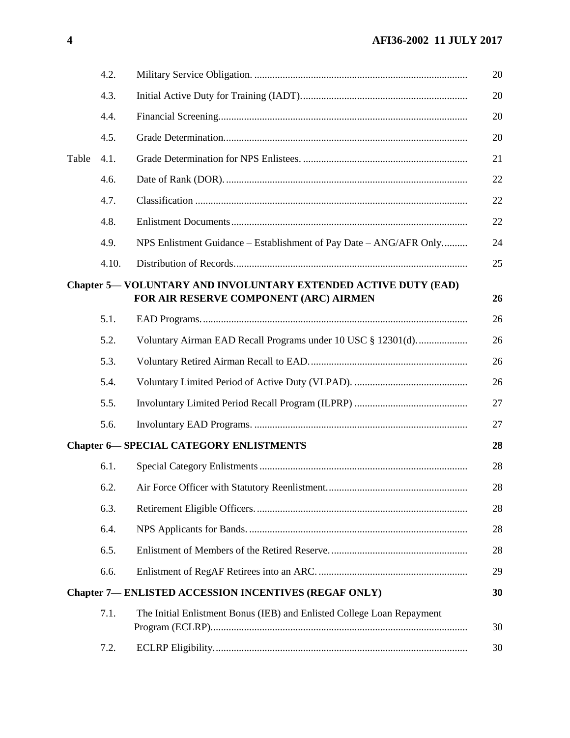| | | | |
|---|---|---|---|
| | 4.2. | Military Service Obligation. | 20 |
| | 4.3. | Initial Active Duty for Training (IADT). | 20 |
| | 4.4. | Financial Screening. | 20 |
| | 4.5. | Grade Determination. | 20 |
| Table | 4.1. | Grade Determination for NPS Enlistees. | 21 |
| | 4.6. | Date of Rank (DOR). | 22 |
| | 4.7. | Classification | 22 |
| | 4.8. | Enlistment Documents | 22 |
| | 4.9. | NPS Enlistment Guidance – Establishment of Pay Date – ANG/AFR Only. | 24 |
| | 4.10. | Distribution of Records. | 25 |
| **Chapter 5— VOLUNTARY AND INVOLUNTARY EXTENDED ACTIVE DUTY (EAD) FOR AIR RESERVE COMPONENT (ARC) AIRMEN** | | | **26** |
| | 5.1. | EAD Programs. | 26 |
| | 5.2. | Voluntary Airman EAD Recall Programs under 10 USC § 12301(d). | 26 |
| | 5.3. | Voluntary Retired Airman Recall to EAD. | 26 |
| | 5.4. | Voluntary Limited Period of Active Duty (VLPAD). | 26 |
| | 5.5. | Involuntary Limited Period Recall Program (ILPRP) | 27 |
| | 5.6. | Involuntary EAD Programs. | 27 |
| **Chapter 6— SPECIAL CATEGORY ENLISTMENTS** | | | **28** |
| | 6.1. | Special Category Enlistments | 28 |
| | 6.2. | Air Force Officer with Statutory Reenlistment. | 28 |
| | 6.3. | Retirement Eligible Officers. | 28 |
| | 6.4. | NPS Applicants for Bands. | 28 |
| | 6.5. | Enlistment of Members of the Retired Reserve. | 28 |
| | 6.6. | Enlistment of RegAF Retirees into an ARC. | 29 |
| **Chapter 7— ENLISTED ACCESSION INCENTIVES (REGAF ONLY)** | | | **30** |
| | 7.1. | The Initial Enlistment Bonus (IEB) and Enlisted College Loan Repayment Program (ECLRP). | 30 |
| | 7.2. | ECLRP Eligibility. | 30 |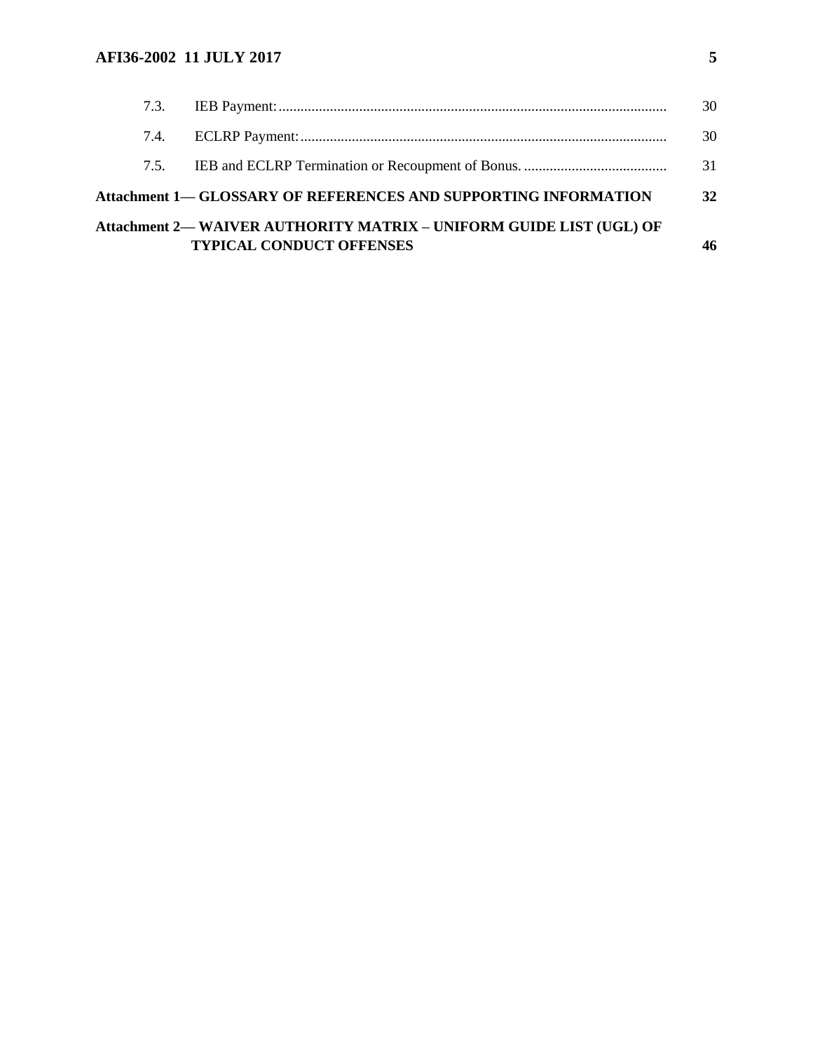| | | |
|---|---|---|
| 7.3. | IEB Payment: | 30 |
| 7.4. | ECLRP Payment: | 30 |
| 7.5. | IEB and ECLRP Termination or Recoupment of Bonus. | 31 |

**Attachment 1— GLOSSARY OF REFERENCES AND SUPPORTING INFORMATION** **32**

**Attachment 2— WAIVER AUTHORITY MATRIX – UNIFORM GUIDE LIST (UGL) OF TYPICAL CONDUCT OFFENSES** **46**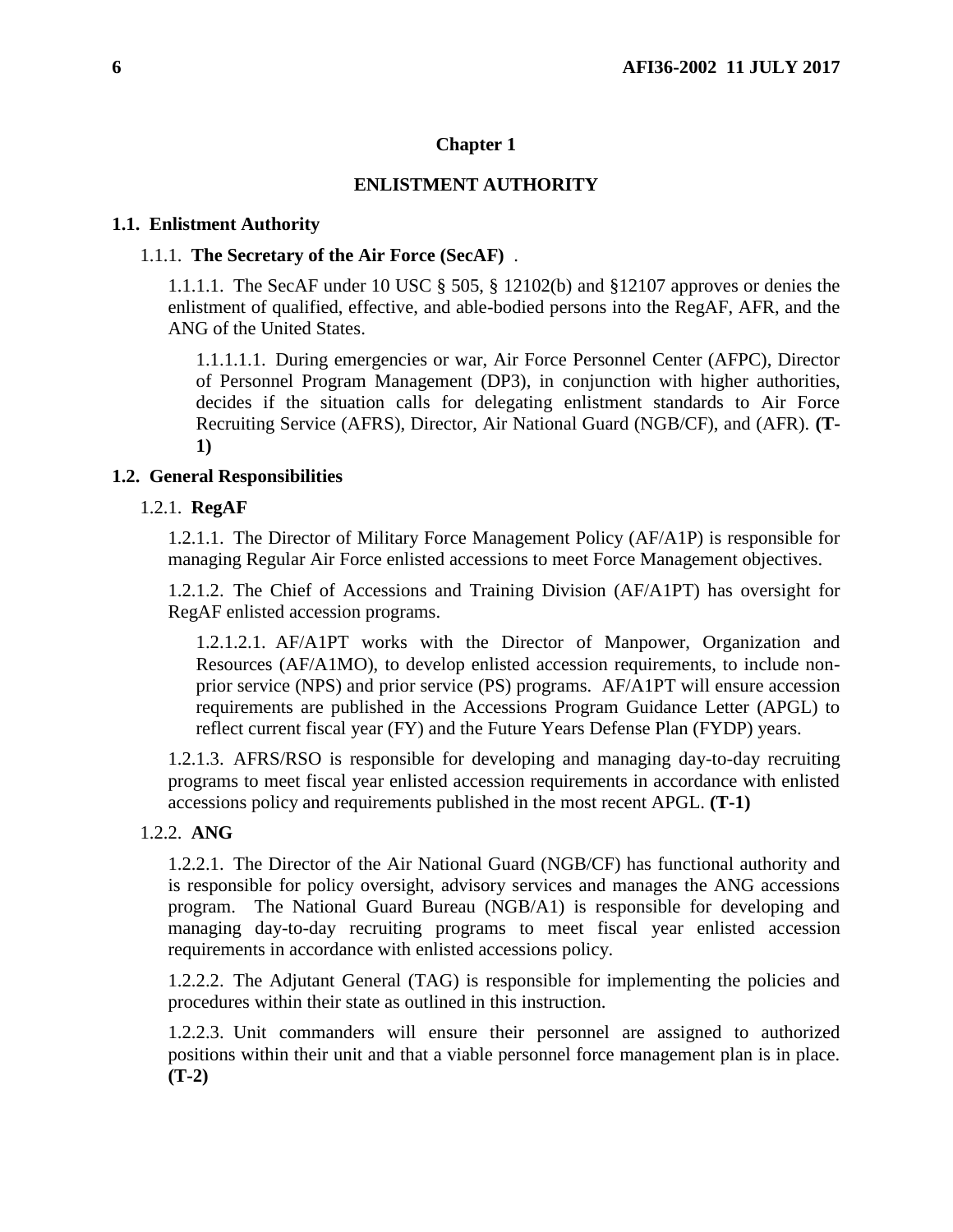## Chapter 1

## ENLISTMENT AUTHORITY

**1.1. Enlistment Authority**

1.1.1. **The Secretary of the Air Force (SecAF)** .

1.1.1.1. The SecAF under 10 USC § 505, § 12102(b) and §12107 approves or denies the enlistment of qualified, effective, and able-bodied persons into the RegAF, AFR, and the ANG of the United States.

1.1.1.1.1. During emergencies or war, Air Force Personnel Center (AFPC), Director of Personnel Program Management (DP3), in conjunction with higher authorities, decides if the situation calls for delegating enlistment standards to Air Force Recruiting Service (AFRS), Director, Air National Guard (NGB/CF), and (AFR). **(T-1)**

**1.2. General Responsibilities**

1.2.1. **RegAF**

1.2.1.1. The Director of Military Force Management Policy (AF/A1P) is responsible for managing Regular Air Force enlisted accessions to meet Force Management objectives.

1.2.1.2. The Chief of Accessions and Training Division (AF/A1PT) has oversight for RegAF enlisted accession programs.

1.2.1.2.1. AF/A1PT works with the Director of Manpower, Organization and Resources (AF/A1MO), to develop enlisted accession requirements, to include non-prior service (NPS) and prior service (PS) programs. AF/A1PT will ensure accession requirements are published in the Accessions Program Guidance Letter (APGL) to reflect current fiscal year (FY) and the Future Years Defense Plan (FYDP) years.

1.2.1.3. AFRS/RSO is responsible for developing and managing day-to-day recruiting programs to meet fiscal year enlisted accession requirements in accordance with enlisted accessions policy and requirements published in the most recent APGL. **(T-1)**

1.2.2. **ANG**

1.2.2.1. The Director of the Air National Guard (NGB/CF) has functional authority and is responsible for policy oversight, advisory services and manages the ANG accessions program. The National Guard Bureau (NGB/A1) is responsible for developing and managing day-to-day recruiting programs to meet fiscal year enlisted accession requirements in accordance with enlisted accessions policy.

1.2.2.2. The Adjutant General (TAG) is responsible for implementing the policies and procedures within their state as outlined in this instruction.

1.2.2.3. Unit commanders will ensure their personnel are assigned to authorized positions within their unit and that a viable personnel force management plan is in place. **(T-2)**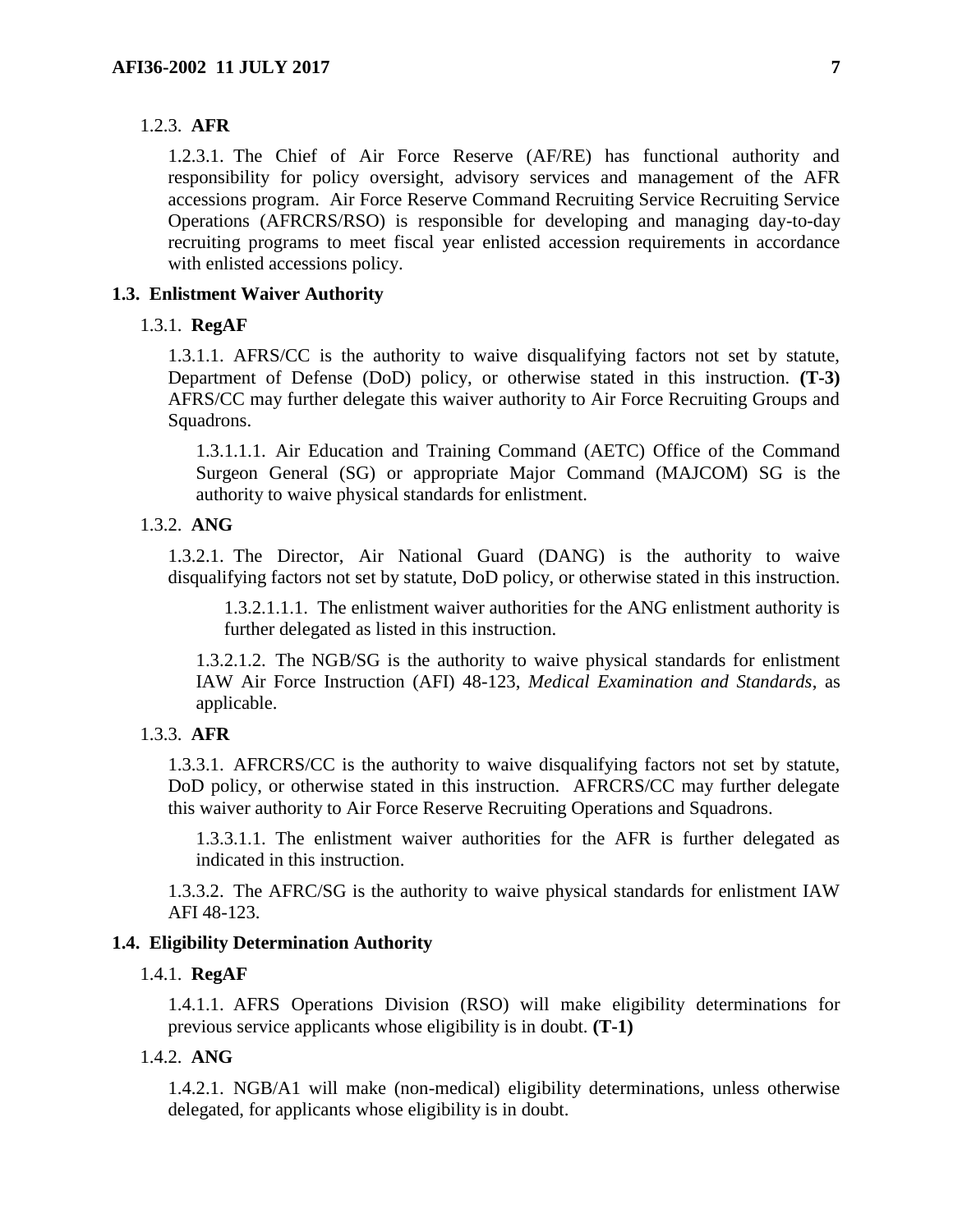1.2.3. **AFR**

1.2.3.1. The Chief of Air Force Reserve (AF/RE) has functional authority and responsibility for policy oversight, advisory services and management of the AFR accessions program. Air Force Reserve Command Recruiting Service Recruiting Service Operations (AFRCRS/RSO) is responsible for developing and managing day-to-day recruiting programs to meet fiscal year enlisted accession requirements in accordance with enlisted accessions policy.

**1.3. Enlistment Waiver Authority**

1.3.1. **RegAF**

1.3.1.1. AFRS/CC is the authority to waive disqualifying factors not set by statute, Department of Defense (DoD) policy, or otherwise stated in this instruction. **(T-3)** AFRS/CC may further delegate this waiver authority to Air Force Recruiting Groups and Squadrons.

1.3.1.1.1. Air Education and Training Command (AETC) Office of the Command Surgeon General (SG) or appropriate Major Command (MAJCOM) SG is the authority to waive physical standards for enlistment.

1.3.2. **ANG**

1.3.2.1. The Director, Air National Guard (DANG) is the authority to waive disqualifying factors not set by statute, DoD policy, or otherwise stated in this instruction.

1.3.2.1.1.1. The enlistment waiver authorities for the ANG enlistment authority is further delegated as listed in this instruction.

1.3.2.1.2. The NGB/SG is the authority to waive physical standards for enlistment IAW Air Force Instruction (AFI) 48-123, *Medical Examination and Standards*, as applicable.

1.3.3. **AFR**

1.3.3.1. AFRCRS/CC is the authority to waive disqualifying factors not set by statute, DoD policy, or otherwise stated in this instruction. AFRCRS/CC may further delegate this waiver authority to Air Force Reserve Recruiting Operations and Squadrons.

1.3.3.1.1. The enlistment waiver authorities for the AFR is further delegated as indicated in this instruction.

1.3.3.2. The AFRC/SG is the authority to waive physical standards for enlistment IAW AFI 48-123.

**1.4. Eligibility Determination Authority**

1.4.1. **RegAF**

1.4.1.1. AFRS Operations Division (RSO) will make eligibility determinations for previous service applicants whose eligibility is in doubt. **(T-1)**

1.4.2. **ANG**

1.4.2.1. NGB/A1 will make (non-medical) eligibility determinations, unless otherwise delegated, for applicants whose eligibility is in doubt.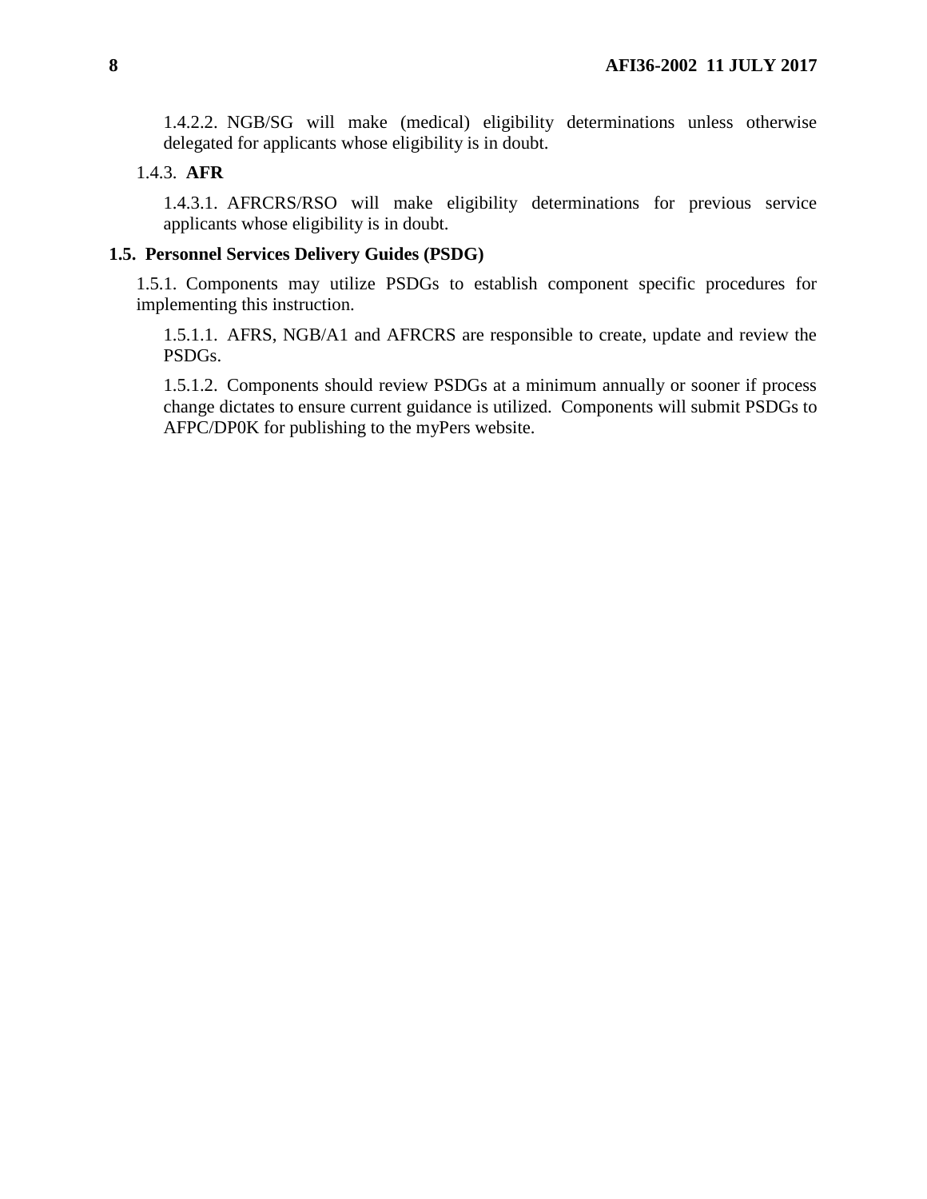1.4.2.2. NGB/SG will make (medical) eligibility determinations unless otherwise delegated for applicants whose eligibility is in doubt.

1.4.3. **AFR**

1.4.3.1. AFRCRS/RSO will make eligibility determinations for previous service applicants whose eligibility is in doubt.

**1.5. Personnel Services Delivery Guides (PSDG)**

1.5.1. Components may utilize PSDGs to establish component specific procedures for implementing this instruction.

1.5.1.1. AFRS, NGB/A1 and AFRCRS are responsible to create, update and review the PSDGs.

1.5.1.2. Components should review PSDGs at a minimum annually or sooner if process change dictates to ensure current guidance is utilized. Components will submit PSDGs to AFPC/DP0K for publishing to the myPers website.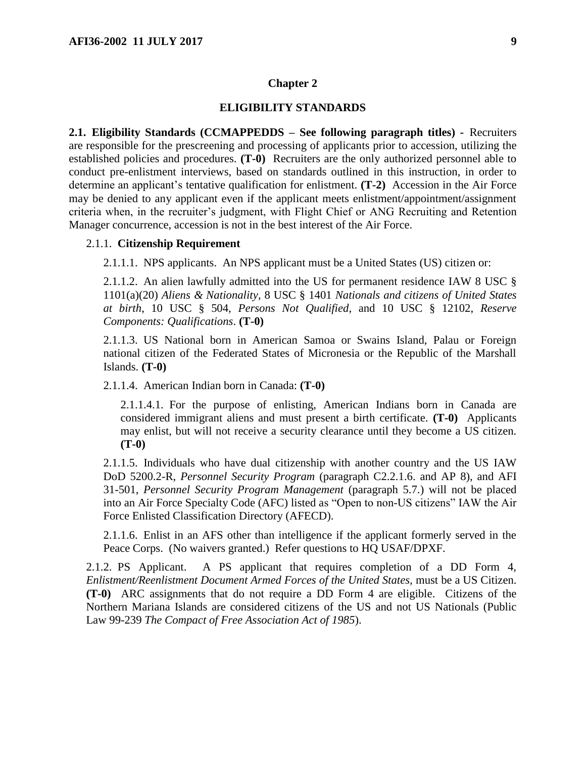## Chapter 2

## ELIGIBILITY STANDARDS

**2.1. Eligibility Standards (CCMAPPEDDS – See following paragraph titles)** - Recruiters are responsible for the prescreening and processing of applicants prior to accession, utilizing the established policies and procedures. **(T-0)** Recruiters are the only authorized personnel able to conduct pre-enlistment interviews, based on standards outlined in this instruction, in order to determine an applicant's tentative qualification for enlistment. **(T-2)** Accession in the Air Force may be denied to any applicant even if the applicant meets enlistment/appointment/assignment criteria when, in the recruiter's judgment, with Flight Chief or ANG Recruiting and Retention Manager concurrence, accession is not in the best interest of the Air Force.

2.1.1. **Citizenship Requirement**

2.1.1.1. NPS applicants. An NPS applicant must be a United States (US) citizen or:

2.1.1.2. An alien lawfully admitted into the US for permanent residence IAW 8 USC § 1101(a)(20) *Aliens & Nationality*, 8 USC § 1401 *Nationals and citizens of United States at birth*, 10 USC § 504, *Persons Not Qualified*, and 10 USC § 12102, *Reserve Components: Qualifications*. **(T-0)**

2.1.1.3. US National born in American Samoa or Swains Island, Palau or Foreign national citizen of the Federated States of Micronesia or the Republic of the Marshall Islands. **(T-0)**

2.1.1.4. American Indian born in Canada: **(T-0)**

2.1.1.4.1. For the purpose of enlisting, American Indians born in Canada are considered immigrant aliens and must present a birth certificate. **(T-0)** Applicants may enlist, but will not receive a security clearance until they become a US citizen. **(T-0)**

2.1.1.5. Individuals who have dual citizenship with another country and the US IAW DoD 5200.2-R, *Personnel Security Program* (paragraph C2.2.1.6. and AP 8), and AFI 31-501, *Personnel Security Program Management* (paragraph 5.7.) will not be placed into an Air Force Specialty Code (AFC) listed as "Open to non-US citizens" IAW the Air Force Enlisted Classification Directory (AFECD).

2.1.1.6. Enlist in an AFS other than intelligence if the applicant formerly served in the Peace Corps. (No waivers granted.) Refer questions to HQ USAF/DPXF.

2.1.2. PS Applicant. A PS applicant that requires completion of a DD Form 4, *Enlistment/Reenlistment Document Armed Forces of the United States,* must be a US Citizen. **(T-0)** ARC assignments that do not require a DD Form 4 are eligible. Citizens of the Northern Mariana Islands are considered citizens of the US and not US Nationals (Public Law 99-239 *The Compact of Free Association Act of 1985*).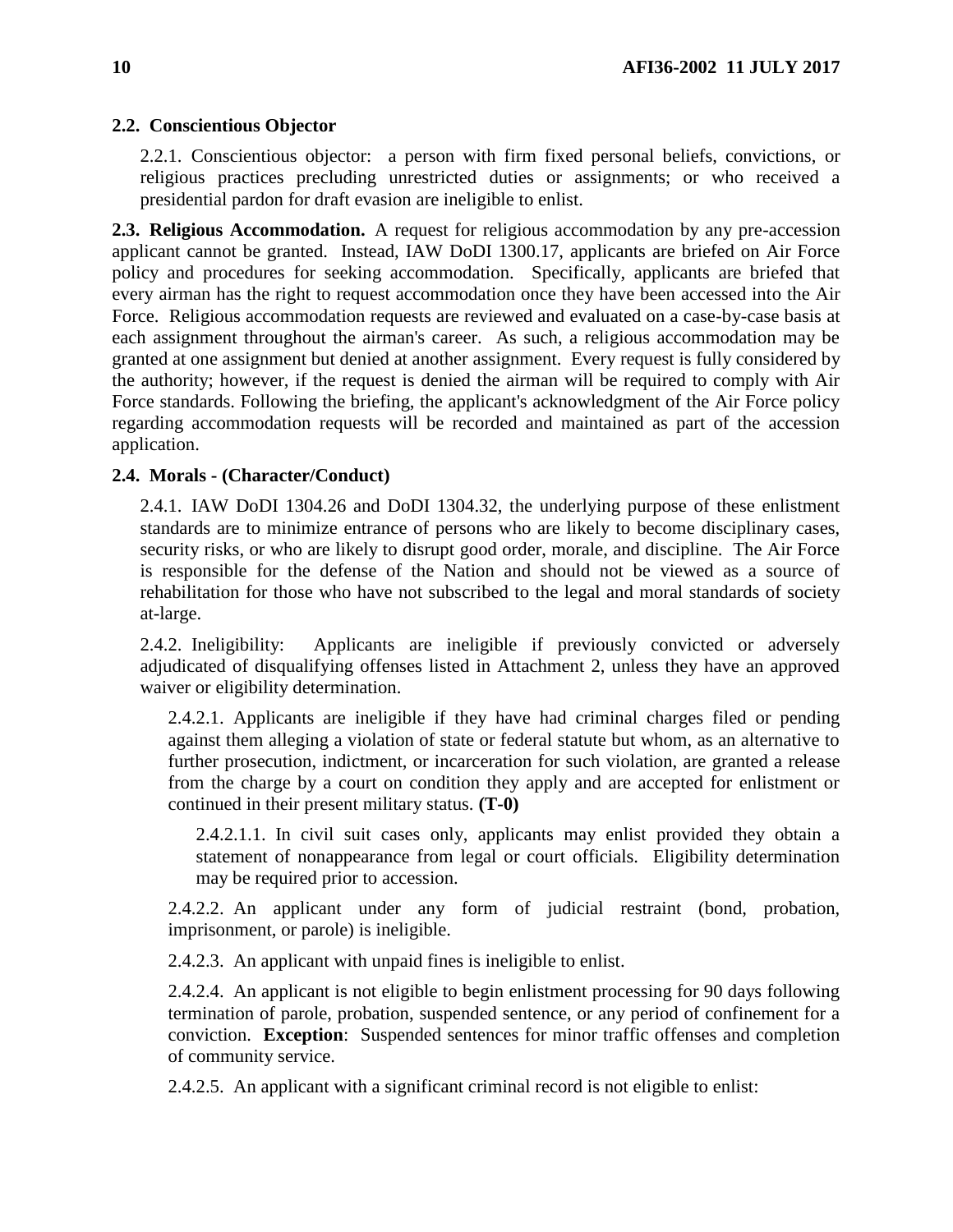**2.2. Conscientious Objector**

2.2.1. Conscientious objector: a person with firm fixed personal beliefs, convictions, or religious practices precluding unrestricted duties or assignments; or who received a presidential pardon for draft evasion are ineligible to enlist.

**2.3. Religious Accommodation.** A request for religious accommodation by any pre-accession applicant cannot be granted. Instead, IAW DoDI 1300.17, applicants are briefed on Air Force policy and procedures for seeking accommodation. Specifically, applicants are briefed that every airman has the right to request accommodation once they have been accessed into the Air Force. Religious accommodation requests are reviewed and evaluated on a case-by-case basis at each assignment throughout the airman's career. As such, a religious accommodation may be granted at one assignment but denied at another assignment. Every request is fully considered by the authority; however, if the request is denied the airman will be required to comply with Air Force standards. Following the briefing, the applicant's acknowledgment of the Air Force policy regarding accommodation requests will be recorded and maintained as part of the accession application.

**2.4. Morals - (Character/Conduct)**

2.4.1. IAW DoDI 1304.26 and DoDI 1304.32, the underlying purpose of these enlistment standards are to minimize entrance of persons who are likely to become disciplinary cases, security risks, or who are likely to disrupt good order, morale, and discipline. The Air Force is responsible for the defense of the Nation and should not be viewed as a source of rehabilitation for those who have not subscribed to the legal and moral standards of society at-large.

2.4.2. Ineligibility: Applicants are ineligible if previously convicted or adversely adjudicated of disqualifying offenses listed in Attachment 2, unless they have an approved waiver or eligibility determination.

2.4.2.1. Applicants are ineligible if they have had criminal charges filed or pending against them alleging a violation of state or federal statute but whom, as an alternative to further prosecution, indictment, or incarceration for such violation, are granted a release from the charge by a court on condition they apply and are accepted for enlistment or continued in their present military status. **(T-0)**

2.4.2.1.1. In civil suit cases only, applicants may enlist provided they obtain a statement of nonappearance from legal or court officials. Eligibility determination may be required prior to accession.

2.4.2.2. An applicant under any form of judicial restraint (bond, probation, imprisonment, or parole) is ineligible.

2.4.2.3. An applicant with unpaid fines is ineligible to enlist.

2.4.2.4. An applicant is not eligible to begin enlistment processing for 90 days following termination of parole, probation, suspended sentence, or any period of confinement for a conviction. **Exception**: Suspended sentences for minor traffic offenses and completion of community service.

2.4.2.5. An applicant with a significant criminal record is not eligible to enlist: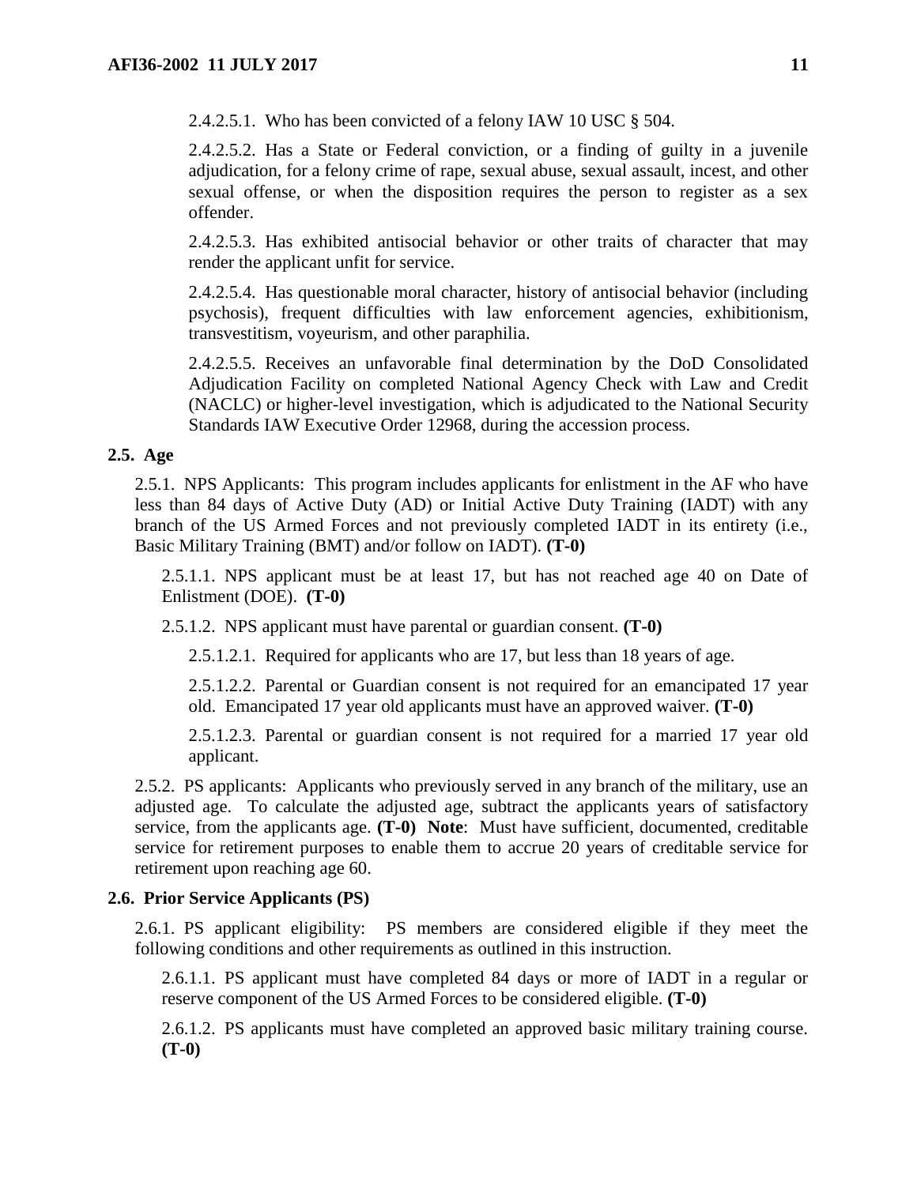2.4.2.5.1. Who has been convicted of a felony IAW 10 USC § 504.

2.4.2.5.2. Has a State or Federal conviction, or a finding of guilty in a juvenile adjudication, for a felony crime of rape, sexual abuse, sexual assault, incest, and other sexual offense, or when the disposition requires the person to register as a sex offender.

2.4.2.5.3. Has exhibited antisocial behavior or other traits of character that may render the applicant unfit for service.

2.4.2.5.4. Has questionable moral character, history of antisocial behavior (including psychosis), frequent difficulties with law enforcement agencies, exhibitionism, transvestitism, voyeurism, and other paraphilia.

2.4.2.5.5. Receives an unfavorable final determination by the DoD Consolidated Adjudication Facility on completed National Agency Check with Law and Credit (NACLC) or higher-level investigation, which is adjudicated to the National Security Standards IAW Executive Order 12968, during the accession process.

**2.5. Age**

2.5.1. NPS Applicants: This program includes applicants for enlistment in the AF who have less than 84 days of Active Duty (AD) or Initial Active Duty Training (IADT) with any branch of the US Armed Forces and not previously completed IADT in its entirety (i.e., Basic Military Training (BMT) and/or follow on IADT). **(T-0)**

2.5.1.1. NPS applicant must be at least 17, but has not reached age 40 on Date of Enlistment (DOE). **(T-0)**

2.5.1.2. NPS applicant must have parental or guardian consent. **(T-0)**

2.5.1.2.1. Required for applicants who are 17, but less than 18 years of age.

2.5.1.2.2. Parental or Guardian consent is not required for an emancipated 17 year old. Emancipated 17 year old applicants must have an approved waiver. **(T-0)**

2.5.1.2.3. Parental or guardian consent is not required for a married 17 year old applicant.

2.5.2. PS applicants: Applicants who previously served in any branch of the military, use an adjusted age. To calculate the adjusted age, subtract the applicants years of satisfactory service, from the applicants age. **(T-0)** **Note**: Must have sufficient, documented, creditable service for retirement purposes to enable them to accrue 20 years of creditable service for retirement upon reaching age 60.

**2.6. Prior Service Applicants (PS)**

2.6.1. PS applicant eligibility: PS members are considered eligible if they meet the following conditions and other requirements as outlined in this instruction.

2.6.1.1. PS applicant must have completed 84 days or more of IADT in a regular or reserve component of the US Armed Forces to be considered eligible. **(T-0)**

2.6.1.2. PS applicants must have completed an approved basic military training course. **(T-0)**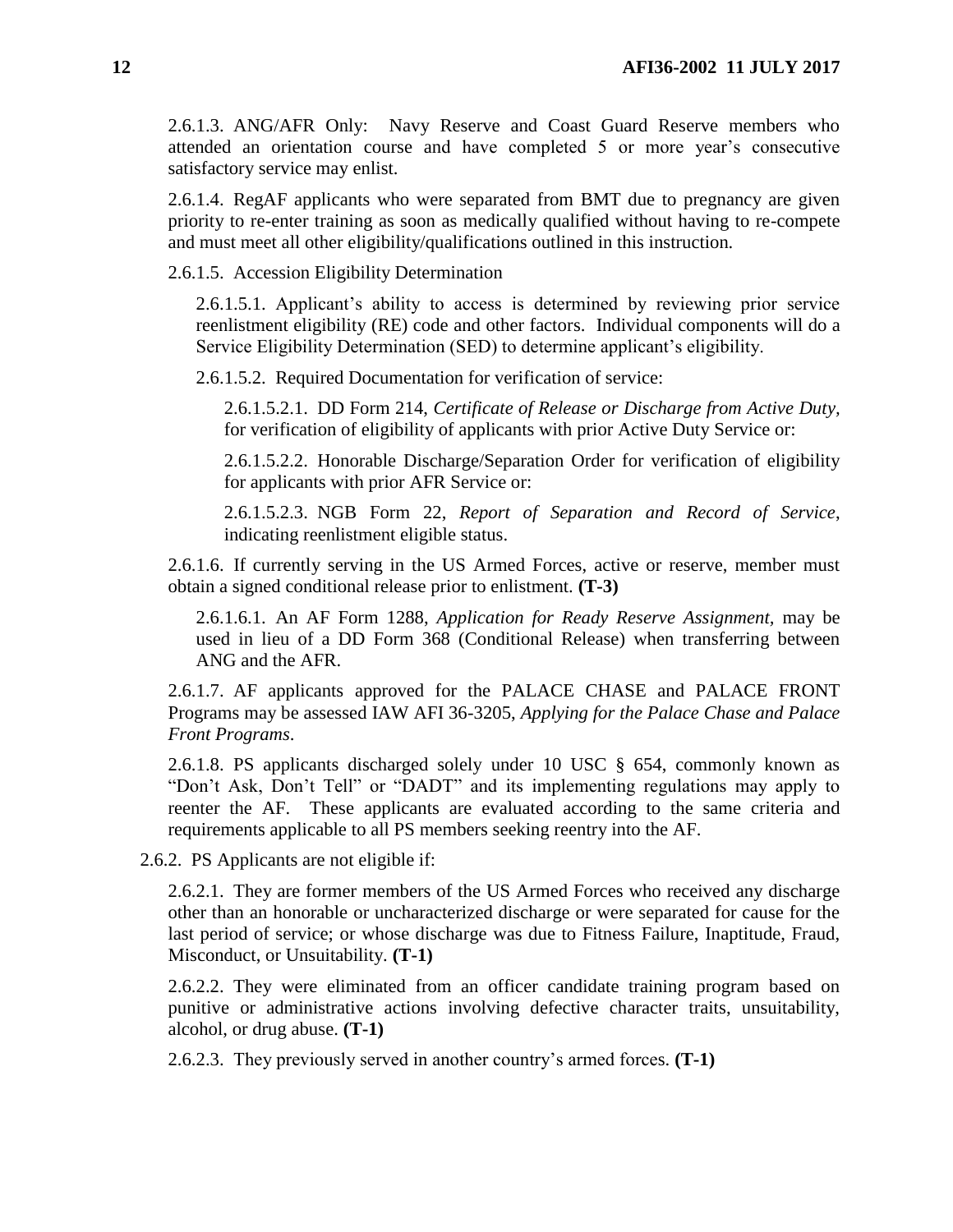2.6.1.3. ANG/AFR Only: Navy Reserve and Coast Guard Reserve members who attended an orientation course and have completed 5 or more year's consecutive satisfactory service may enlist.

2.6.1.4. RegAF applicants who were separated from BMT due to pregnancy are given priority to re-enter training as soon as medically qualified without having to re-compete and must meet all other eligibility/qualifications outlined in this instruction.

2.6.1.5. Accession Eligibility Determination

2.6.1.5.1. Applicant's ability to access is determined by reviewing prior service reenlistment eligibility (RE) code and other factors. Individual components will do a Service Eligibility Determination (SED) to determine applicant's eligibility.

2.6.1.5.2. Required Documentation for verification of service:

2.6.1.5.2.1. DD Form 214, *Certificate of Release or Discharge from Active Duty*, for verification of eligibility of applicants with prior Active Duty Service or:

2.6.1.5.2.2. Honorable Discharge/Separation Order for verification of eligibility for applicants with prior AFR Service or:

2.6.1.5.2.3. NGB Form 22, *Report of Separation and Record of Service*, indicating reenlistment eligible status.

2.6.1.6. If currently serving in the US Armed Forces, active or reserve, member must obtain a signed conditional release prior to enlistment. **(T-3)**

2.6.1.6.1. An AF Form 1288, *Application for Ready Reserve Assignment*, may be used in lieu of a DD Form 368 (Conditional Release) when transferring between ANG and the AFR.

2.6.1.7. AF applicants approved for the PALACE CHASE and PALACE FRONT Programs may be assessed IAW AFI 36-3205, *Applying for the Palace Chase and Palace Front Programs*.

2.6.1.8. PS applicants discharged solely under 10 USC § 654, commonly known as "Don't Ask, Don't Tell" or "DADT" and its implementing regulations may apply to reenter the AF. These applicants are evaluated according to the same criteria and requirements applicable to all PS members seeking reentry into the AF.

2.6.2. PS Applicants are not eligible if:

2.6.2.1. They are former members of the US Armed Forces who received any discharge other than an honorable or uncharacterized discharge or were separated for cause for the last period of service; or whose discharge was due to Fitness Failure, Inaptitude, Fraud, Misconduct, or Unsuitability. **(T-1)**

2.6.2.2. They were eliminated from an officer candidate training program based on punitive or administrative actions involving defective character traits, unsuitability, alcohol, or drug abuse. **(T-1)**

2.6.2.3. They previously served in another country's armed forces. **(T-1)**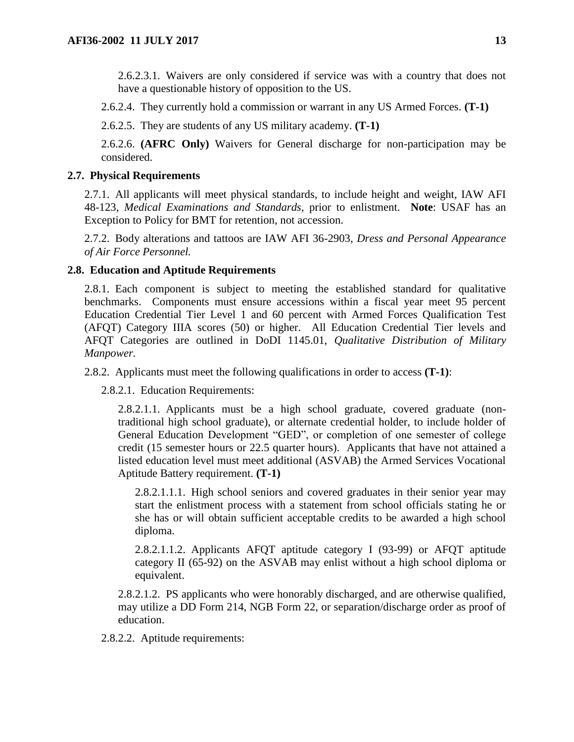2.6.2.3.1. Waivers are only considered if service was with a country that does not have a questionable history of opposition to the US.

2.6.2.4. They currently hold a commission or warrant in any US Armed Forces. **(T-1)**

2.6.2.5. They are students of any US military academy. **(T-1)**

2.6.2.6. **(AFRC Only)** Waivers for General discharge for non-participation may be considered.

## 2.7. Physical Requirements

2.7.1. All applicants will meet physical standards, to include height and weight, IAW AFI 48-123, *Medical Examinations and Standards*, prior to enlistment. **Note**: USAF has an Exception to Policy for BMT for retention, not accession.

2.7.2. Body alterations and tattoos are IAW AFI 36-2903, *Dress and Personal Appearance of Air Force Personnel.*

## 2.8. Education and Aptitude Requirements

2.8.1. Each component is subject to meeting the established standard for qualitative benchmarks. Components must ensure accessions within a fiscal year meet 95 percent Education Credential Tier Level 1 and 60 percent with Armed Forces Qualification Test (AFQT) Category IIIA scores (50) or higher. All Education Credential Tier levels and AFQT Categories are outlined in DoDI 1145.01, *Qualitative Distribution of Military Manpower.*

2.8.2. Applicants must meet the following qualifications in order to access **(T-1)**:

2.8.2.1. Education Requirements:

2.8.2.1.1. Applicants must be a high school graduate, covered graduate (non-traditional high school graduate), or alternate credential holder, to include holder of General Education Development "GED", or completion of one semester of college credit (15 semester hours or 22.5 quarter hours). Applicants that have not attained a listed education level must meet additional (ASVAB) the Armed Services Vocational Aptitude Battery requirement. **(T-1)**

2.8.2.1.1.1. High school seniors and covered graduates in their senior year may start the enlistment process with a statement from school officials stating he or she has or will obtain sufficient acceptable credits to be awarded a high school diploma.

2.8.2.1.1.2. Applicants AFQT aptitude category I (93-99) or AFQT aptitude category II (65-92) on the ASVAB may enlist without a high school diploma or equivalent.

2.8.2.1.2. PS applicants who were honorably discharged, and are otherwise qualified, may utilize a DD Form 214, NGB Form 22, or separation/discharge order as proof of education.

2.8.2.2. Aptitude requirements: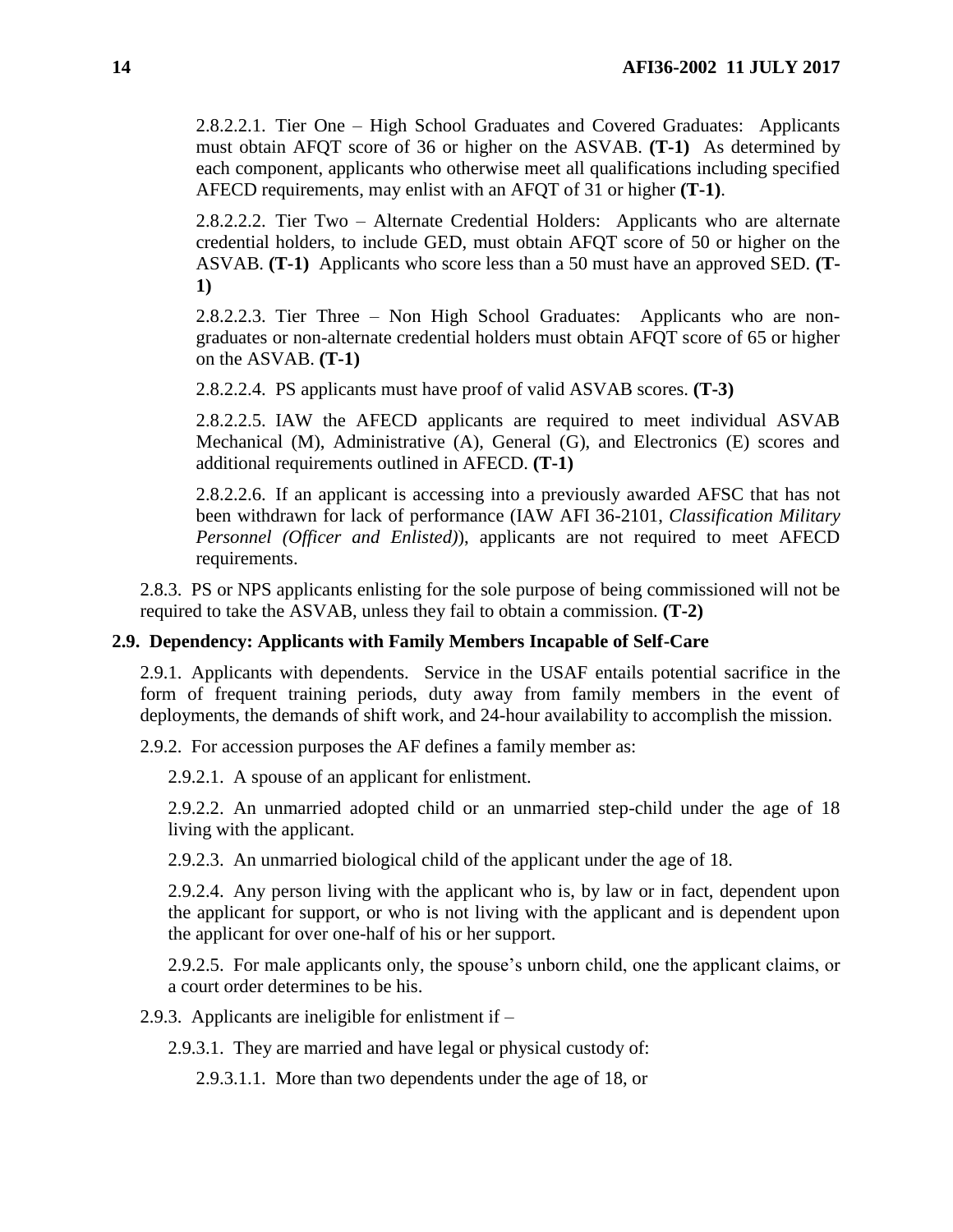2.8.2.2.1. Tier One – High School Graduates and Covered Graduates: Applicants must obtain AFQT score of 36 or higher on the ASVAB. **(T-1)** As determined by each component, applicants who otherwise meet all qualifications including specified AFECD requirements, may enlist with an AFQT of 31 or higher **(T-1)**.

2.8.2.2.2. Tier Two – Alternate Credential Holders: Applicants who are alternate credential holders, to include GED, must obtain AFQT score of 50 or higher on the ASVAB. **(T-1)** Applicants who score less than a 50 must have an approved SED. **(T-1)**

2.8.2.2.3. Tier Three – Non High School Graduates: Applicants who are non-graduates or non-alternate credential holders must obtain AFQT score of 65 or higher on the ASVAB. **(T-1)**

2.8.2.2.4. PS applicants must have proof of valid ASVAB scores. **(T-3)**

2.8.2.2.5. IAW the AFECD applicants are required to meet individual ASVAB Mechanical (M), Administrative (A), General (G), and Electronics (E) scores and additional requirements outlined in AFECD. **(T-1)**

2.8.2.2.6. If an applicant is accessing into a previously awarded AFSC that has not been withdrawn for lack of performance (IAW AFI 36-2101, *Classification Military Personnel (Officer and Enlisted)*), applicants are not required to meet AFECD requirements.

2.8.3. PS or NPS applicants enlisting for the sole purpose of being commissioned will not be required to take the ASVAB, unless they fail to obtain a commission. **(T-2)**

**2.9. Dependency: Applicants with Family Members Incapable of Self-Care**

2.9.1. Applicants with dependents. Service in the USAF entails potential sacrifice in the form of frequent training periods, duty away from family members in the event of deployments, the demands of shift work, and 24-hour availability to accomplish the mission.

2.9.2. For accession purposes the AF defines a family member as:

2.9.2.1. A spouse of an applicant for enlistment.

2.9.2.2. An unmarried adopted child or an unmarried step-child under the age of 18 living with the applicant.

2.9.2.3. An unmarried biological child of the applicant under the age of 18.

2.9.2.4. Any person living with the applicant who is, by law or in fact, dependent upon the applicant for support, or who is not living with the applicant and is dependent upon the applicant for over one-half of his or her support.

2.9.2.5. For male applicants only, the spouse's unborn child, one the applicant claims, or a court order determines to be his.

2.9.3. Applicants are ineligible for enlistment if –

2.9.3.1. They are married and have legal or physical custody of:

2.9.3.1.1. More than two dependents under the age of 18, or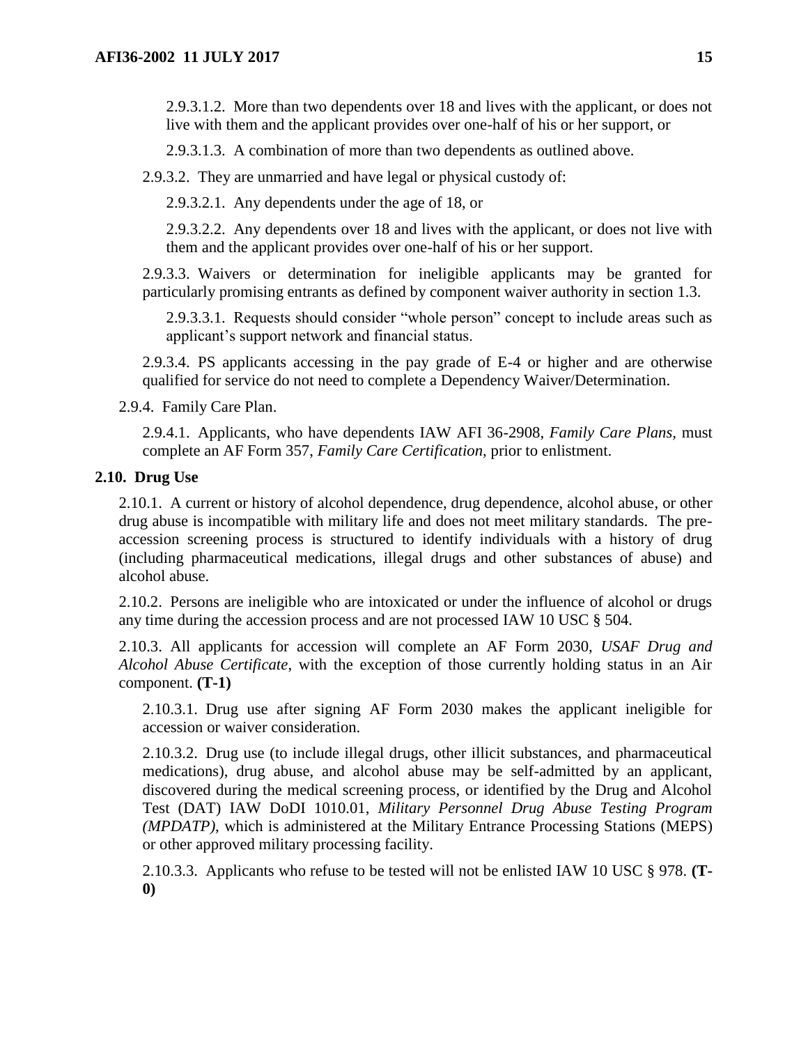2.9.3.1.2. More than two dependents over 18 and lives with the applicant, or does not live with them and the applicant provides over one-half of his or her support, or

2.9.3.1.3. A combination of more than two dependents as outlined above.

2.9.3.2. They are unmarried and have legal or physical custody of:

2.9.3.2.1. Any dependents under the age of 18, or

2.9.3.2.2. Any dependents over 18 and lives with the applicant, or does not live with them and the applicant provides over one-half of his or her support.

2.9.3.3. Waivers or determination for ineligible applicants may be granted for particularly promising entrants as defined by component waiver authority in section 1.3.

2.9.3.3.1. Requests should consider "whole person" concept to include areas such as applicant's support network and financial status.

2.9.3.4. PS applicants accessing in the pay grade of E-4 or higher and are otherwise qualified for service do not need to complete a Dependency Waiver/Determination.

2.9.4. Family Care Plan.

2.9.4.1. Applicants, who have dependents IAW AFI 36-2908, *Family Care Plans*, must complete an AF Form 357, *Family Care Certification,* prior to enlistment.

**2.10. Drug Use**

2.10.1. A current or history of alcohol dependence, drug dependence, alcohol abuse, or other drug abuse is incompatible with military life and does not meet military standards. The pre-accession screening process is structured to identify individuals with a history of drug (including pharmaceutical medications, illegal drugs and other substances of abuse) and alcohol abuse.

2.10.2. Persons are ineligible who are intoxicated or under the influence of alcohol or drugs any time during the accession process and are not processed IAW 10 USC § 504.

2.10.3. All applicants for accession will complete an AF Form 2030, *USAF Drug and Alcohol Abuse Certificate*, with the exception of those currently holding status in an Air component. **(T-1)**

2.10.3.1. Drug use after signing AF Form 2030 makes the applicant ineligible for accession or waiver consideration.

2.10.3.2. Drug use (to include illegal drugs, other illicit substances, and pharmaceutical medications), drug abuse, and alcohol abuse may be self-admitted by an applicant, discovered during the medical screening process, or identified by the Drug and Alcohol Test (DAT) IAW DoDI 1010.01, *Military Personnel Drug Abuse Testing Program (MPDATP)*, which is administered at the Military Entrance Processing Stations (MEPS) or other approved military processing facility.

2.10.3.3. Applicants who refuse to be tested will not be enlisted IAW 10 USC § 978. **(T-0)**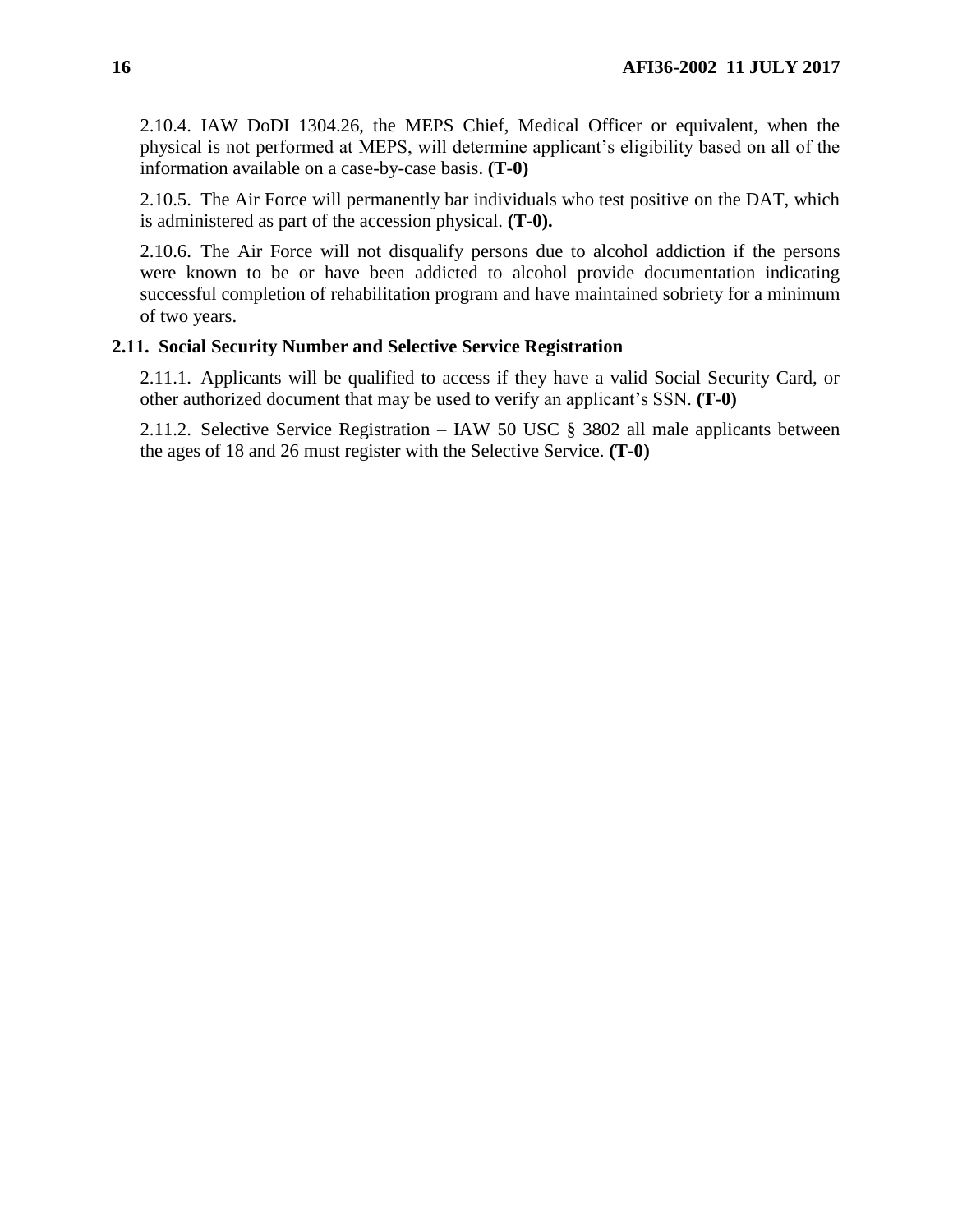2.10.4. IAW DoDI 1304.26, the MEPS Chief, Medical Officer or equivalent, when the physical is not performed at MEPS, will determine applicant's eligibility based on all of the information available on a case-by-case basis. **(T-0)**

2.10.5. The Air Force will permanently bar individuals who test positive on the DAT, which is administered as part of the accession physical. **(T-0).**

2.10.6. The Air Force will not disqualify persons due to alcohol addiction if the persons were known to be or have been addicted to alcohol provide documentation indicating successful completion of rehabilitation program and have maintained sobriety for a minimum of two years.

**2.11. Social Security Number and Selective Service Registration**

2.11.1. Applicants will be qualified to access if they have a valid Social Security Card, or other authorized document that may be used to verify an applicant's SSN. **(T-0)**

2.11.2. Selective Service Registration – IAW 50 USC § 3802 all male applicants between the ages of 18 and 26 must register with the Selective Service. **(T-0)**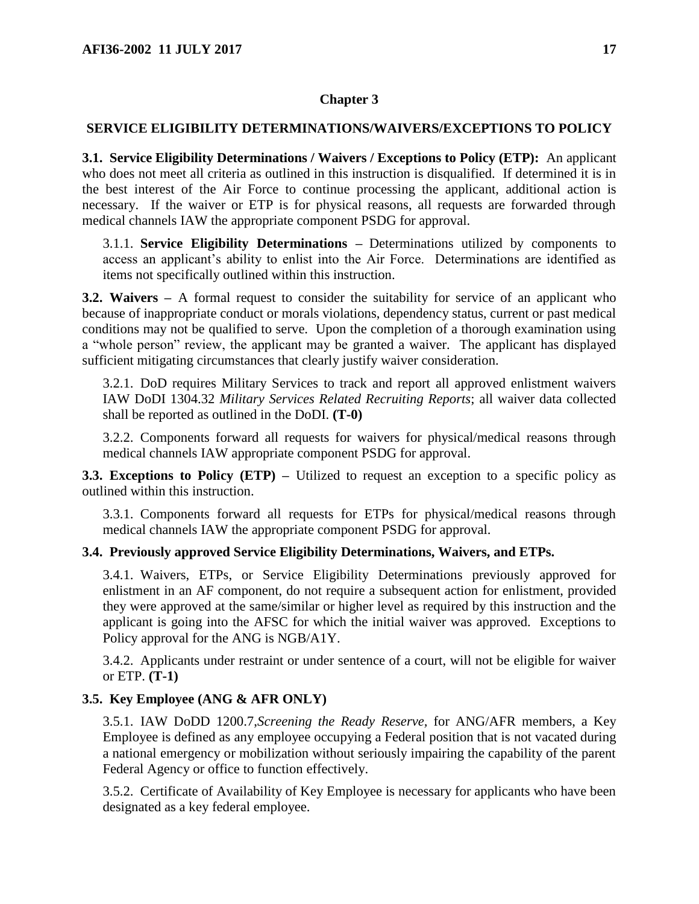## Chapter 3

## SERVICE ELIGIBILITY DETERMINATIONS/WAIVERS/EXCEPTIONS TO POLICY

**3.1. Service Eligibility Determinations / Waivers / Exceptions to Policy (ETP):** An applicant who does not meet all criteria as outlined in this instruction is disqualified. If determined it is in the best interest of the Air Force to continue processing the applicant, additional action is necessary. If the waiver or ETP is for physical reasons, all requests are forwarded through medical channels IAW the appropriate component PSDG for approval.

3.1.1. **Service Eligibility Determinations –** Determinations utilized by components to access an applicant's ability to enlist into the Air Force. Determinations are identified as items not specifically outlined within this instruction.

**3.2. Waivers –** A formal request to consider the suitability for service of an applicant who because of inappropriate conduct or morals violations, dependency status, current or past medical conditions may not be qualified to serve. Upon the completion of a thorough examination using a "whole person" review, the applicant may be granted a waiver. The applicant has displayed sufficient mitigating circumstances that clearly justify waiver consideration.

3.2.1. DoD requires Military Services to track and report all approved enlistment waivers IAW DoDI 1304.32 *Military Services Related Recruiting Reports*; all waiver data collected shall be reported as outlined in the DoDI. **(T-0)**

3.2.2. Components forward all requests for waivers for physical/medical reasons through medical channels IAW appropriate component PSDG for approval.

**3.3. Exceptions to Policy (ETP) –** Utilized to request an exception to a specific policy as outlined within this instruction.

3.3.1. Components forward all requests for ETPs for physical/medical reasons through medical channels IAW the appropriate component PSDG for approval.

**3.4. Previously approved Service Eligibility Determinations, Waivers, and ETPs.**

3.4.1. Waivers, ETPs, or Service Eligibility Determinations previously approved for enlistment in an AF component, do not require a subsequent action for enlistment, provided they were approved at the same/similar or higher level as required by this instruction and the applicant is going into the AFSC for which the initial waiver was approved. Exceptions to Policy approval for the ANG is NGB/A1Y.

3.4.2. Applicants under restraint or under sentence of a court, will not be eligible for waiver or ETP. **(T-1)**

**3.5. Key Employee (ANG & AFR ONLY)**

3.5.1. IAW DoDD 1200.7,*Screening the Ready Reserve*, for ANG/AFR members, a Key Employee is defined as any employee occupying a Federal position that is not vacated during a national emergency or mobilization without seriously impairing the capability of the parent Federal Agency or office to function effectively.

3.5.2. Certificate of Availability of Key Employee is necessary for applicants who have been designated as a key federal employee.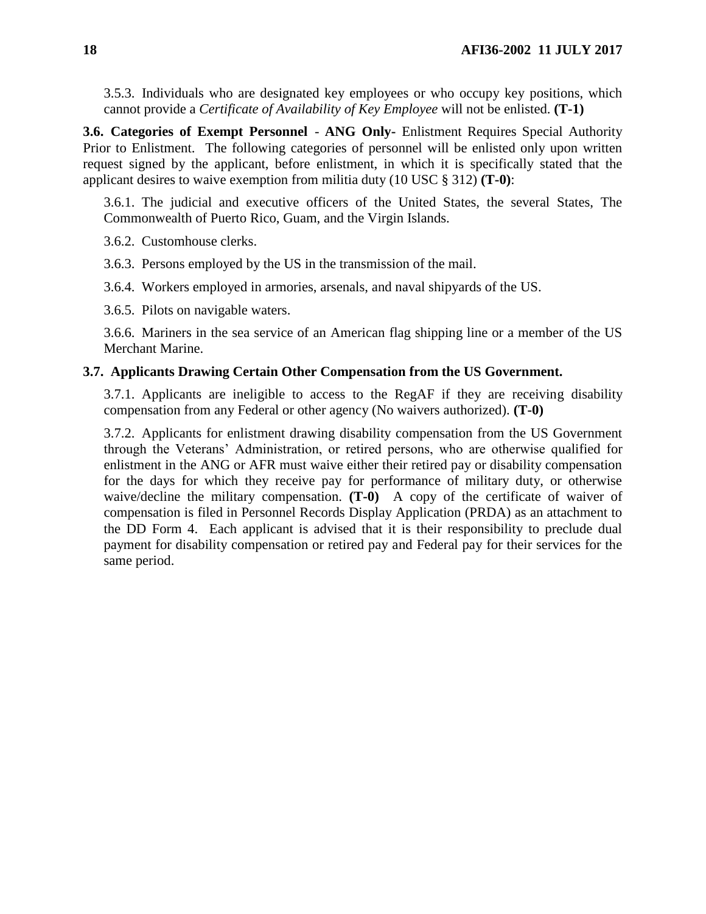3.5.3. Individuals who are designated key employees or who occupy key positions, which cannot provide a *Certificate of Availability of Key Employee* will not be enlisted. **(T-1)**

**3.6. Categories of Exempt Personnel - ANG Only-** Enlistment Requires Special Authority Prior to Enlistment. The following categories of personnel will be enlisted only upon written request signed by the applicant, before enlistment, in which it is specifically stated that the applicant desires to waive exemption from militia duty (10 USC § 312) **(T-0)**:

3.6.1. The judicial and executive officers of the United States, the several States, The Commonwealth of Puerto Rico, Guam, and the Virgin Islands.

3.6.2. Customhouse clerks.

3.6.3. Persons employed by the US in the transmission of the mail.

3.6.4. Workers employed in armories, arsenals, and naval shipyards of the US.

3.6.5. Pilots on navigable waters.

3.6.6. Mariners in the sea service of an American flag shipping line or a member of the US Merchant Marine.

**3.7. Applicants Drawing Certain Other Compensation from the US Government.**

3.7.1. Applicants are ineligible to access to the RegAF if they are receiving disability compensation from any Federal or other agency (No waivers authorized). **(T-0)**

3.7.2. Applicants for enlistment drawing disability compensation from the US Government through the Veterans' Administration, or retired persons, who are otherwise qualified for enlistment in the ANG or AFR must waive either their retired pay or disability compensation for the days for which they receive pay for performance of military duty, or otherwise waive/decline the military compensation. **(T-0)** A copy of the certificate of waiver of compensation is filed in Personnel Records Display Application (PRDA) as an attachment to the DD Form 4. Each applicant is advised that it is their responsibility to preclude dual payment for disability compensation or retired pay and Federal pay for their services for the same period.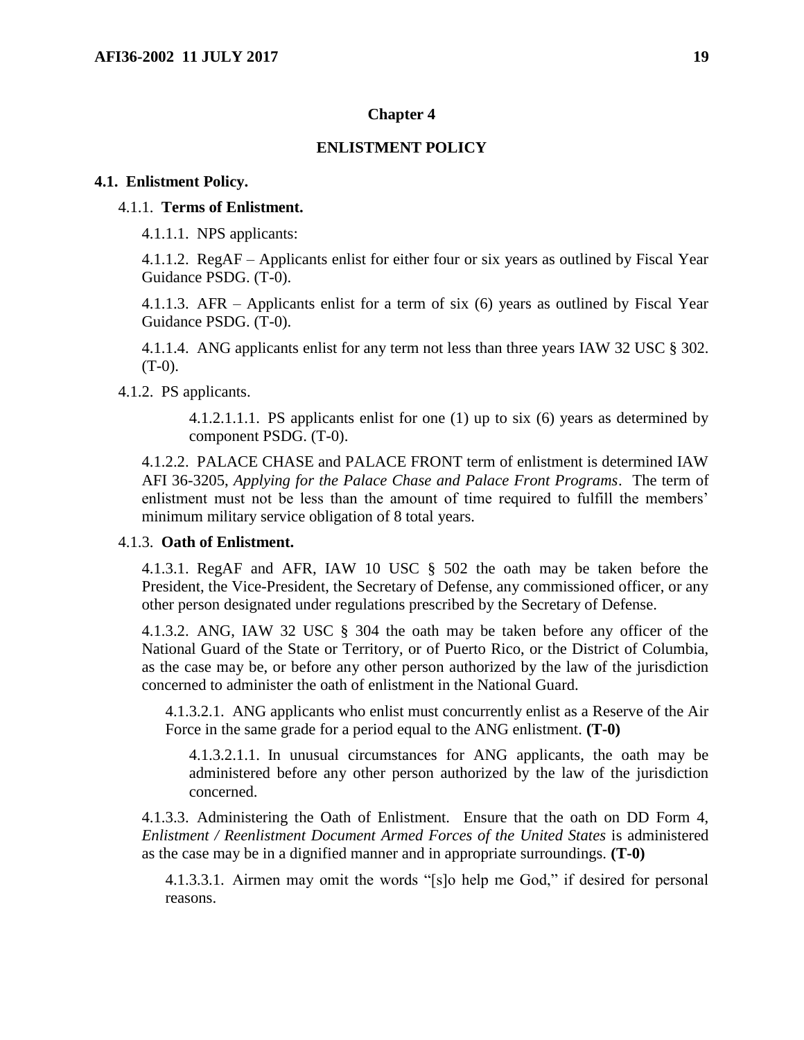## Chapter 4

## ENLISTMENT POLICY

**4.1. Enlistment Policy.**

4.1.1. **Terms of Enlistment.**

4.1.1.1. NPS applicants:

4.1.1.2. RegAF – Applicants enlist for either four or six years as outlined by Fiscal Year Guidance PSDG. (T-0).

4.1.1.3. AFR – Applicants enlist for a term of six (6) years as outlined by Fiscal Year Guidance PSDG. (T-0).

4.1.1.4. ANG applicants enlist for any term not less than three years IAW 32 USC § 302. (T-0).

4.1.2. PS applicants.

4.1.2.1.1.1. PS applicants enlist for one (1) up to six (6) years as determined by component PSDG. (T-0).

4.1.2.2. PALACE CHASE and PALACE FRONT term of enlistment is determined IAW AFI 36-3205, *Applying for the Palace Chase and Palace Front Programs*. The term of enlistment must not be less than the amount of time required to fulfill the members' minimum military service obligation of 8 total years.

4.1.3. **Oath of Enlistment.**

4.1.3.1. RegAF and AFR, IAW 10 USC § 502 the oath may be taken before the President, the Vice-President, the Secretary of Defense, any commissioned officer, or any other person designated under regulations prescribed by the Secretary of Defense.

4.1.3.2. ANG, IAW 32 USC § 304 the oath may be taken before any officer of the National Guard of the State or Territory, or of Puerto Rico, or the District of Columbia, as the case may be, or before any other person authorized by the law of the jurisdiction concerned to administer the oath of enlistment in the National Guard.

4.1.3.2.1. ANG applicants who enlist must concurrently enlist as a Reserve of the Air Force in the same grade for a period equal to the ANG enlistment. **(T-0)**

4.1.3.2.1.1. In unusual circumstances for ANG applicants, the oath may be administered before any other person authorized by the law of the jurisdiction concerned.

4.1.3.3. Administering the Oath of Enlistment. Ensure that the oath on DD Form 4, *Enlistment / Reenlistment Document Armed Forces of the United States* is administered as the case may be in a dignified manner and in appropriate surroundings. **(T-0)**

4.1.3.3.1. Airmen may omit the words "[s]o help me God," if desired for personal reasons.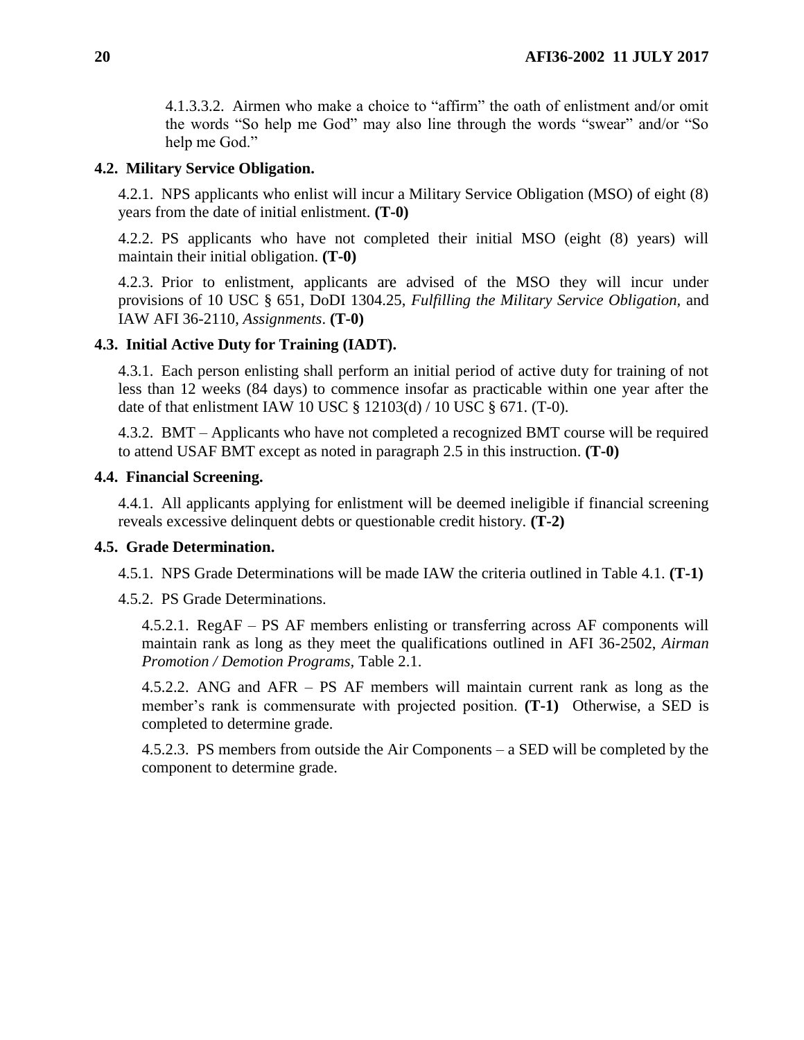4.1.3.3.2. Airmen who make a choice to “affirm” the oath of enlistment and/or omit the words “So help me God” may also line through the words “swear” and/or “So help me God.”

**4.2. Military Service Obligation.**

4.2.1. NPS applicants who enlist will incur a Military Service Obligation (MSO) of eight (8) years from the date of initial enlistment. **(T-0)**

4.2.2. PS applicants who have not completed their initial MSO (eight (8) years) will maintain their initial obligation. **(T-0)**

4.2.3. Prior to enlistment, applicants are advised of the MSO they will incur under provisions of 10 USC § 651, DoDI 1304.25, *Fulfilling the Military Service Obligation*, and IAW AFI 36-2110, *Assignments*. **(T-0)**

**4.3. Initial Active Duty for Training (IADT).**

4.3.1. Each person enlisting shall perform an initial period of active duty for training of not less than 12 weeks (84 days) to commence insofar as practicable within one year after the date of that enlistment IAW 10 USC § 12103(d) / 10 USC § 671. (T-0).

4.3.2. BMT – Applicants who have not completed a recognized BMT course will be required to attend USAF BMT except as noted in paragraph 2.5 in this instruction. **(T-0)**

**4.4. Financial Screening.**

4.4.1. All applicants applying for enlistment will be deemed ineligible if financial screening reveals excessive delinquent debts or questionable credit history. **(T-2)**

**4.5. Grade Determination.**

4.5.1. NPS Grade Determinations will be made IAW the criteria outlined in Table 4.1. **(T-1)**

4.5.2. PS Grade Determinations.

4.5.2.1. RegAF – PS AF members enlisting or transferring across AF components will maintain rank as long as they meet the qualifications outlined in AFI 36-2502, *Airman Promotion / Demotion Programs*, Table 2.1.

4.5.2.2. ANG and AFR – PS AF members will maintain current rank as long as the member’s rank is commensurate with projected position. **(T-1)** Otherwise, a SED is completed to determine grade.

4.5.2.3. PS members from outside the Air Components – a SED will be completed by the component to determine grade.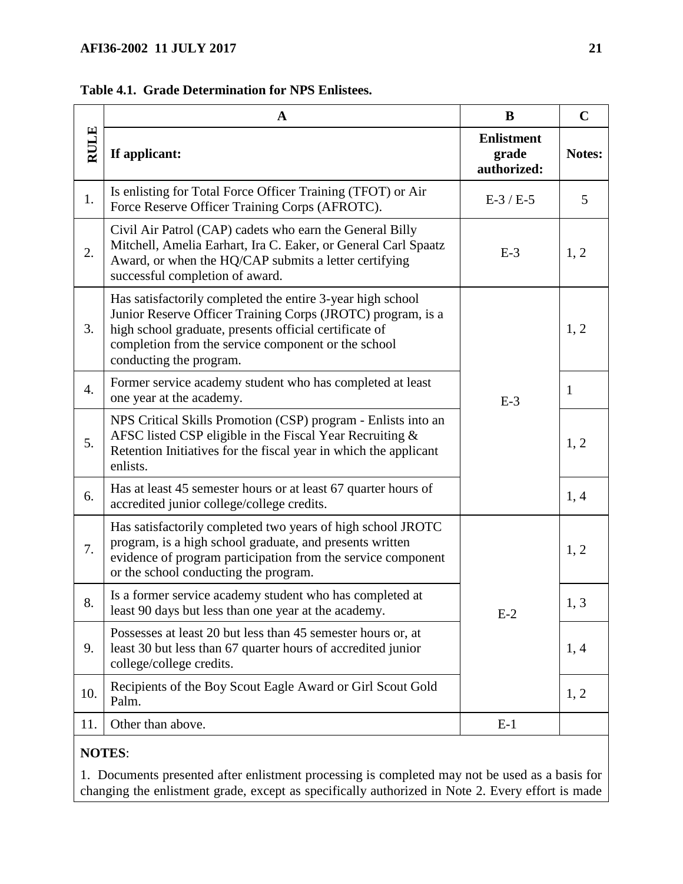**Table 4.1. Grade Determination for NPS Enlistees.**

| RULE | A | B | C |
|---|---|---|---|
| | **If applicant:** | **Enlistment grade authorized:** | **Notes:** |
| 1. | Is enlisting for Total Force Officer Training (TFOT) or Air Force Reserve Officer Training Corps (AFROTC). | E-3 / E-5 | 5 |
| 2. | Civil Air Patrol (CAP) cadets who earn the General Billy Mitchell, Amelia Earhart, Ira C. Eaker, or General Carl Spaatz Award, or when the HQ/CAP submits a letter certifying successful completion of award. | E-3 | 1, 2 |
| 3. | Has satisfactorily completed the entire 3-year high school Junior Reserve Officer Training Corps (JROTC) program, is a high school graduate, presents official certificate of completion from the service component or the school conducting the program. | E-3 | 1, 2 |
| 4. | Former service academy student who has completed at least one year at the academy. | E-3 | 1 |
| 5. | NPS Critical Skills Promotion (CSP) program - Enlists into an AFSC listed CSP eligible in the Fiscal Year Recruiting & Retention Initiatives for the fiscal year in which the applicant enlists. | E-3 | 1, 2 |
| 6. | Has at least 45 semester hours or at least 67 quarter hours of accredited junior college/college credits. | E-3 | 1, 4 |
| 7. | Has satisfactorily completed two years of high school JROTC program, is a high school graduate, and presents written evidence of program participation from the service component or the school conducting the program. | E-2 | 1, 2 |
| 8. | Is a former service academy student who has completed at least 90 days but less than one year at the academy. | E-2 | 1, 3 |
| 9. | Possesses at least 20 but less than 45 semester hours or, at least 30 but less than 67 quarter hours of accredited junior college/college credits. | E-2 | 1, 4 |
| 10. | Recipients of the Boy Scout Eagle Award or Girl Scout Gold Palm. | E-2 | 1, 2 |
| 11. | Other than above. | E-1 | |

**NOTES**:

1. Documents presented after enlistment processing is completed may not be used as a basis for changing the enlistment grade, except as specifically authorized in Note 2. Every effort is made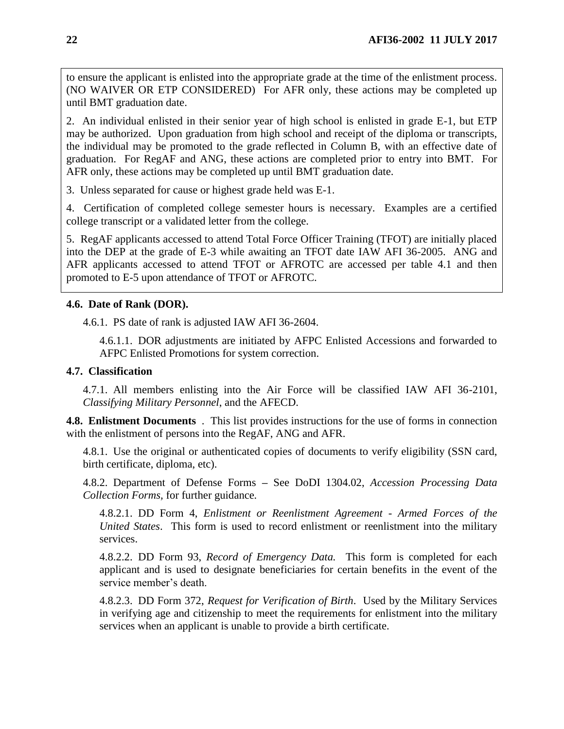to ensure the applicant is enlisted into the appropriate grade at the time of the enlistment process. (NO WAIVER OR ETP CONSIDERED) For AFR only, these actions may be completed up until BMT graduation date.

2. An individual enlisted in their senior year of high school is enlisted in grade E-1, but ETP may be authorized. Upon graduation from high school and receipt of the diploma or transcripts, the individual may be promoted to the grade reflected in Column B, with an effective date of graduation. For RegAF and ANG, these actions are completed prior to entry into BMT. For AFR only, these actions may be completed up until BMT graduation date.

3. Unless separated for cause or highest grade held was E-1.

4. Certification of completed college semester hours is necessary. Examples are a certified college transcript or a validated letter from the college.

5. RegAF applicants accessed to attend Total Force Officer Training (TFOT) are initially placed into the DEP at the grade of E-3 while awaiting an TFOT date IAW AFI 36-2005. ANG and AFR applicants accessed to attend TFOT or AFROTC are accessed per table 4.1 and then promoted to E-5 upon attendance of TFOT or AFROTC.

**4.6. Date of Rank (DOR).**

4.6.1. PS date of rank is adjusted IAW AFI 36-2604.

4.6.1.1. DOR adjustments are initiated by AFPC Enlisted Accessions and forwarded to AFPC Enlisted Promotions for system correction.

**4.7. Classification**

4.7.1. All members enlisting into the Air Force will be classified IAW AFI 36-2101, *Classifying Military Personnel*, and the AFECD.

**4.8. Enlistment Documents** . This list provides instructions for the use of forms in connection with the enlistment of persons into the RegAF, ANG and AFR.

4.8.1. Use the original or authenticated copies of documents to verify eligibility (SSN card, birth certificate, diploma, etc).

4.8.2. Department of Defense Forms – See DoDI 1304.02, *Accession Processing Data Collection Forms,* for further guidance.

4.8.2.1. DD Form 4, *Enlistment or Reenlistment Agreement - Armed Forces of the United States*. This form is used to record enlistment or reenlistment into the military services.

4.8.2.2. DD Form 93, *Record of Emergency Data.* This form is completed for each applicant and is used to designate beneficiaries for certain benefits in the event of the service member's death.

4.8.2.3. DD Form 372, *Request for Verification of Birth*. Used by the Military Services in verifying age and citizenship to meet the requirements for enlistment into the military services when an applicant is unable to provide a birth certificate.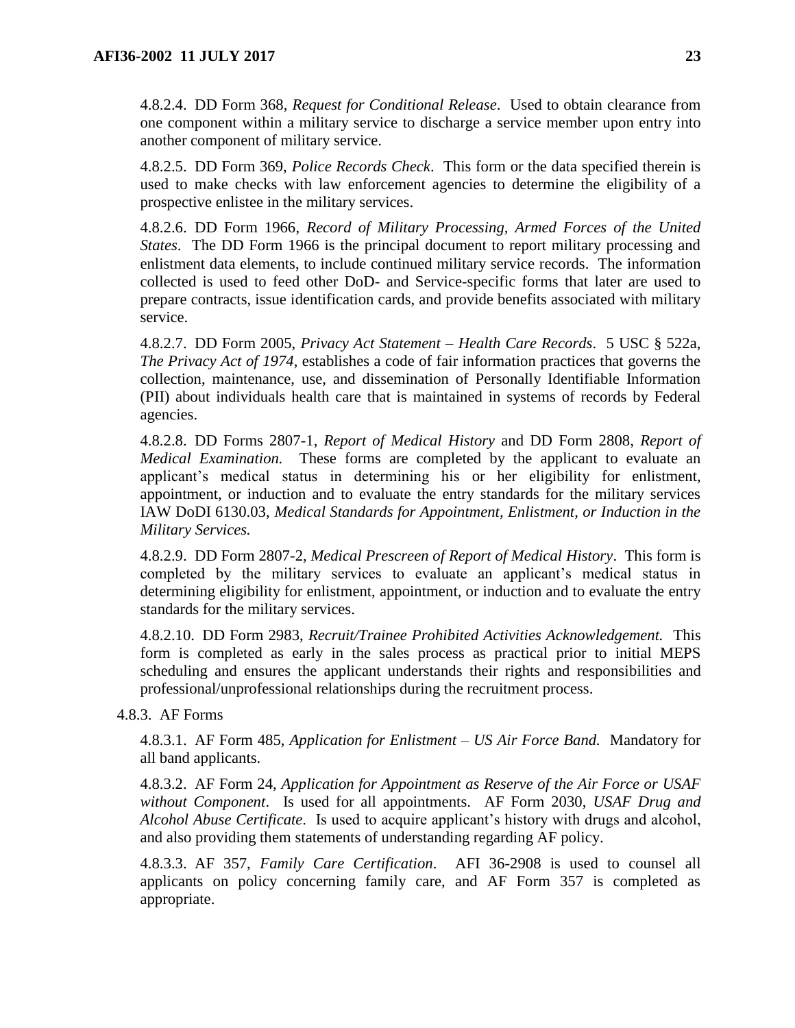4.8.2.4. DD Form 368, *Request for Conditional Release*. Used to obtain clearance from one component within a military service to discharge a service member upon entry into another component of military service.

4.8.2.5. DD Form 369, *Police Records Check*. This form or the data specified therein is used to make checks with law enforcement agencies to determine the eligibility of a prospective enlistee in the military services.

4.8.2.6. DD Form 1966, *Record of Military Processing, Armed Forces of the United States*. The DD Form 1966 is the principal document to report military processing and enlistment data elements, to include continued military service records. The information collected is used to feed other DoD- and Service-specific forms that later are used to prepare contracts, issue identification cards, and provide benefits associated with military service.

4.8.2.7. DD Form 2005, *Privacy Act Statement – Health Care Records*. 5 USC § 522a, *The Privacy Act of 1974*, establishes a code of fair information practices that governs the collection, maintenance, use, and dissemination of Personally Identifiable Information (PII) about individuals health care that is maintained in systems of records by Federal agencies.

4.8.2.8. DD Forms 2807-1, *Report of Medical History* and DD Form 2808, *Report of Medical Examination.* These forms are completed by the applicant to evaluate an applicant's medical status in determining his or her eligibility for enlistment, appointment, or induction and to evaluate the entry standards for the military services IAW DoDI 6130.03, *Medical Standards for Appointment, Enlistment, or Induction in the Military Services.*

4.8.2.9. DD Form 2807-2, *Medical Prescreen of Report of Medical History*. This form is completed by the military services to evaluate an applicant's medical status in determining eligibility for enlistment, appointment, or induction and to evaluate the entry standards for the military services.

4.8.2.10. DD Form 2983, *Recruit/Trainee Prohibited Activities Acknowledgement.* This form is completed as early in the sales process as practical prior to initial MEPS scheduling and ensures the applicant understands their rights and responsibilities and professional/unprofessional relationships during the recruitment process.

4.8.3. AF Forms

4.8.3.1. AF Form 485, *Application for Enlistment – US Air Force Band.* Mandatory for all band applicants.

4.8.3.2. AF Form 24, *Application for Appointment as Reserve of the Air Force or USAF without Component*. Is used for all appointments. AF Form 2030, *USAF Drug and Alcohol Abuse Certificate*. Is used to acquire applicant's history with drugs and alcohol, and also providing them statements of understanding regarding AF policy.

4.8.3.3. AF 357, *Family Care Certification*. AFI 36-2908 is used to counsel all applicants on policy concerning family care, and AF Form 357 is completed as appropriate.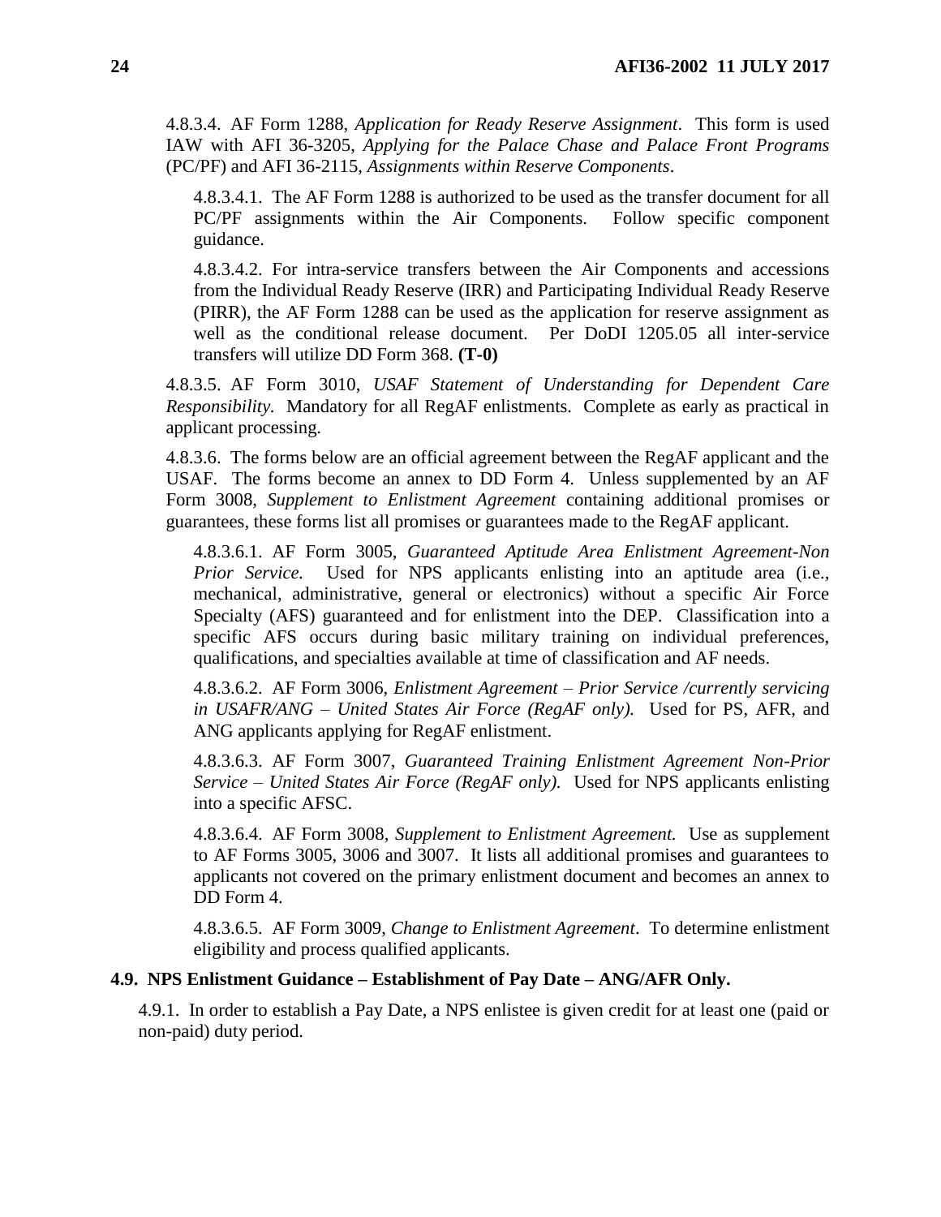4.8.3.4. AF Form 1288, *Application for Ready Reserve Assignment*. This form is used IAW with AFI 36-3205, *Applying for the Palace Chase and Palace Front Programs* (PC/PF) and AFI 36-2115, *Assignments within Reserve Components*.

4.8.3.4.1. The AF Form 1288 is authorized to be used as the transfer document for all PC/PF assignments within the Air Components. Follow specific component guidance.

4.8.3.4.2. For intra-service transfers between the Air Components and accessions from the Individual Ready Reserve (IRR) and Participating Individual Ready Reserve (PIRR), the AF Form 1288 can be used as the application for reserve assignment as well as the conditional release document. Per DoDI 1205.05 all inter-service transfers will utilize DD Form 368. **(T-0)**

4.8.3.5. AF Form 3010, *USAF Statement of Understanding for Dependent Care Responsibility.* Mandatory for all RegAF enlistments. Complete as early as practical in applicant processing.

4.8.3.6. The forms below are an official agreement between the RegAF applicant and the USAF. The forms become an annex to DD Form 4. Unless supplemented by an AF Form 3008, *Supplement to Enlistment Agreement* containing additional promises or guarantees, these forms list all promises or guarantees made to the RegAF applicant.

4.8.3.6.1. AF Form 3005, *Guaranteed Aptitude Area Enlistment Agreement-Non Prior Service.* Used for NPS applicants enlisting into an aptitude area (i.e., mechanical, administrative, general or electronics) without a specific Air Force Specialty (AFS) guaranteed and for enlistment into the DEP. Classification into a specific AFS occurs during basic military training on individual preferences, qualifications, and specialties available at time of classification and AF needs.

4.8.3.6.2. AF Form 3006, *Enlistment Agreement – Prior Service /currently servicing in USAFR/ANG – United States Air Force (RegAF only).* Used for PS, AFR, and ANG applicants applying for RegAF enlistment.

4.8.3.6.3. AF Form 3007, *Guaranteed Training Enlistment Agreement Non-Prior Service – United States Air Force (RegAF only).* Used for NPS applicants enlisting into a specific AFSC.

4.8.3.6.4. AF Form 3008, *Supplement to Enlistment Agreement.* Use as supplement to AF Forms 3005, 3006 and 3007. It lists all additional promises and guarantees to applicants not covered on the primary enlistment document and becomes an annex to DD Form 4.

4.8.3.6.5. AF Form 3009, *Change to Enlistment Agreement*. To determine enlistment eligibility and process qualified applicants.

**4.9. NPS Enlistment Guidance – Establishment of Pay Date – ANG/AFR Only.**

4.9.1. In order to establish a Pay Date, a NPS enlistee is given credit for at least one (paid or non-paid) duty period.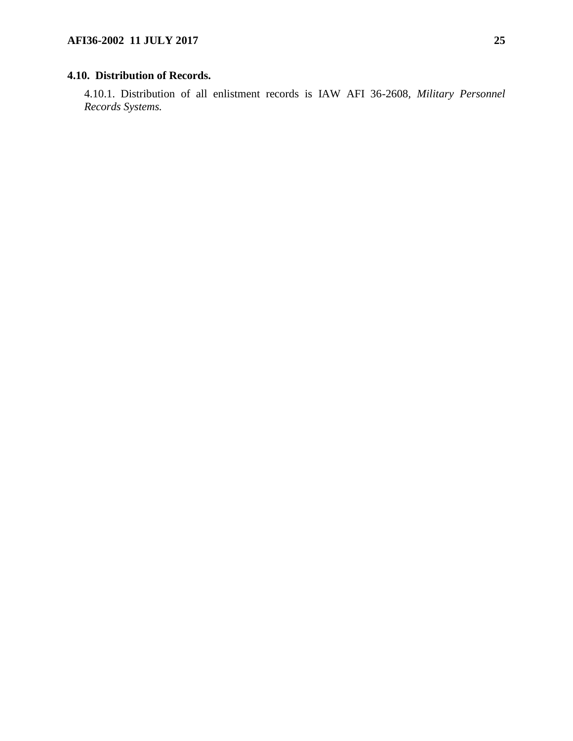## 4.10. Distribution of Records.

4.10.1. Distribution of all enlistment records is IAW AFI 36-2608, *Military Personnel Records Systems.*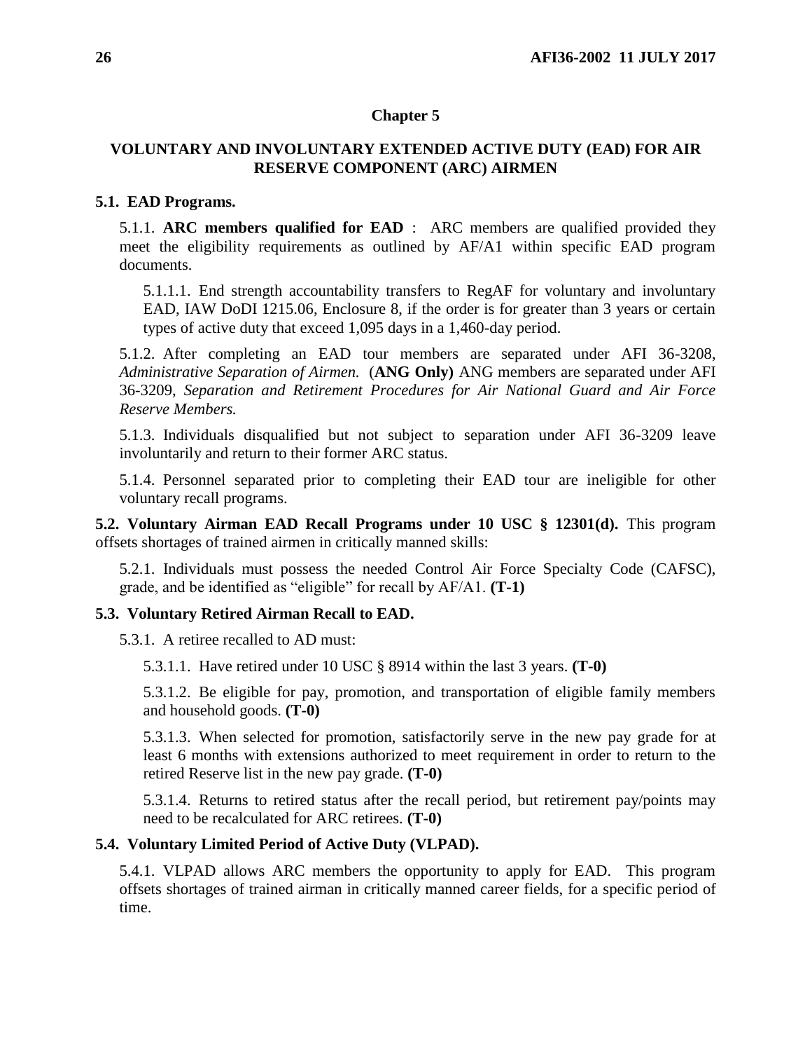## Chapter 5

## VOLUNTARY AND INVOLUNTARY EXTENDED ACTIVE DUTY (EAD) FOR AIR RESERVE COMPONENT (ARC) AIRMEN

### 5.1. EAD Programs.

5.1.1. **ARC members qualified for EAD** : ARC members are qualified provided they meet the eligibility requirements as outlined by AF/A1 within specific EAD program documents.

5.1.1.1. End strength accountability transfers to RegAF for voluntary and involuntary EAD, IAW DoDI 1215.06, Enclosure 8, if the order is for greater than 3 years or certain types of active duty that exceed 1,095 days in a 1,460-day period.

5.1.2. After completing an EAD tour members are separated under AFI 36-3208, *Administrative Separation of Airmen.* (**ANG Only**) ANG members are separated under AFI 36-3209, *Separation and Retirement Procedures for Air National Guard and Air Force Reserve Members.*

5.1.3. Individuals disqualified but not subject to separation under AFI 36-3209 leave involuntarily and return to their former ARC status.

5.1.4. Personnel separated prior to completing their EAD tour are ineligible for other voluntary recall programs.

**5.2. Voluntary Airman EAD Recall Programs under 10 USC § 12301(d).** This program offsets shortages of trained airmen in critically manned skills:

5.2.1. Individuals must possess the needed Control Air Force Specialty Code (CAFSC), grade, and be identified as "eligible" for recall by AF/A1. **(T-1)**

### 5.3. Voluntary Retired Airman Recall to EAD.

5.3.1. A retiree recalled to AD must:

5.3.1.1. Have retired under 10 USC § 8914 within the last 3 years. **(T-0)**

5.3.1.2. Be eligible for pay, promotion, and transportation of eligible family members and household goods. **(T-0)**

5.3.1.3. When selected for promotion, satisfactorily serve in the new pay grade for at least 6 months with extensions authorized to meet requirement in order to return to the retired Reserve list in the new pay grade. **(T-0)**

5.3.1.4. Returns to retired status after the recall period, but retirement pay/points may need to be recalculated for ARC retirees. **(T-0)**

### 5.4. Voluntary Limited Period of Active Duty (VLPAD).

5.4.1. VLPAD allows ARC members the opportunity to apply for EAD. This program offsets shortages of trained airman in critically manned career fields, for a specific period of time.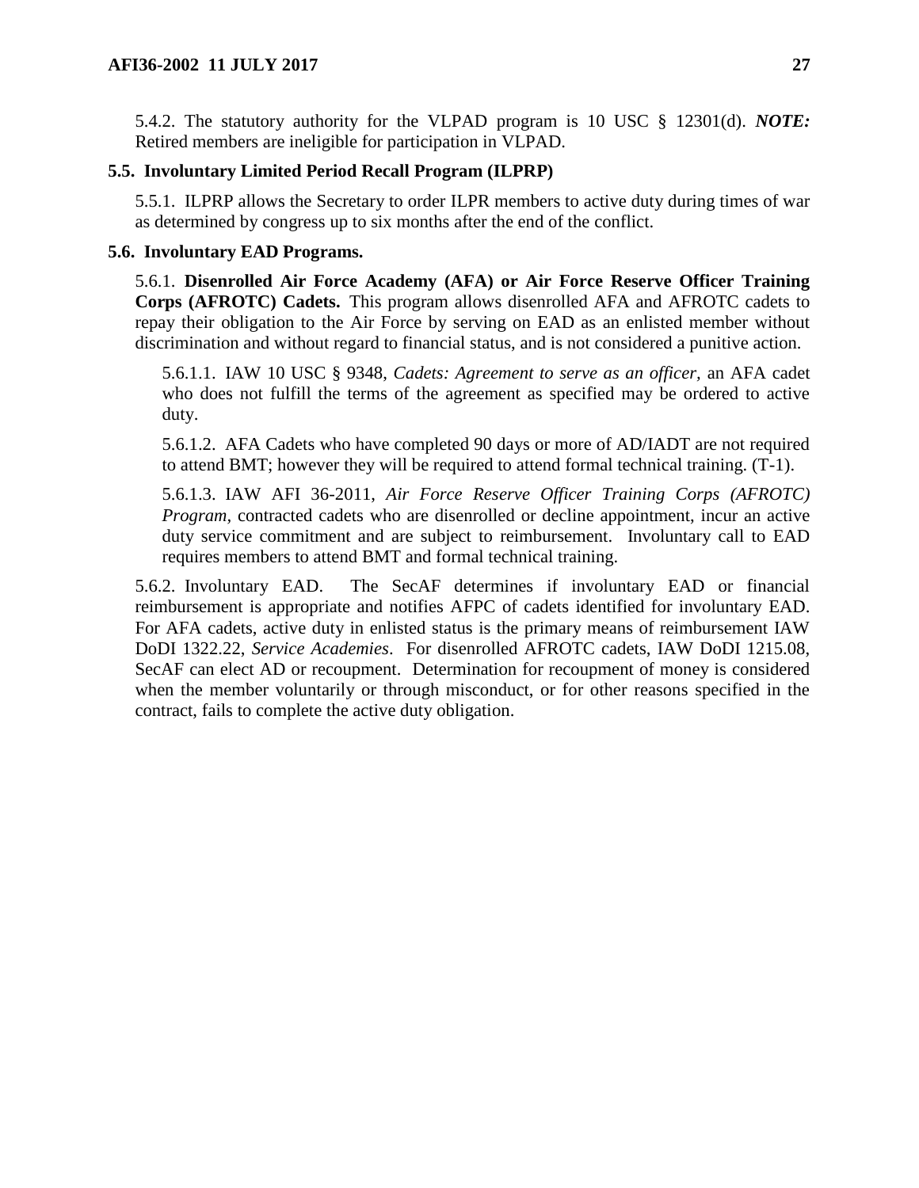5.4.2. The statutory authority for the VLPAD program is 10 USC § 12301(d). ***NOTE:*** Retired members are ineligible for participation in VLPAD.

**5.5. Involuntary Limited Period Recall Program (ILPRP)**

5.5.1. ILPRP allows the Secretary to order ILPR members to active duty during times of war as determined by congress up to six months after the end of the conflict.

**5.6. Involuntary EAD Programs.**

5.6.1. **Disenrolled Air Force Academy (AFA) or Air Force Reserve Officer Training Corps (AFROTC) Cadets.** This program allows disenrolled AFA and AFROTC cadets to repay their obligation to the Air Force by serving on EAD as an enlisted member without discrimination and without regard to financial status, and is not considered a punitive action.

5.6.1.1. IAW 10 USC § 9348, *Cadets: Agreement to serve as an officer*, an AFA cadet who does not fulfill the terms of the agreement as specified may be ordered to active duty.

5.6.1.2. AFA Cadets who have completed 90 days or more of AD/IADT are not required to attend BMT; however they will be required to attend formal technical training. (T-1).

5.6.1.3. IAW AFI 36-2011, *Air Force Reserve Officer Training Corps (AFROTC) Program,* contracted cadets who are disenrolled or decline appointment, incur an active duty service commitment and are subject to reimbursement. Involuntary call to EAD requires members to attend BMT and formal technical training.

5.6.2. Involuntary EAD. The SecAF determines if involuntary EAD or financial reimbursement is appropriate and notifies AFPC of cadets identified for involuntary EAD. For AFA cadets, active duty in enlisted status is the primary means of reimbursement IAW DoDI 1322.22, *Service Academies*. For disenrolled AFROTC cadets, IAW DoDI 1215.08, SecAF can elect AD or recoupment. Determination for recoupment of money is considered when the member voluntarily or through misconduct, or for other reasons specified in the contract, fails to complete the active duty obligation.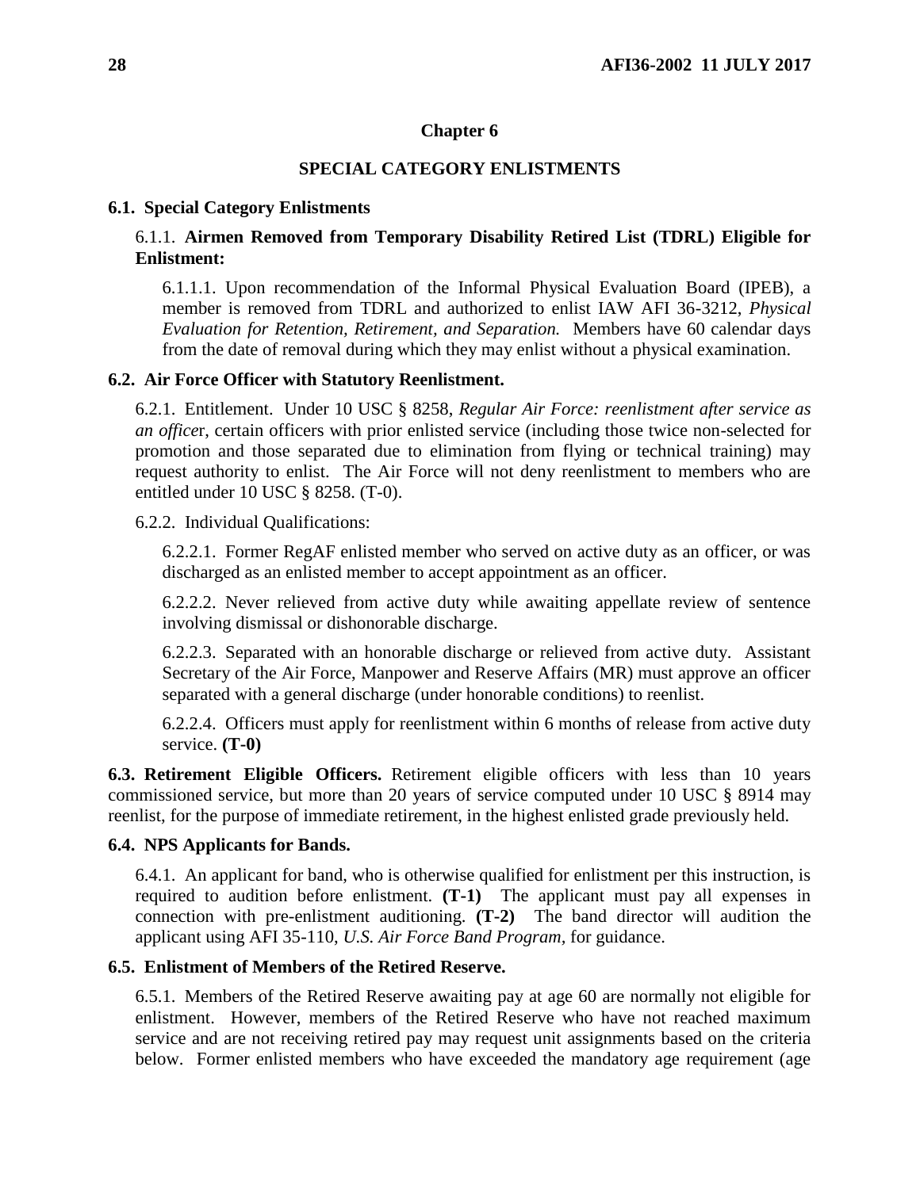## Chapter 6

## SPECIAL CATEGORY ENLISTMENTS

### 6.1. Special Category Enlistments

6.1.1. **Airmen Removed from Temporary Disability Retired List (TDRL) Eligible for Enlistment:**

6.1.1.1. Upon recommendation of the Informal Physical Evaluation Board (IPEB), a member is removed from TDRL and authorized to enlist IAW AFI 36-3212, *Physical Evaluation for Retention, Retirement, and Separation.* Members have 60 calendar days from the date of removal during which they may enlist without a physical examination.

### 6.2. Air Force Officer with Statutory Reenlistment.

6.2.1. Entitlement. Under 10 USC § 8258, *Regular Air Force: reenlistment after service as an officer*, certain officers with prior enlisted service (including those twice non-selected for promotion and those separated due to elimination from flying or technical training) may request authority to enlist. The Air Force will not deny reenlistment to members who are entitled under 10 USC § 8258. (T-0).

6.2.2. Individual Qualifications:

6.2.2.1. Former RegAF enlisted member who served on active duty as an officer, or was discharged as an enlisted member to accept appointment as an officer.

6.2.2.2. Never relieved from active duty while awaiting appellate review of sentence involving dismissal or dishonorable discharge.

6.2.2.3. Separated with an honorable discharge or relieved from active duty. Assistant Secretary of the Air Force, Manpower and Reserve Affairs (MR) must approve an officer separated with a general discharge (under honorable conditions) to reenlist.

6.2.2.4. Officers must apply for reenlistment within 6 months of release from active duty service. **(T-0)**

**6.3. Retirement Eligible Officers.** Retirement eligible officers with less than 10 years commissioned service, but more than 20 years of service computed under 10 USC § 8914 may reenlist, for the purpose of immediate retirement, in the highest enlisted grade previously held.

### 6.4. NPS Applicants for Bands.

6.4.1. An applicant for band, who is otherwise qualified for enlistment per this instruction, is required to audition before enlistment. **(T-1)** The applicant must pay all expenses in connection with pre-enlistment auditioning. **(T-2)** The band director will audition the applicant using AFI 35-110, *U.S. Air Force Band Program*, for guidance.

### 6.5. Enlistment of Members of the Retired Reserve.

6.5.1. Members of the Retired Reserve awaiting pay at age 60 are normally not eligible for enlistment. However, members of the Retired Reserve who have not reached maximum service and are not receiving retired pay may request unit assignments based on the criteria below. Former enlisted members who have exceeded the mandatory age requirement (age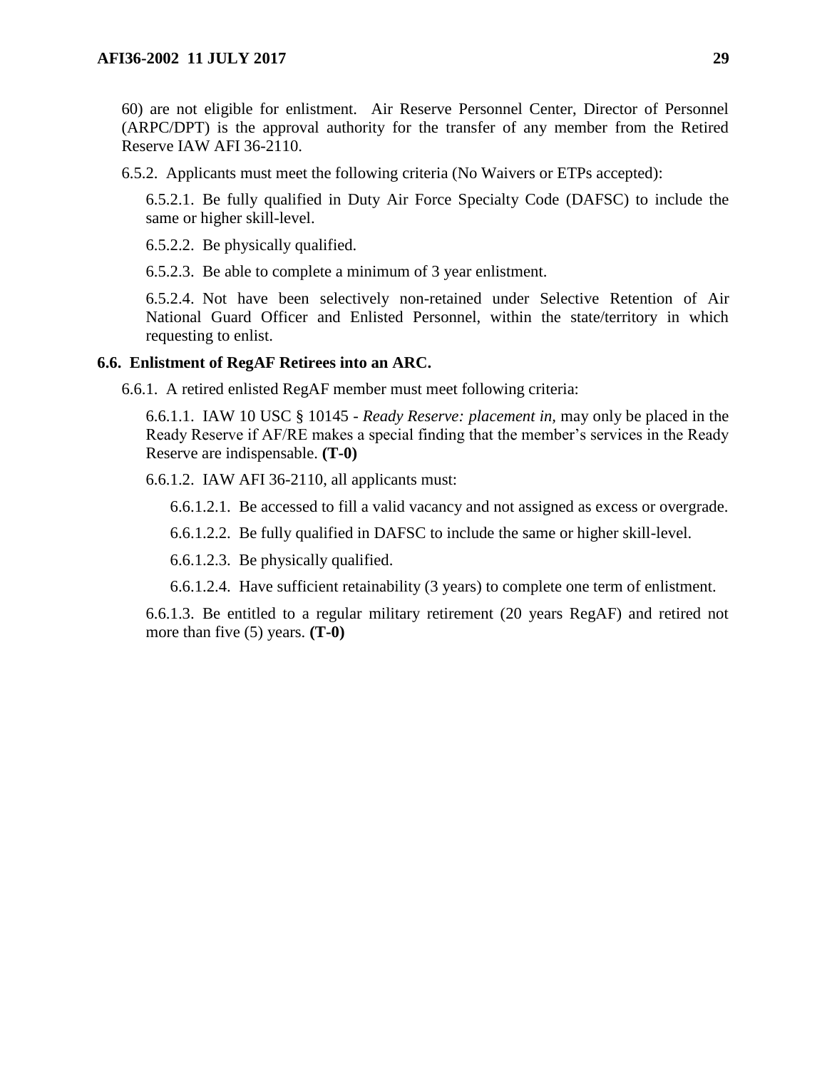60) are not eligible for enlistment. Air Reserve Personnel Center, Director of Personnel (ARPC/DPT) is the approval authority for the transfer of any member from the Retired Reserve IAW AFI 36-2110.

6.5.2. Applicants must meet the following criteria (No Waivers or ETPs accepted):

6.5.2.1. Be fully qualified in Duty Air Force Specialty Code (DAFSC) to include the same or higher skill-level.

6.5.2.2. Be physically qualified.

6.5.2.3. Be able to complete a minimum of 3 year enlistment.

6.5.2.4. Not have been selectively non-retained under Selective Retention of Air National Guard Officer and Enlisted Personnel, within the state/territory in which requesting to enlist.

**6.6. Enlistment of RegAF Retirees into an ARC.**

6.6.1. A retired enlisted RegAF member must meet following criteria:

6.6.1.1. IAW 10 USC § 10145 - *Ready Reserve: placement in,* may only be placed in the Ready Reserve if AF/RE makes a special finding that the member's services in the Ready Reserve are indispensable. **(T-0)**

6.6.1.2. IAW AFI 36-2110, all applicants must:

6.6.1.2.1. Be accessed to fill a valid vacancy and not assigned as excess or overgrade.

6.6.1.2.2. Be fully qualified in DAFSC to include the same or higher skill-level.

6.6.1.2.3. Be physically qualified.

6.6.1.2.4. Have sufficient retainability (3 years) to complete one term of enlistment.

6.6.1.3. Be entitled to a regular military retirement (20 years RegAF) and retired not more than five (5) years. **(T-0)**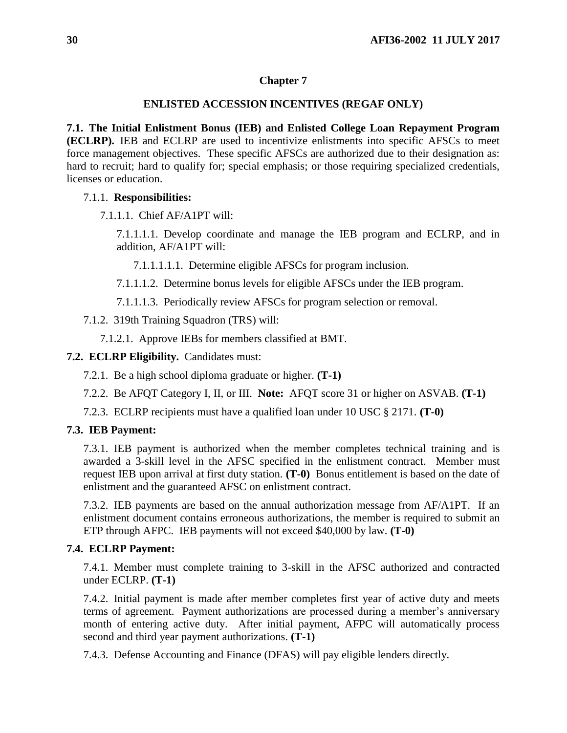## Chapter 7

## ENLISTED ACCESSION INCENTIVES (REGAF ONLY)

**7.1. The Initial Enlistment Bonus (IEB) and Enlisted College Loan Repayment Program (ECLRP).** IEB and ECLRP are used to incentivize enlistments into specific AFSCs to meet force management objectives. These specific AFSCs are authorized due to their designation as: hard to recruit; hard to qualify for; special emphasis; or those requiring specialized credentials, licenses or education.

7.1.1. **Responsibilities:**

7.1.1.1. Chief AF/A1PT will:

7.1.1.1.1. Develop coordinate and manage the IEB program and ECLRP, and in addition, AF/A1PT will:

7.1.1.1.1.1. Determine eligible AFSCs for program inclusion.

7.1.1.1.2. Determine bonus levels for eligible AFSCs under the IEB program.

7.1.1.1.3. Periodically review AFSCs for program selection or removal.

7.1.2. 319th Training Squadron (TRS) will:

7.1.2.1. Approve IEBs for members classified at BMT.

**7.2. ECLRP Eligibility.** Candidates must:

7.2.1. Be a high school diploma graduate or higher. **(T-1)**

7.2.2. Be AFQT Category I, II, or III. **Note:** AFQT score 31 or higher on ASVAB. **(T-1)**

7.2.3. ECLRP recipients must have a qualified loan under 10 USC § 2171. **(T-0)**

**7.3. IEB Payment:**

7.3.1. IEB payment is authorized when the member completes technical training and is awarded a 3-skill level in the AFSC specified in the enlistment contract. Member must request IEB upon arrival at first duty station. **(T-0)** Bonus entitlement is based on the date of enlistment and the guaranteed AFSC on enlistment contract.

7.3.2. IEB payments are based on the annual authorization message from AF/A1PT. If an enlistment document contains erroneous authorizations, the member is required to submit an ETP through AFPC. IEB payments will not exceed $40,000 by law. **(T-0)**

**7.4. ECLRP Payment:**

7.4.1. Member must complete training to 3-skill in the AFSC authorized and contracted under ECLRP. **(T-1)**

7.4.2. Initial payment is made after member completes first year of active duty and meets terms of agreement. Payment authorizations are processed during a member's anniversary month of entering active duty. After initial payment, AFPC will automatically process second and third year payment authorizations. **(T-1)**

7.4.3. Defense Accounting and Finance (DFAS) will pay eligible lenders directly.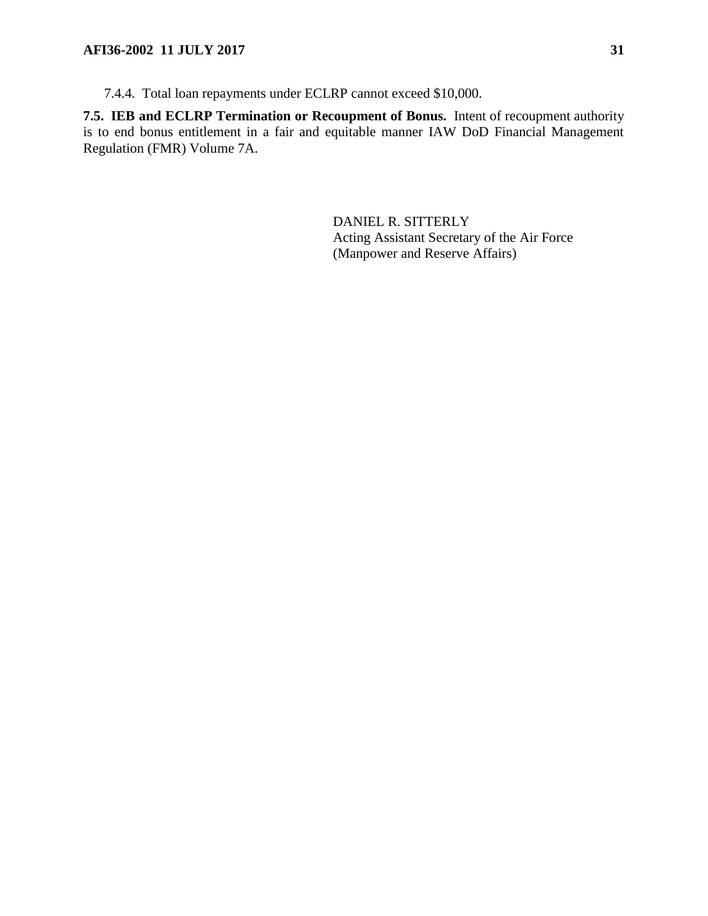7.4.4. Total loan repayments under ECLRP cannot exceed $10,000.

**7.5. IEB and ECLRP Termination or Recoupment of Bonus.** Intent of recoupment authority is to end bonus entitlement in a fair and equitable manner IAW DoD Financial Management Regulation (FMR) Volume 7A.

DANIEL R. SITTERLY
Acting Assistant Secretary of the Air Force
(Manpower and Reserve Affairs)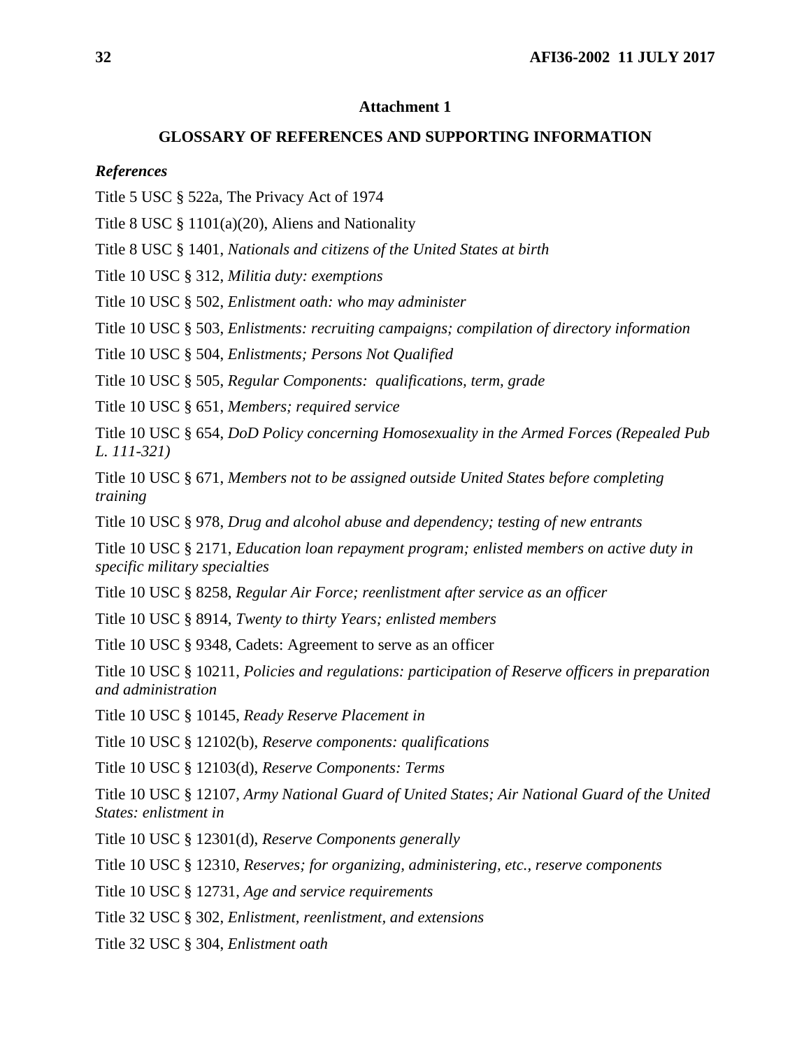## Attachment 1

## GLOSSARY OF REFERENCES AND SUPPORTING INFORMATION

### *References*

Title 5 USC § 522a, The Privacy Act of 1974

Title 8 USC § 1101(a)(20), Aliens and Nationality

Title 8 USC § 1401, *Nationals and citizens of the United States at birth*

Title 10 USC § 312, *Militia duty: exemptions*

Title 10 USC § 502, *Enlistment oath: who may administer*

Title 10 USC § 503, *Enlistments: recruiting campaigns; compilation of directory information*

Title 10 USC § 504, *Enlistments; Persons Not Qualified*

Title 10 USC § 505, *Regular Components: qualifications, term, grade*

Title 10 USC § 651, *Members; required service*

Title 10 USC § 654, *DoD Policy concerning Homosexuality in the Armed Forces (Repealed Pub L. 111-321)*

Title 10 USC § 671, *Members not to be assigned outside United States before completing training*

Title 10 USC § 978, *Drug and alcohol abuse and dependency; testing of new entrants*

Title 10 USC § 2171, *Education loan repayment program; enlisted members on active duty in specific military specialties*

Title 10 USC § 8258, *Regular Air Force; reenlistment after service as an officer*

Title 10 USC § 8914, *Twenty to thirty Years; enlisted members*

Title 10 USC § 9348, Cadets: Agreement to serve as an officer

Title 10 USC § 10211, *Policies and regulations: participation of Reserve officers in preparation and administration*

Title 10 USC § 10145, *Ready Reserve Placement in*

Title 10 USC § 12102(b), *Reserve components: qualifications*

Title 10 USC § 12103(d), *Reserve Components: Terms*

Title 10 USC § 12107, *Army National Guard of United States; Air National Guard of the United States: enlistment in*

Title 10 USC § 12301(d), *Reserve Components generally*

Title 10 USC § 12310, *Reserves; for organizing, administering, etc., reserve components*

Title 10 USC § 12731, *Age and service requirements*

Title 32 USC § 302, *Enlistment, reenlistment, and extensions*

Title 32 USC § 304, *Enlistment oath*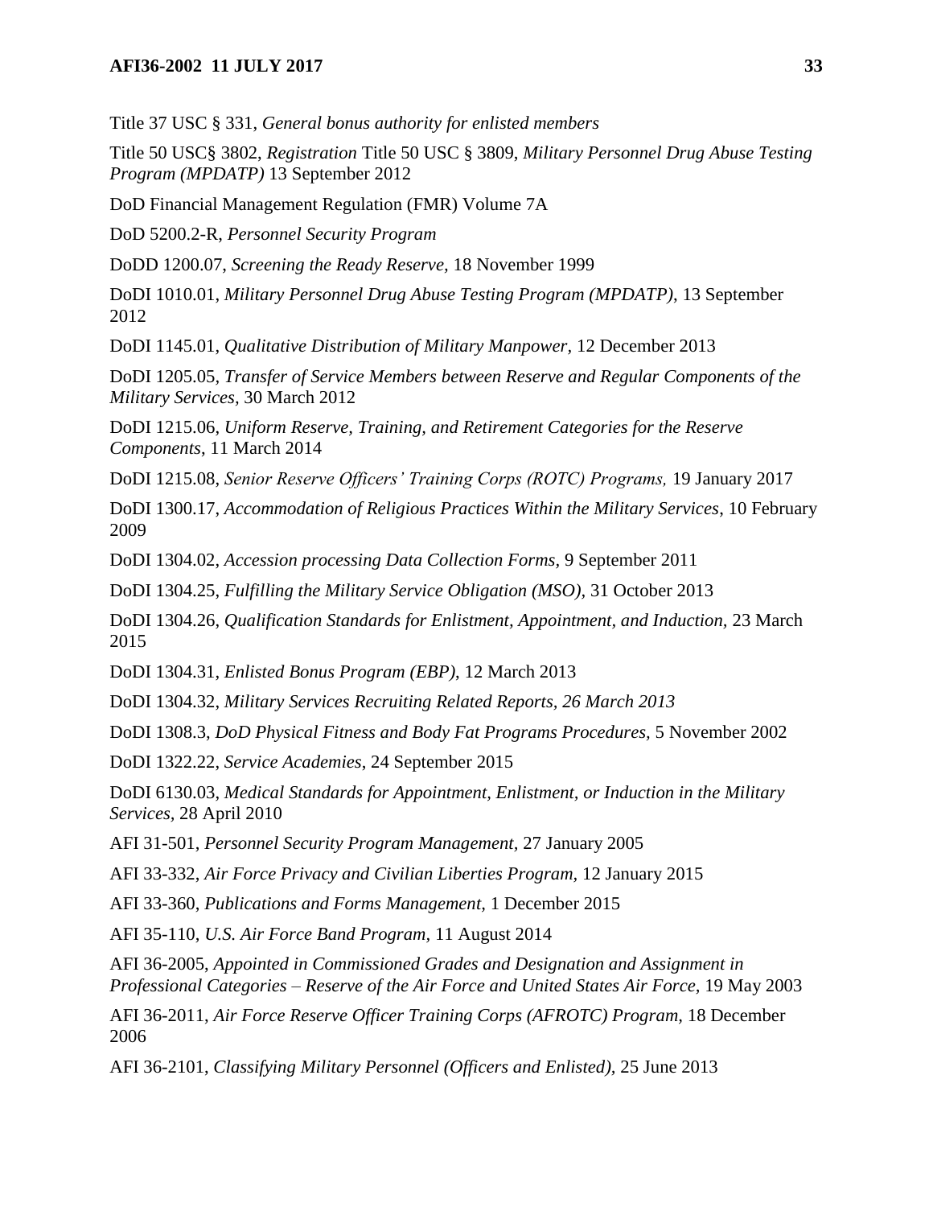Title 37 USC § 331, *General bonus authority for enlisted members*

Title 50 USC§ 3802, *Registration* Title 50 USC § 3809, *Military Personnel Drug Abuse Testing Program (MPDATP)* 13 September 2012

DoD Financial Management Regulation (FMR) Volume 7A

DoD 5200.2-R, *Personnel Security Program*

DoDD 1200.07, *Screening the Ready Reserve,* 18 November 1999

DoDI 1010.01, *Military Personnel Drug Abuse Testing Program (MPDATP)*, 13 September 2012

DoDI 1145.01, *Qualitative Distribution of Military Manpower,* 12 December 2013

DoDI 1205.05, *Transfer of Service Members between Reserve and Regular Components of the Military Services,* 30 March 2012

DoDI 1215.06, *Uniform Reserve, Training, and Retirement Categories for the Reserve Components,* 11 March 2014

DoDI 1215.08, *Senior Reserve Officers' Training Corps (ROTC) Programs,* 19 January 2017

DoDI 1300.17, *Accommodation of Religious Practices Within the Military Services*, 10 February 2009

DoDI 1304.02, *Accession processing Data Collection Forms,* 9 September 2011

DoDI 1304.25, *Fulfilling the Military Service Obligation (MSO),* 31 October 2013

DoDI 1304.26, *Qualification Standards for Enlistment, Appointment, and Induction,* 23 March 2015

DoDI 1304.31, *Enlisted Bonus Program (EBP)*, 12 March 2013

DoDI 1304.32, *Military Services Recruiting Related Reports, 26 March 2013*

DoDI 1308.3, *DoD Physical Fitness and Body Fat Programs Procedures,* 5 November 2002

DoDI 1322.22, *Service Academies*, 24 September 2015

DoDI 6130.03, *Medical Standards for Appointment, Enlistment, or Induction in the Military Services*, 28 April 2010

AFI 31-501, *Personnel Security Program Management*, 27 January 2005

AFI 33-332, *Air Force Privacy and Civilian Liberties Program,* 12 January 2015

AFI 33-360, *Publications and Forms Management,* 1 December 2015

AFI 35-110, *U.S. Air Force Band Program,* 11 August 2014

AFI 36-2005, *Appointed in Commissioned Grades and Designation and Assignment in Professional Categories – Reserve of the Air Force and United States Air Force,* 19 May 2003

AFI 36-2011, *Air Force Reserve Officer Training Corps (AFROTC) Program,* 18 December 2006

AFI 36-2101, *Classifying Military Personnel (Officers and Enlisted),* 25 June 2013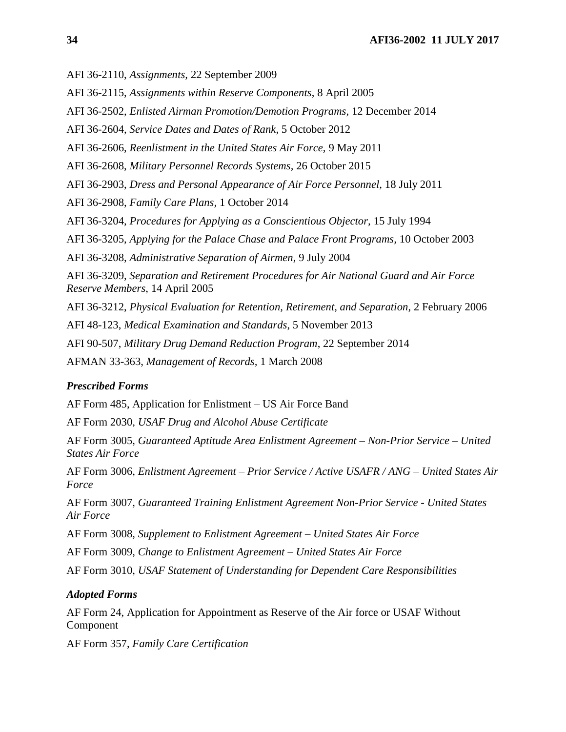AFI 36-2110, *Assignments,* 22 September 2009

AFI 36-2115, *Assignments within Reserve Components*, 8 April 2005

AFI 36-2502, *Enlisted Airman Promotion/Demotion Programs,* 12 December 2014

AFI 36-2604, *Service Dates and Dates of Rank*, 5 October 2012

AFI 36-2606, *Reenlistment in the United States Air Force,* 9 May 2011

AFI 36-2608, *Military Personnel Records Systems,* 26 October 2015

AFI 36-2903, *Dress and Personal Appearance of Air Force Personnel*, 18 July 2011

AFI 36-2908, *Family Care Plans,* 1 October 2014

AFI 36-3204, *Procedures for Applying as a Conscientious Objector*, 15 July 1994

AFI 36-3205, *Applying for the Palace Chase and Palace Front Programs*, 10 October 2003

AFI 36-3208, *Administrative Separation of Airmen*, 9 July 2004

AFI 36-3209, *Separation and Retirement Procedures for Air National Guard and Air Force Reserve Members*, 14 April 2005

AFI 36-3212, *Physical Evaluation for Retention, Retirement, and Separation*, 2 February 2006

AFI 48-123, *Medical Examination and Standards*, 5 November 2013

AFI 90-507, *Military Drug Demand Reduction Program*, 22 September 2014

AFMAN 33-363, *Management of Records,* 1 March 2008

### *Prescribed Forms*

AF Form 485, Application for Enlistment – US Air Force Band

AF Form 2030, *USAF Drug and Alcohol Abuse Certificate*

AF Form 3005, *Guaranteed Aptitude Area Enlistment Agreement – Non-Prior Service – United States Air Force*

AF Form 3006, *Enlistment Agreement – Prior Service / Active USAFR / ANG – United States Air Force*

AF Form 3007, *Guaranteed Training Enlistment Agreement Non-Prior Service - United States Air Force*

AF Form 3008, *Supplement to Enlistment Agreement – United States Air Force*

AF Form 3009, *Change to Enlistment Agreement – United States Air Force*

AF Form 3010, *USAF Statement of Understanding for Dependent Care Responsibilities*

### *Adopted Forms*

AF Form 24, Application for Appointment as Reserve of the Air force or USAF Without Component

AF Form 357, *Family Care Certification*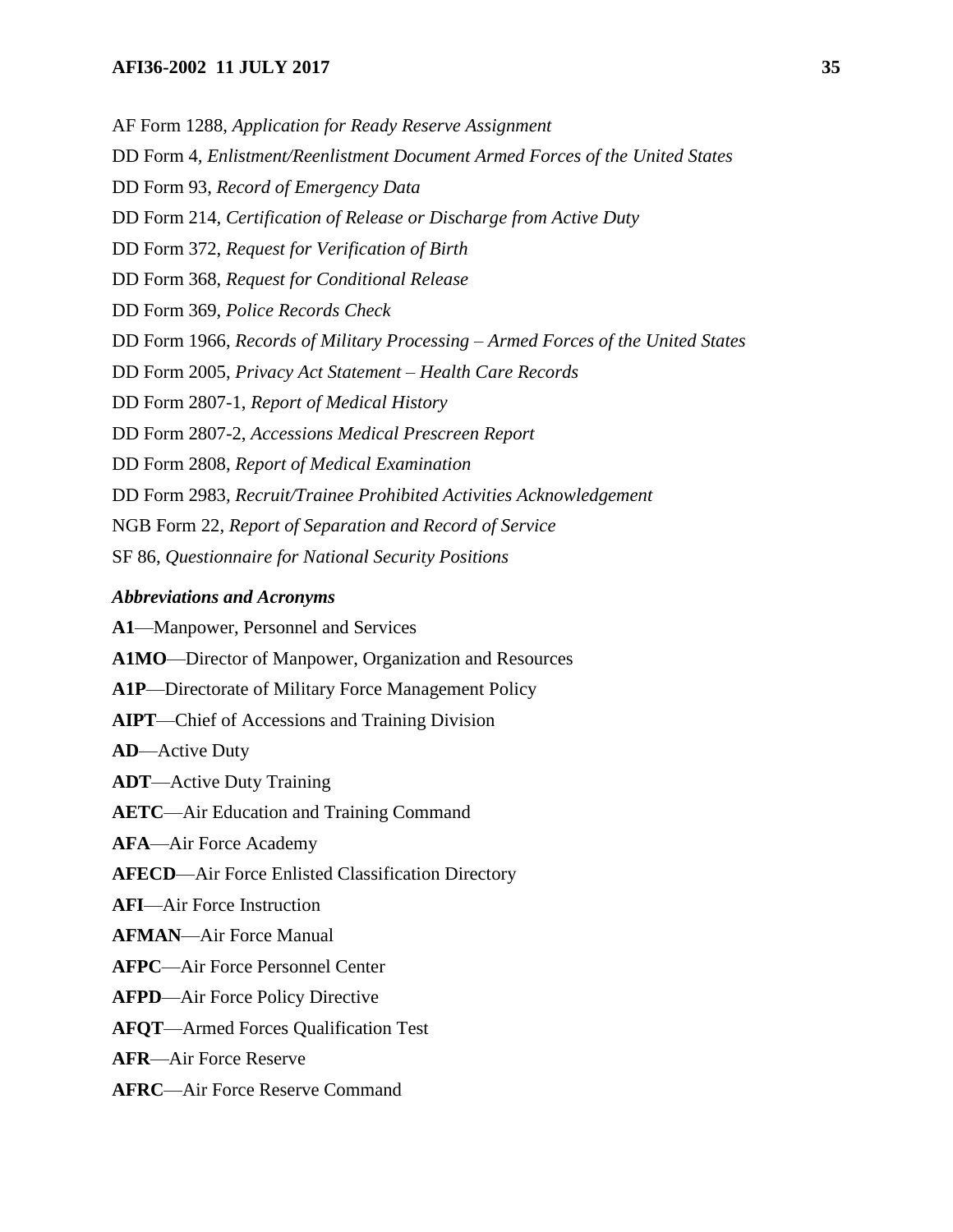AF Form 1288, *Application for Ready Reserve Assignment*

DD Form 4, *Enlistment/Reenlistment Document Armed Forces of the United States*

DD Form 93, *Record of Emergency Data*

DD Form 214, *Certification of Release or Discharge from Active Duty*

DD Form 372, *Request for Verification of Birth*

DD Form 368, *Request for Conditional Release*

DD Form 369, *Police Records Check*

DD Form 1966, *Records of Military Processing – Armed Forces of the United States*

DD Form 2005, *Privacy Act Statement – Health Care Records*

DD Form 2807-1, *Report of Medical History*

DD Form 2807-2, *Accessions Medical Prescreen Report*

DD Form 2808, *Report of Medical Examination*

DD Form 2983, *Recruit/Trainee Prohibited Activities Acknowledgement*

NGB Form 22, *Report of Separation and Record of Service*

SF 86, *Questionnaire for National Security Positions*

### *Abbreviations and Acronyms*

**A1**—Manpower, Personnel and Services

**A1MO**—Director of Manpower, Organization and Resources

**A1P**—Directorate of Military Force Management Policy

**AIPT**—Chief of Accessions and Training Division

**AD**—Active Duty

**ADT**—Active Duty Training

**AETC**—Air Education and Training Command

**AFA**—Air Force Academy

**AFECD**—Air Force Enlisted Classification Directory

**AFI**—Air Force Instruction

**AFMAN**—Air Force Manual

**AFPC**—Air Force Personnel Center

**AFPD**—Air Force Policy Directive

**AFQT**—Armed Forces Qualification Test

**AFR**—Air Force Reserve

**AFRC**—Air Force Reserve Command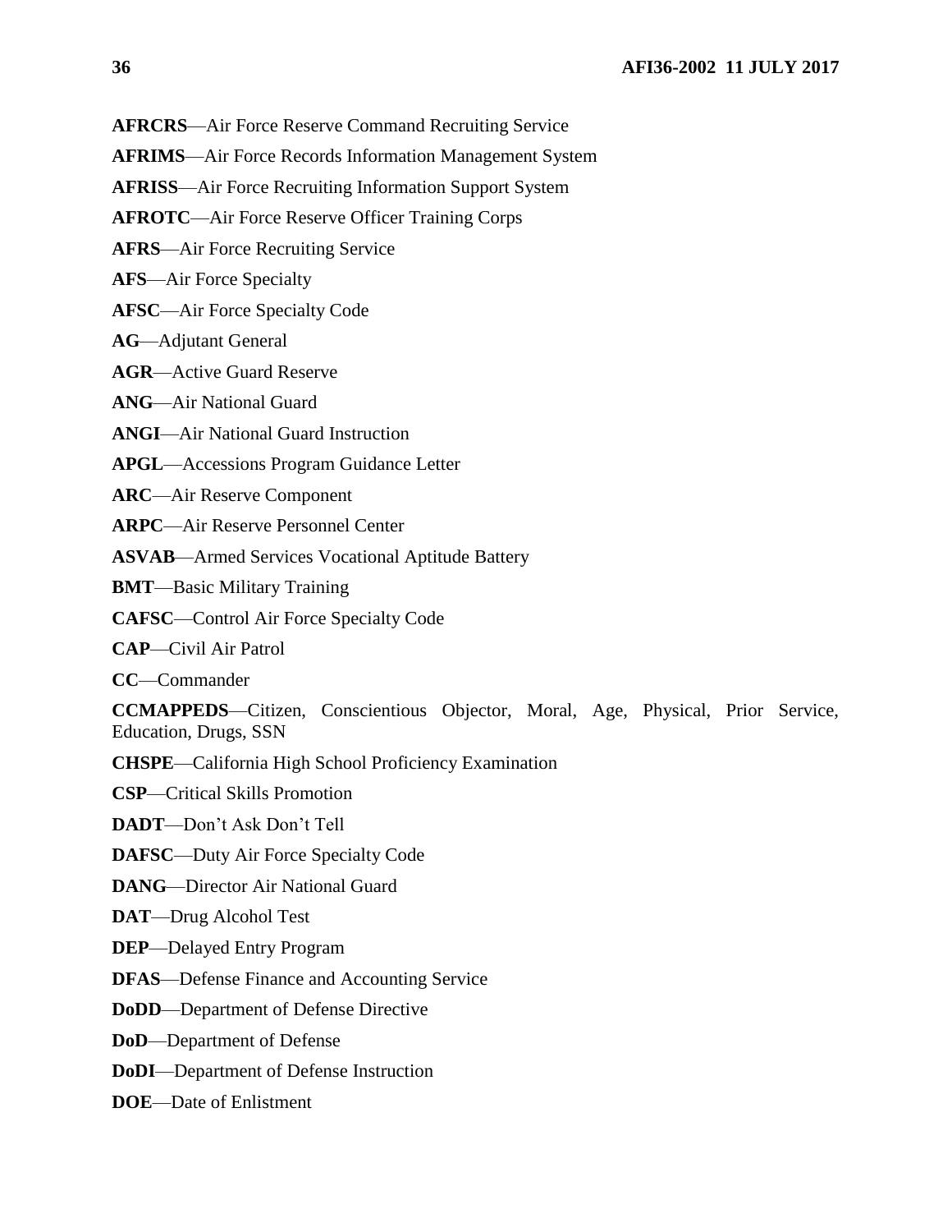**AFRCRS**—Air Force Reserve Command Recruiting Service

**AFRIMS**—Air Force Records Information Management System

**AFRISS**—Air Force Recruiting Information Support System

**AFROTC**—Air Force Reserve Officer Training Corps

**AFRS**—Air Force Recruiting Service

**AFS**—Air Force Specialty

**AFSC**—Air Force Specialty Code

**AG**—Adjutant General

**AGR**—Active Guard Reserve

**ANG**—Air National Guard

**ANGI**—Air National Guard Instruction

**APGL**—Accessions Program Guidance Letter

**ARC**—Air Reserve Component

**ARPC**—Air Reserve Personnel Center

**ASVAB**—Armed Services Vocational Aptitude Battery

**BMT**—Basic Military Training

**CAFSC**—Control Air Force Specialty Code

**CAP**—Civil Air Patrol

**CC**—Commander

**CCMAPPEDS**—Citizen, Conscientious Objector, Moral, Age, Physical, Prior Service, Education, Drugs, SSN

**CHSPE**—California High School Proficiency Examination

**CSP**—Critical Skills Promotion

**DADT**—Don't Ask Don't Tell

**DAFSC**—Duty Air Force Specialty Code

**DANG**—Director Air National Guard

**DAT**—Drug Alcohol Test

**DEP**—Delayed Entry Program

**DFAS**—Defense Finance and Accounting Service

**DoDD**—Department of Defense Directive

**DoD**—Department of Defense

**DoDI**—Department of Defense Instruction

**DOE**—Date of Enlistment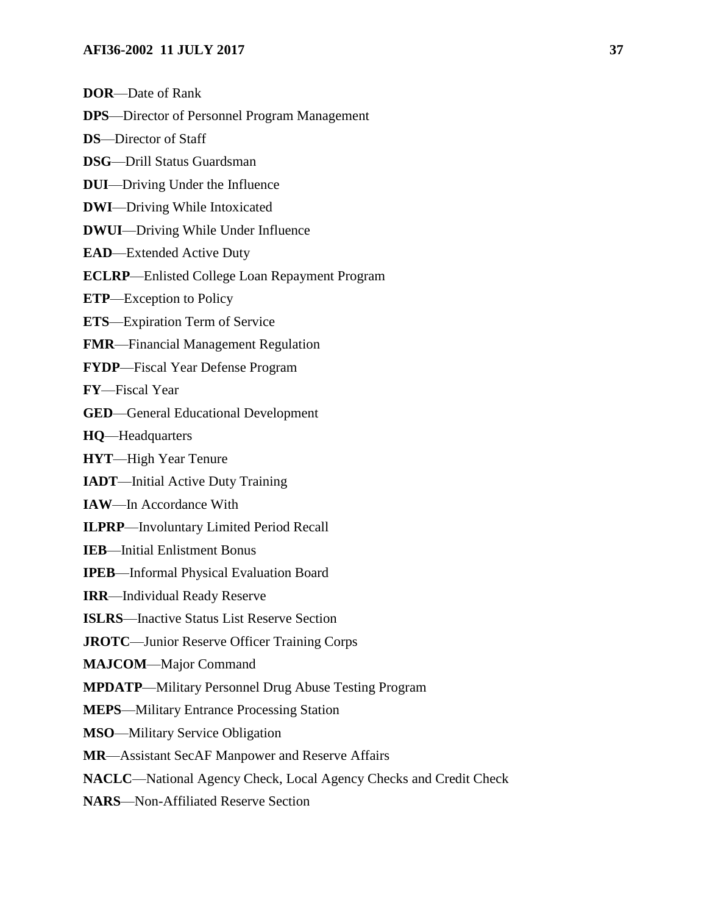**DOR**—Date of Rank

**DPS**—Director of Personnel Program Management

**DS**—Director of Staff

**DSG**—Drill Status Guardsman

**DUI**—Driving Under the Influence

**DWI**—Driving While Intoxicated

**DWUI**—Driving While Under Influence

**EAD**—Extended Active Duty

**ECLRP**—Enlisted College Loan Repayment Program

**ETP**—Exception to Policy

**ETS**—Expiration Term of Service

**FMR**—Financial Management Regulation

**FYDP**—Fiscal Year Defense Program

**FY**—Fiscal Year

**GED**—General Educational Development

**HQ**—Headquarters

**HYT**—High Year Tenure

**IADT**—Initial Active Duty Training

**IAW**—In Accordance With

**ILPRP**—Involuntary Limited Period Recall

**IEB**—Initial Enlistment Bonus

**IPEB**—Informal Physical Evaluation Board

**IRR**—Individual Ready Reserve

**ISLRS**—Inactive Status List Reserve Section

**JROTC**—Junior Reserve Officer Training Corps

**MAJCOM**—Major Command

**MPDATP**—Military Personnel Drug Abuse Testing Program

**MEPS**—Military Entrance Processing Station

**MSO**—Military Service Obligation

**MR**—Assistant SecAF Manpower and Reserve Affairs

**NACLC**—National Agency Check, Local Agency Checks and Credit Check

**NARS**—Non-Affiliated Reserve Section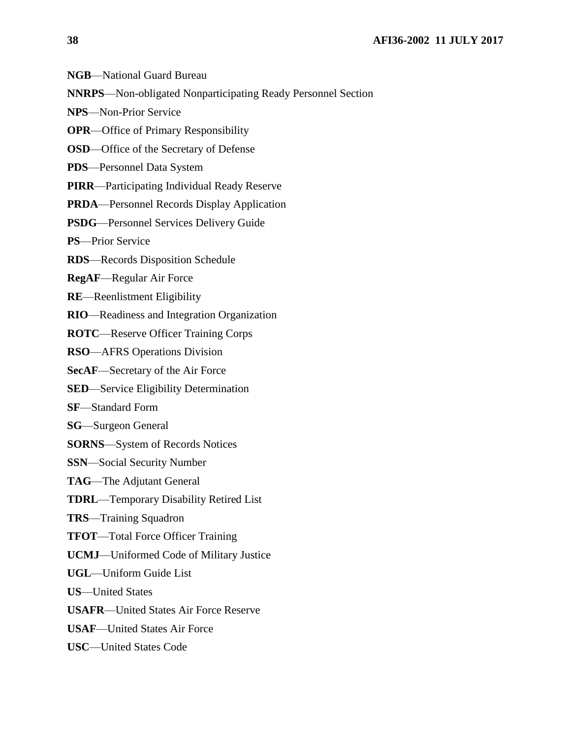**NGB**—National Guard Bureau

**NNRPS**—Non-obligated Nonparticipating Ready Personnel Section

**NPS**—Non-Prior Service

**OPR**—Office of Primary Responsibility

**OSD**—Office of the Secretary of Defense

**PDS**—Personnel Data System

**PIRR**—Participating Individual Ready Reserve

**PRDA**—Personnel Records Display Application

**PSDG**—Personnel Services Delivery Guide

**PS**—Prior Service

**RDS**—Records Disposition Schedule

**RegAF**—Regular Air Force

**RE**—Reenlistment Eligibility

**RIO**—Readiness and Integration Organization

**ROTC**—Reserve Officer Training Corps

**RSO**—AFRS Operations Division

**SecAF**—Secretary of the Air Force

**SED**—Service Eligibility Determination

**SF**—Standard Form

**SG**—Surgeon General

**SORNS**—System of Records Notices

**SSN**—Social Security Number

**TAG**—The Adjutant General

**TDRL**—Temporary Disability Retired List

**TRS**—Training Squadron

**TFOT**—Total Force Officer Training

**UCMJ**—Uniformed Code of Military Justice

**UGL**—Uniform Guide List

**US**—United States

**USAFR**—United States Air Force Reserve

**USAF**—United States Air Force

**USC**—United States Code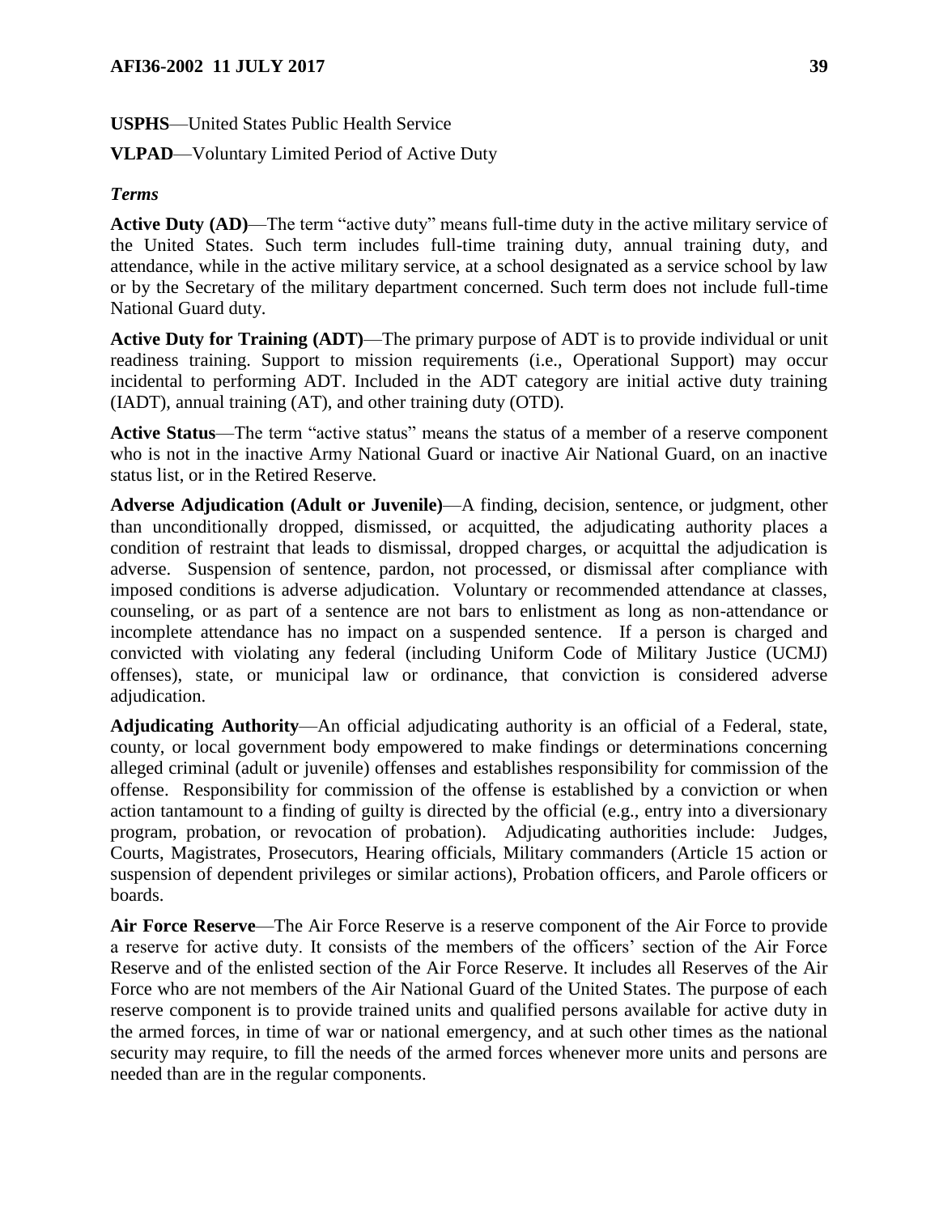**USPHS**—United States Public Health Service

**VLPAD**—Voluntary Limited Period of Active Duty

### *Terms*

**Active Duty (AD)**—The term "active duty" means full-time duty in the active military service of the United States. Such term includes full-time training duty, annual training duty, and attendance, while in the active military service, at a school designated as a service school by law or by the Secretary of the military department concerned. Such term does not include full-time National Guard duty.

**Active Duty for Training (ADT)**—The primary purpose of ADT is to provide individual or unit readiness training. Support to mission requirements (i.e., Operational Support) may occur incidental to performing ADT. Included in the ADT category are initial active duty training (IADT), annual training (AT), and other training duty (OTD).

**Active Status**—The term "active status" means the status of a member of a reserve component who is not in the inactive Army National Guard or inactive Air National Guard, on an inactive status list, or in the Retired Reserve.

**Adverse Adjudication (Adult or Juvenile)**—A finding, decision, sentence, or judgment, other than unconditionally dropped, dismissed, or acquitted, the adjudicating authority places a condition of restraint that leads to dismissal, dropped charges, or acquittal the adjudication is adverse. Suspension of sentence, pardon, not processed, or dismissal after compliance with imposed conditions is adverse adjudication. Voluntary or recommended attendance at classes, counseling, or as part of a sentence are not bars to enlistment as long as non-attendance or incomplete attendance has no impact on a suspended sentence. If a person is charged and convicted with violating any federal (including Uniform Code of Military Justice (UCMJ) offenses), state, or municipal law or ordinance, that conviction is considered adverse adjudication.

**Adjudicating Authority**—An official adjudicating authority is an official of a Federal, state, county, or local government body empowered to make findings or determinations concerning alleged criminal (adult or juvenile) offenses and establishes responsibility for commission of the offense. Responsibility for commission of the offense is established by a conviction or when action tantamount to a finding of guilty is directed by the official (e.g., entry into a diversionary program, probation, or revocation of probation). Adjudicating authorities include: Judges, Courts, Magistrates, Prosecutors, Hearing officials, Military commanders (Article 15 action or suspension of dependent privileges or similar actions), Probation officers, and Parole officers or boards.

**Air Force Reserve**—The Air Force Reserve is a reserve component of the Air Force to provide a reserve for active duty. It consists of the members of the officers' section of the Air Force Reserve and of the enlisted section of the Air Force Reserve. It includes all Reserves of the Air Force who are not members of the Air National Guard of the United States. The purpose of each reserve component is to provide trained units and qualified persons available for active duty in the armed forces, in time of war or national emergency, and at such other times as the national security may require, to fill the needs of the armed forces whenever more units and persons are needed than are in the regular components.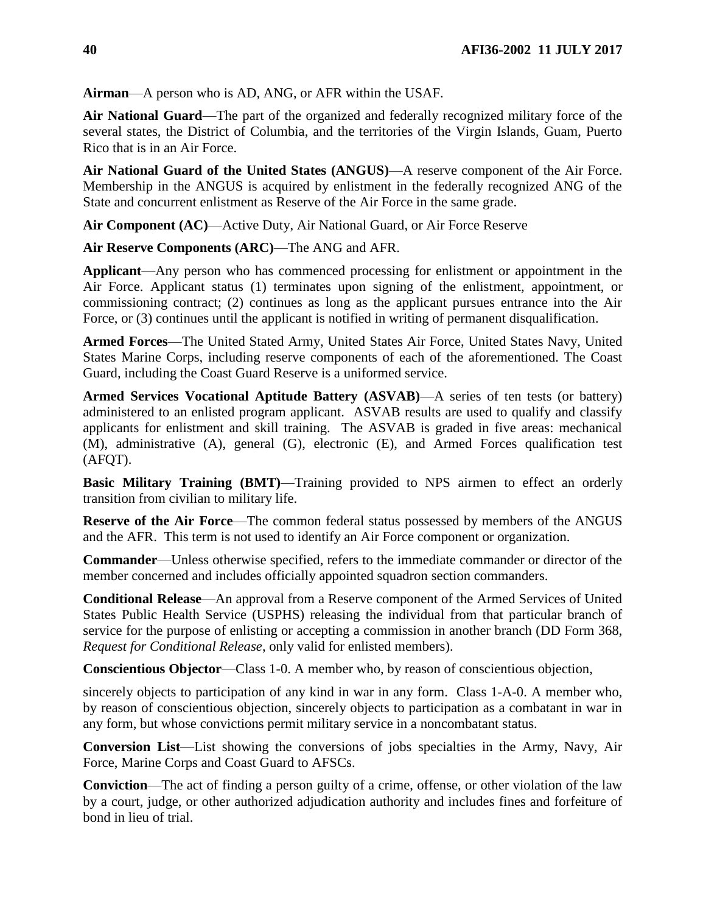**Airman**—A person who is AD, ANG, or AFR within the USAF.

**Air National Guard**—The part of the organized and federally recognized military force of the several states, the District of Columbia, and the territories of the Virgin Islands, Guam, Puerto Rico that is in an Air Force.

**Air National Guard of the United States (ANGUS)**—A reserve component of the Air Force. Membership in the ANGUS is acquired by enlistment in the federally recognized ANG of the State and concurrent enlistment as Reserve of the Air Force in the same grade.

**Air Component (AC)**—Active Duty, Air National Guard, or Air Force Reserve

**Air Reserve Components (ARC)**—The ANG and AFR.

**Applicant**—Any person who has commenced processing for enlistment or appointment in the Air Force. Applicant status (1) terminates upon signing of the enlistment, appointment, or commissioning contract; (2) continues as long as the applicant pursues entrance into the Air Force, or (3) continues until the applicant is notified in writing of permanent disqualification.

**Armed Forces**—The United Stated Army, United States Air Force, United States Navy, United States Marine Corps, including reserve components of each of the aforementioned. The Coast Guard, including the Coast Guard Reserve is a uniformed service.

**Armed Services Vocational Aptitude Battery (ASVAB)**—A series of ten tests (or battery) administered to an enlisted program applicant. ASVAB results are used to qualify and classify applicants for enlistment and skill training. The ASVAB is graded in five areas: mechanical (M), administrative (A), general (G), electronic (E), and Armed Forces qualification test (AFQT).

**Basic Military Training (BMT)**—Training provided to NPS airmen to effect an orderly transition from civilian to military life.

**Reserve of the Air Force**—The common federal status possessed by members of the ANGUS and the AFR. This term is not used to identify an Air Force component or organization.

**Commander**—Unless otherwise specified, refers to the immediate commander or director of the member concerned and includes officially appointed squadron section commanders.

**Conditional Release**—An approval from a Reserve component of the Armed Services of United States Public Health Service (USPHS) releasing the individual from that particular branch of service for the purpose of enlisting or accepting a commission in another branch (DD Form 368, *Request for Conditional Release*, only valid for enlisted members).

**Conscientious Objector**—Class 1-0. A member who, by reason of conscientious objection,

sincerely objects to participation of any kind in war in any form. Class 1-A-0. A member who, by reason of conscientious objection, sincerely objects to participation as a combatant in war in any form, but whose convictions permit military service in a noncombatant status.

**Conversion List**—List showing the conversions of jobs specialties in the Army, Navy, Air Force, Marine Corps and Coast Guard to AFSCs.

**Conviction**—The act of finding a person guilty of a crime, offense, or other violation of the law by a court, judge, or other authorized adjudication authority and includes fines and forfeiture of bond in lieu of trial.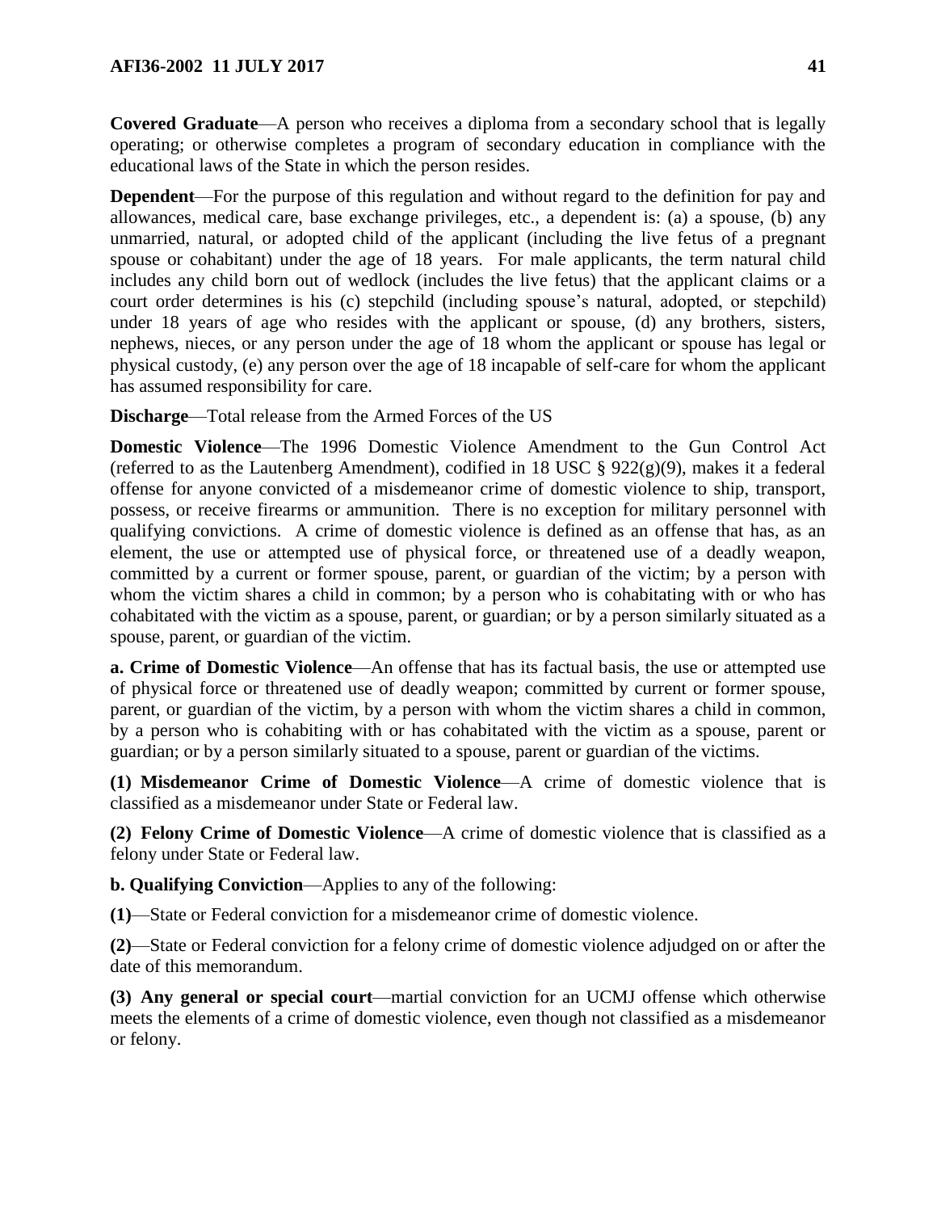**Covered Graduate**—A person who receives a diploma from a secondary school that is legally operating; or otherwise completes a program of secondary education in compliance with the educational laws of the State in which the person resides.

**Dependent**—For the purpose of this regulation and without regard to the definition for pay and allowances, medical care, base exchange privileges, etc., a dependent is: (a) a spouse, (b) any unmarried, natural, or adopted child of the applicant (including the live fetus of a pregnant spouse or cohabitant) under the age of 18 years. For male applicants, the term natural child includes any child born out of wedlock (includes the live fetus) that the applicant claims or a court order determines is his (c) stepchild (including spouse's natural, adopted, or stepchild) under 18 years of age who resides with the applicant or spouse, (d) any brothers, sisters, nephews, nieces, or any person under the age of 18 whom the applicant or spouse has legal or physical custody, (e) any person over the age of 18 incapable of self-care for whom the applicant has assumed responsibility for care.

**Discharge**—Total release from the Armed Forces of the US

**Domestic Violence**—The 1996 Domestic Violence Amendment to the Gun Control Act (referred to as the Lautenberg Amendment), codified in 18 USC § 922(g)(9), makes it a federal offense for anyone convicted of a misdemeanor crime of domestic violence to ship, transport, possess, or receive firearms or ammunition. There is no exception for military personnel with qualifying convictions. A crime of domestic violence is defined as an offense that has, as an element, the use or attempted use of physical force, or threatened use of a deadly weapon, committed by a current or former spouse, parent, or guardian of the victim; by a person with whom the victim shares a child in common; by a person who is cohabitating with or who has cohabitated with the victim as a spouse, parent, or guardian; or by a person similarly situated as a spouse, parent, or guardian of the victim.

**a. Crime of Domestic Violence**—An offense that has its factual basis, the use or attempted use of physical force or threatened use of deadly weapon; committed by current or former spouse, parent, or guardian of the victim, by a person with whom the victim shares a child in common, by a person who is cohabiting with or has cohabitated with the victim as a spouse, parent or guardian; or by a person similarly situated to a spouse, parent or guardian of the victims.

**(1) Misdemeanor Crime of Domestic Violence**—A crime of domestic violence that is classified as a misdemeanor under State or Federal law.

**(2) Felony Crime of Domestic Violence**—A crime of domestic violence that is classified as a felony under State or Federal law.

**b. Qualifying Conviction**—Applies to any of the following:

**(1)**—State or Federal conviction for a misdemeanor crime of domestic violence.

**(2)**—State or Federal conviction for a felony crime of domestic violence adjudged on or after the date of this memorandum.

**(3) Any general or special court**—martial conviction for an UCMJ offense which otherwise meets the elements of a crime of domestic violence, even though not classified as a misdemeanor or felony.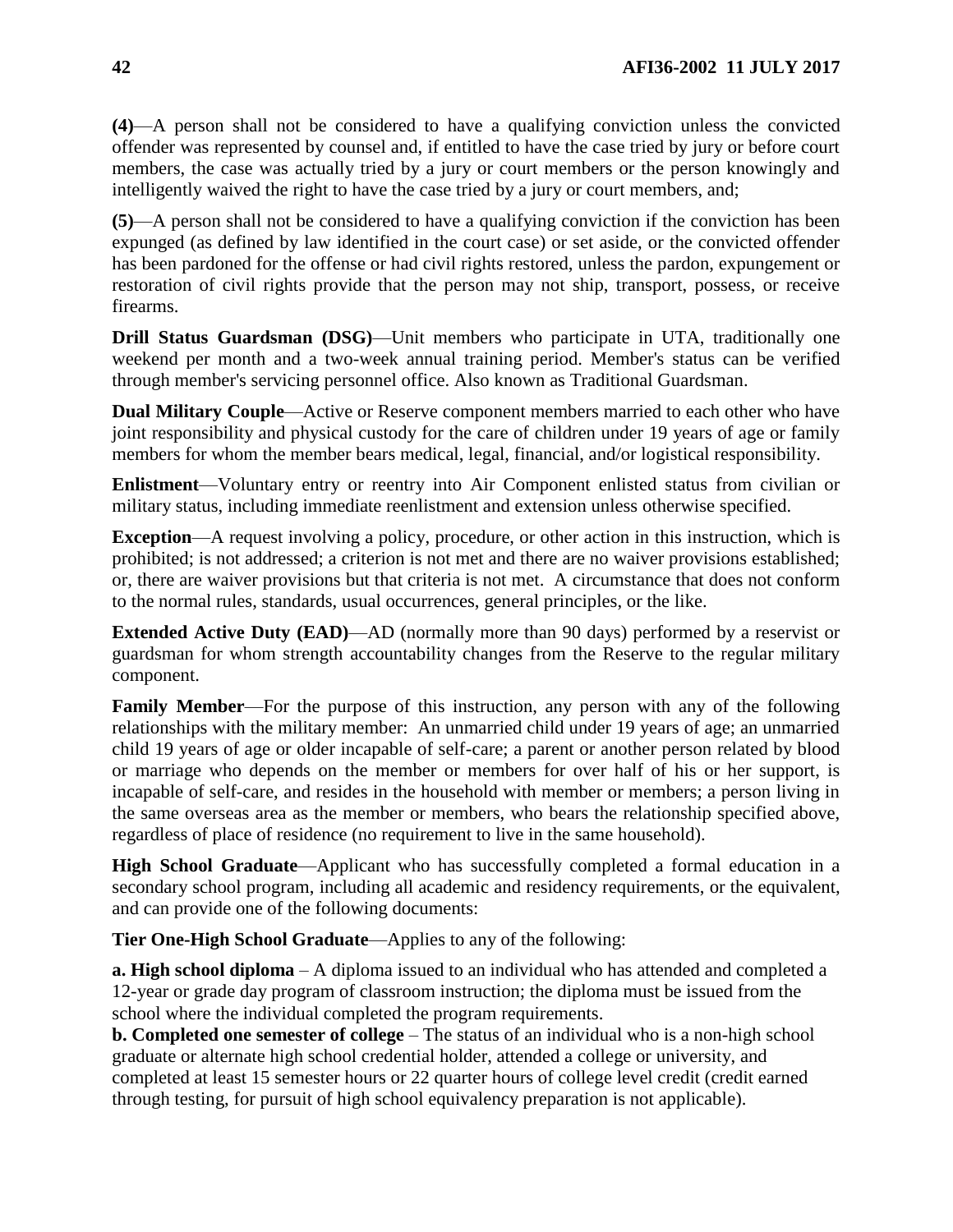**(4)**—A person shall not be considered to have a qualifying conviction unless the convicted offender was represented by counsel and, if entitled to have the case tried by jury or before court members, the case was actually tried by a jury or court members or the person knowingly and intelligently waived the right to have the case tried by a jury or court members, and;

**(5)**—A person shall not be considered to have a qualifying conviction if the conviction has been expunged (as defined by law identified in the court case) or set aside, or the convicted offender has been pardoned for the offense or had civil rights restored, unless the pardon, expungement or restoration of civil rights provide that the person may not ship, transport, possess, or receive firearms.

**Drill Status Guardsman (DSG)**—Unit members who participate in UTA, traditionally one weekend per month and a two-week annual training period. Member's status can be verified through member's servicing personnel office. Also known as Traditional Guardsman.

**Dual Military Couple**—Active or Reserve component members married to each other who have joint responsibility and physical custody for the care of children under 19 years of age or family members for whom the member bears medical, legal, financial, and/or logistical responsibility.

**Enlistment**—Voluntary entry or reentry into Air Component enlisted status from civilian or military status, including immediate reenlistment and extension unless otherwise specified.

**Exception**—A request involving a policy, procedure, or other action in this instruction, which is prohibited; is not addressed; a criterion is not met and there are no waiver provisions established; or, there are waiver provisions but that criteria is not met. A circumstance that does not conform to the normal rules, standards, usual occurrences, general principles, or the like.

**Extended Active Duty (EAD)**—AD (normally more than 90 days) performed by a reservist or guardsman for whom strength accountability changes from the Reserve to the regular military component.

**Family Member**—For the purpose of this instruction, any person with any of the following relationships with the military member: An unmarried child under 19 years of age; an unmarried child 19 years of age or older incapable of self-care; a parent or another person related by blood or marriage who depends on the member or members for over half of his or her support, is incapable of self-care, and resides in the household with member or members; a person living in the same overseas area as the member or members, who bears the relationship specified above, regardless of place of residence (no requirement to live in the same household).

**High School Graduate**—Applicant who has successfully completed a formal education in a secondary school program, including all academic and residency requirements, or the equivalent, and can provide one of the following documents:

**Tier One-High School Graduate**—Applies to any of the following:

**a. High school diploma** – A diploma issued to an individual who has attended and completed a 12-year or grade day program of classroom instruction; the diploma must be issued from the school where the individual completed the program requirements.

**b. Completed one semester of college** – The status of an individual who is a non-high school graduate or alternate high school credential holder, attended a college or university, and completed at least 15 semester hours or 22 quarter hours of college level credit (credit earned through testing, for pursuit of high school equivalency preparation is not applicable).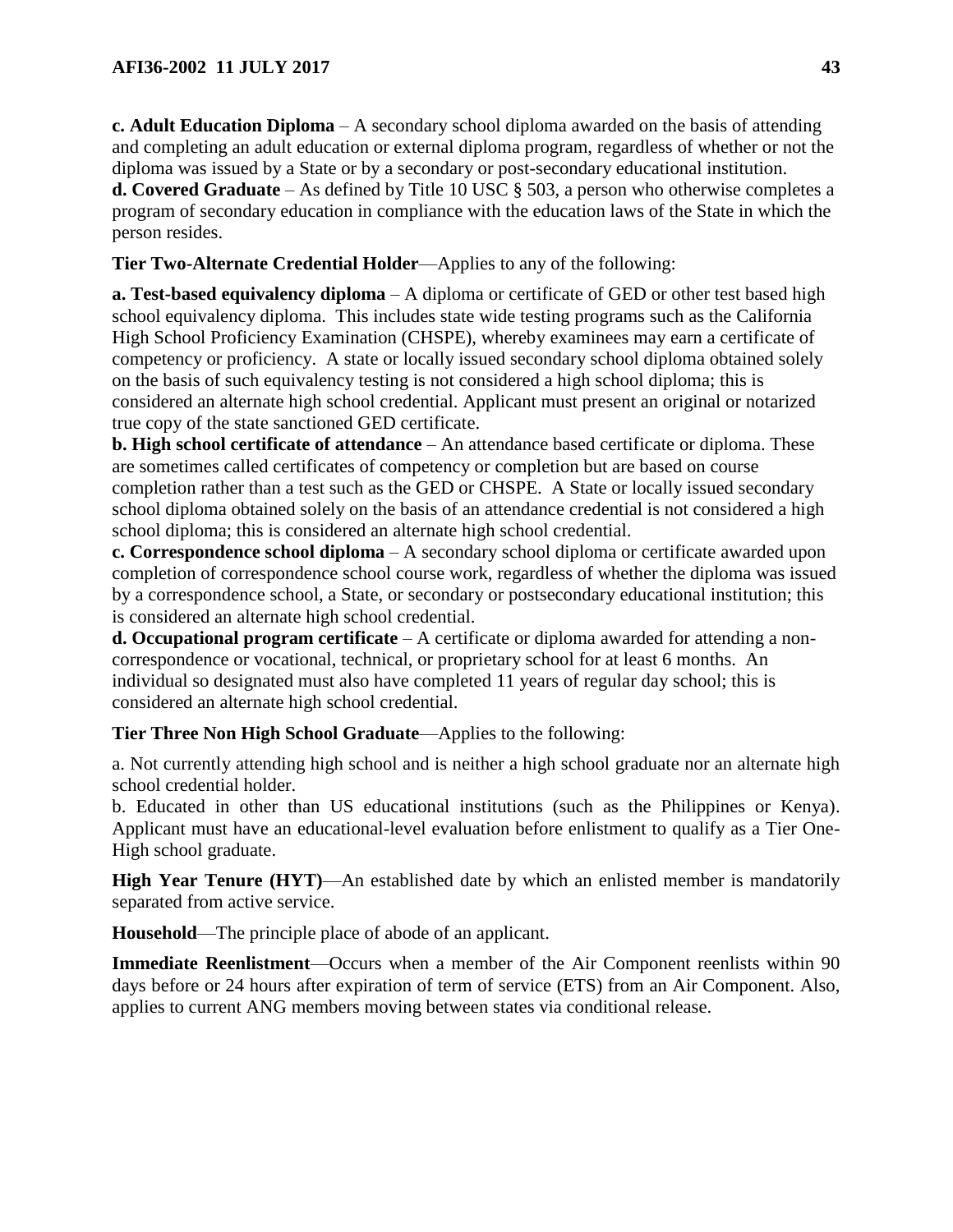**c. Adult Education Diploma** – A secondary school diploma awarded on the basis of attending and completing an adult education or external diploma program, regardless of whether or not the diploma was issued by a State or by a secondary or post-secondary educational institution.
**d. Covered Graduate** – As defined by Title 10 USC § 503, a person who otherwise completes a program of secondary education in compliance with the education laws of the State in which the person resides.

**Tier Two-Alternate Credential Holder**—Applies to any of the following:

**a. Test-based equivalency diploma** – A diploma or certificate of GED or other test based high school equivalency diploma. This includes state wide testing programs such as the California High School Proficiency Examination (CHSPE), whereby examinees may earn a certificate of competency or proficiency. A state or locally issued secondary school diploma obtained solely on the basis of such equivalency testing is not considered a high school diploma; this is considered an alternate high school credential. Applicant must present an original or notarized true copy of the state sanctioned GED certificate.
**b. High school certificate of attendance** – An attendance based certificate or diploma. These are sometimes called certificates of competency or completion but are based on course completion rather than a test such as the GED or CHSPE. A State or locally issued secondary school diploma obtained solely on the basis of an attendance credential is not considered a high school diploma; this is considered an alternate high school credential.
**c. Correspondence school diploma** – A secondary school diploma or certificate awarded upon completion of correspondence school course work, regardless of whether the diploma was issued by a correspondence school, a State, or secondary or postsecondary educational institution; this is considered an alternate high school credential.
**d. Occupational program certificate** – A certificate or diploma awarded for attending a non-correspondence or vocational, technical, or proprietary school for at least 6 months. An individual so designated must also have completed 11 years of regular day school; this is considered an alternate high school credential.

**Tier Three Non High School Graduate**—Applies to the following:

a. Not currently attending high school and is neither a high school graduate nor an alternate high school credential holder.
b. Educated in other than US educational institutions (such as the Philippines or Kenya). Applicant must have an educational-level evaluation before enlistment to qualify as a Tier One-High school graduate.

**High Year Tenure (HYT)**—An established date by which an enlisted member is mandatorily separated from active service.

**Household**—The principle place of abode of an applicant.

**Immediate Reenlistment**—Occurs when a member of the Air Component reenlists within 90 days before or 24 hours after expiration of term of service (ETS) from an Air Component. Also, applies to current ANG members moving between states via conditional release.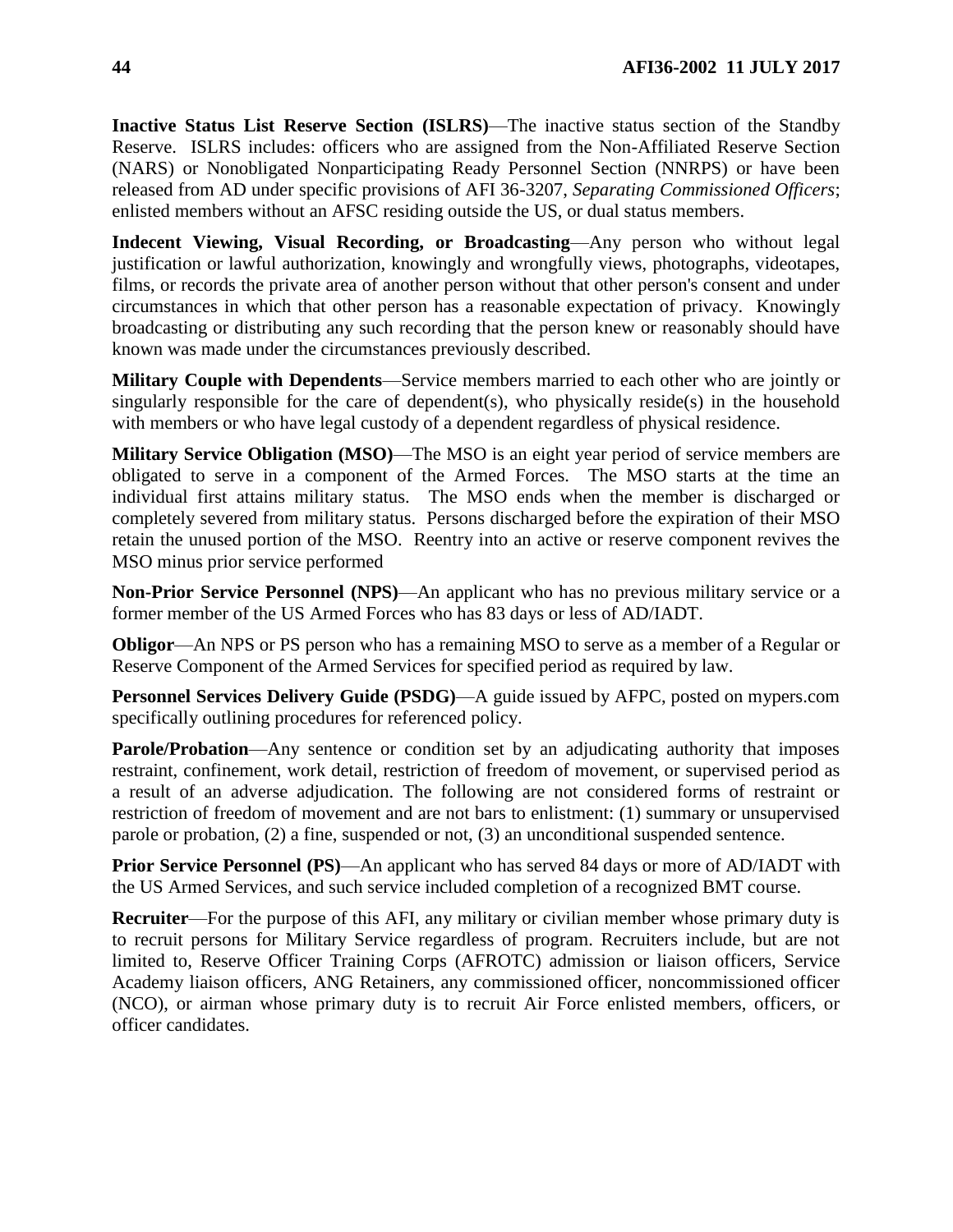**Inactive Status List Reserve Section (ISLRS)**—The inactive status section of the Standby Reserve. ISLRS includes: officers who are assigned from the Non-Affiliated Reserve Section (NARS) or Nonobligated Nonparticipating Ready Personnel Section (NNRPS) or have been released from AD under specific provisions of AFI 36-3207, *Separating Commissioned Officers*; enlisted members without an AFSC residing outside the US, or dual status members.

**Indecent Viewing, Visual Recording, or Broadcasting**—Any person who without legal justification or lawful authorization, knowingly and wrongfully views, photographs, videotapes, films, or records the private area of another person without that other person's consent and under circumstances in which that other person has a reasonable expectation of privacy. Knowingly broadcasting or distributing any such recording that the person knew or reasonably should have known was made under the circumstances previously described.

**Military Couple with Dependents**—Service members married to each other who are jointly or singularly responsible for the care of dependent(s), who physically reside(s) in the household with members or who have legal custody of a dependent regardless of physical residence.

**Military Service Obligation (MSO)**—The MSO is an eight year period of service members are obligated to serve in a component of the Armed Forces. The MSO starts at the time an individual first attains military status. The MSO ends when the member is discharged or completely severed from military status. Persons discharged before the expiration of their MSO retain the unused portion of the MSO. Reentry into an active or reserve component revives the MSO minus prior service performed

**Non-Prior Service Personnel (NPS)**—An applicant who has no previous military service or a former member of the US Armed Forces who has 83 days or less of AD/IADT.

**Obligor**—An NPS or PS person who has a remaining MSO to serve as a member of a Regular or Reserve Component of the Armed Services for specified period as required by law.

**Personnel Services Delivery Guide (PSDG)**—A guide issued by AFPC, posted on mypers.com specifically outlining procedures for referenced policy.

**Parole/Probation**—Any sentence or condition set by an adjudicating authority that imposes restraint, confinement, work detail, restriction of freedom of movement, or supervised period as a result of an adverse adjudication. The following are not considered forms of restraint or restriction of freedom of movement and are not bars to enlistment: (1) summary or unsupervised parole or probation, (2) a fine, suspended or not, (3) an unconditional suspended sentence.

**Prior Service Personnel (PS)**—An applicant who has served 84 days or more of AD/IADT with the US Armed Services, and such service included completion of a recognized BMT course.

**Recruiter**—For the purpose of this AFI, any military or civilian member whose primary duty is to recruit persons for Military Service regardless of program. Recruiters include, but are not limited to, Reserve Officer Training Corps (AFROTC) admission or liaison officers, Service Academy liaison officers, ANG Retainers, any commissioned officer, noncommissioned officer (NCO), or airman whose primary duty is to recruit Air Force enlisted members, officers, or officer candidates.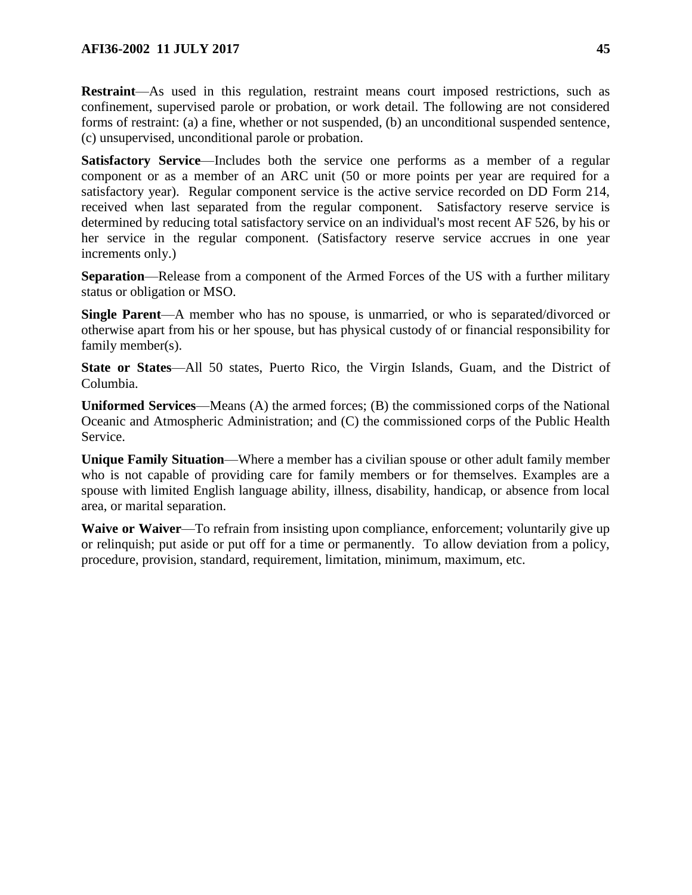**Restraint**—As used in this regulation, restraint means court imposed restrictions, such as confinement, supervised parole or probation, or work detail. The following are not considered forms of restraint: (a) a fine, whether or not suspended, (b) an unconditional suspended sentence, (c) unsupervised, unconditional parole or probation.

**Satisfactory Service**—Includes both the service one performs as a member of a regular component or as a member of an ARC unit (50 or more points per year are required for a satisfactory year). Regular component service is the active service recorded on DD Form 214, received when last separated from the regular component. Satisfactory reserve service is determined by reducing total satisfactory service on an individual's most recent AF 526, by his or her service in the regular component. (Satisfactory reserve service accrues in one year increments only.)

**Separation**—Release from a component of the Armed Forces of the US with a further military status or obligation or MSO.

**Single Parent**—A member who has no spouse, is unmarried, or who is separated/divorced or otherwise apart from his or her spouse, but has physical custody of or financial responsibility for family member(s).

**State or States**—All 50 states, Puerto Rico, the Virgin Islands, Guam, and the District of Columbia.

**Uniformed Services**—Means (A) the armed forces; (B) the commissioned corps of the National Oceanic and Atmospheric Administration; and (C) the commissioned corps of the Public Health Service.

**Unique Family Situation**—Where a member has a civilian spouse or other adult family member who is not capable of providing care for family members or for themselves. Examples are a spouse with limited English language ability, illness, disability, handicap, or absence from local area, or marital separation.

**Waive or Waiver**—To refrain from insisting upon compliance, enforcement; voluntarily give up or relinquish; put aside or put off for a time or permanently. To allow deviation from a policy, procedure, provision, standard, requirement, limitation, minimum, maximum, etc.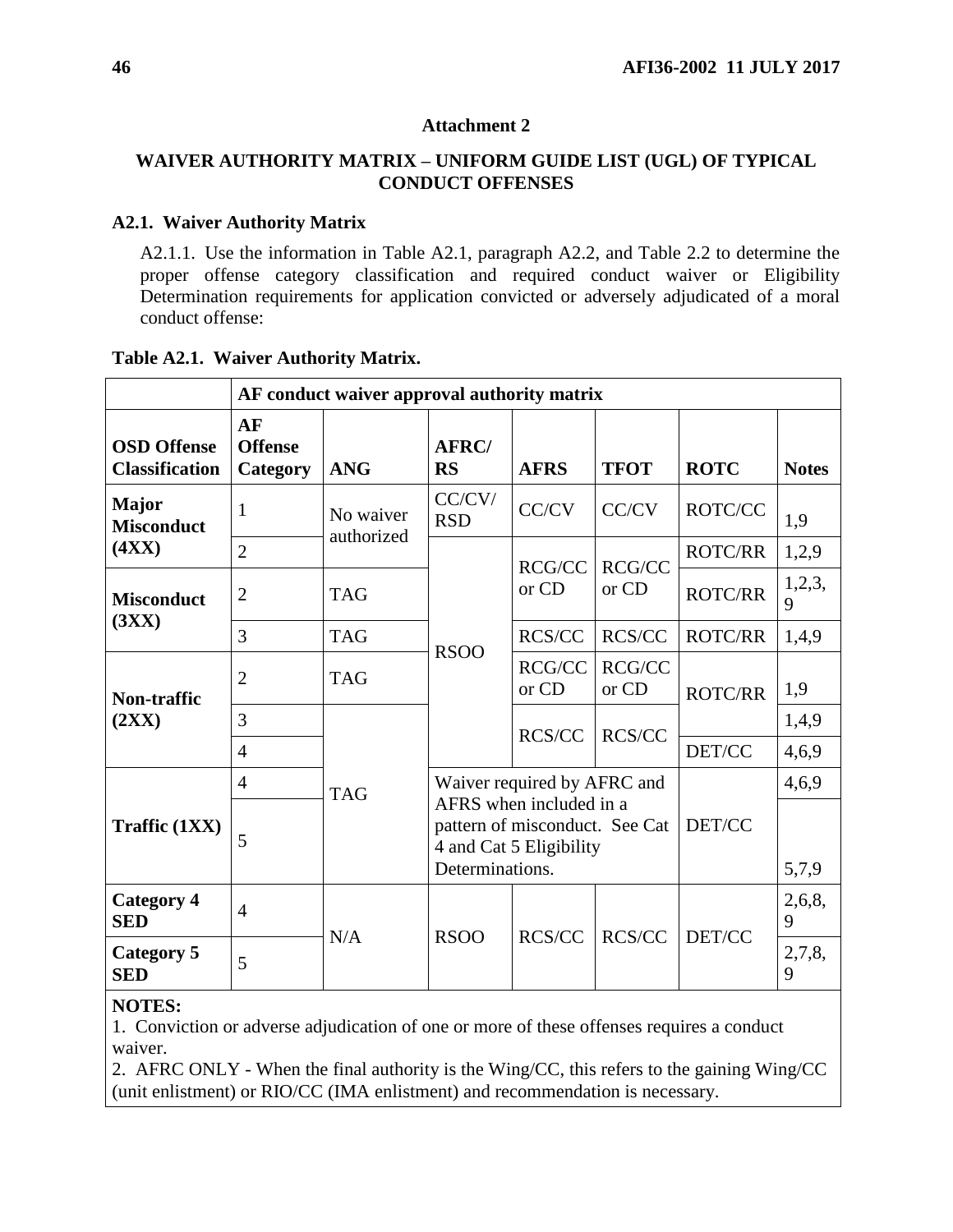## Attachment 2

## WAIVER AUTHORITY MATRIX – UNIFORM GUIDE LIST (UGL) OF TYPICAL CONDUCT OFFENSES

### A2.1. Waiver Authority Matrix

A2.1.1. Use the information in Table A2.1, paragraph A2.2, and Table 2.2 to determine the proper offense category classification and required conduct waiver or Eligibility Determination requirements for application convicted or adversely adjudicated of a moral conduct offense:

**Table A2.1. Waiver Authority Matrix.**

| | AF conduct waiver approval authority matrix | | | | | | |
|---|---|---|---|---|---|---|---|
| **OSD Offense Classification** | **AF Offense Category** | **ANG** | **AFRC/ RS** | **AFRS** | **TFOT** | **ROTC** | **Notes** |
| **Major Misconduct (4XX)** | 1 | No waiver authorized | CC/CV/ RSD | CC/CV | CC/CV | ROTC/CC | 1,9 |
| | 2 | | RSOO | RCG/CC or CD | RCG/CC or CD | ROTC/RR | 1,2,9 |
| **Misconduct (3XX)** | 2 | TAG | | | | ROTC/RR | 1,2,3, 9 |
| | 3 | TAG | | RCS/CC | RCS/CC | ROTC/RR | 1,4,9 |
| **Non-traffic (2XX)** | 2 | TAG | | RCG/CC or CD | RCG/CC or CD | ROTC/RR | 1,9 |
| | 3 | TAG | | RCS/CC | RCS/CC | | 1,4,9 |
| | 4 | | | | | DET/CC | 4,6,9 |
| **Traffic (1XX)** | 4 | | Waiver required by AFRC and AFRS when included in a pattern of misconduct. See Cat 4 and Cat 5 Eligibility Determinations. | | | DET/CC | 4,6,9 |
| | 5 | | | | | | 5,7,9 |
| **Category 4 SED** | 4 | N/A | RSOO | RCS/CC | RCS/CC | DET/CC | 2,6,8, 9 |
| **Category 5 SED** | 5 | | | | | | 2,7,8, 9 |

**NOTES:**

1. Conviction or adverse adjudication of one or more of these offenses requires a conduct waiver.
2. AFRC ONLY - When the final authority is the Wing/CC, this refers to the gaining Wing/CC (unit enlistment) or RIO/CC (IMA enlistment) and recommendation is necessary.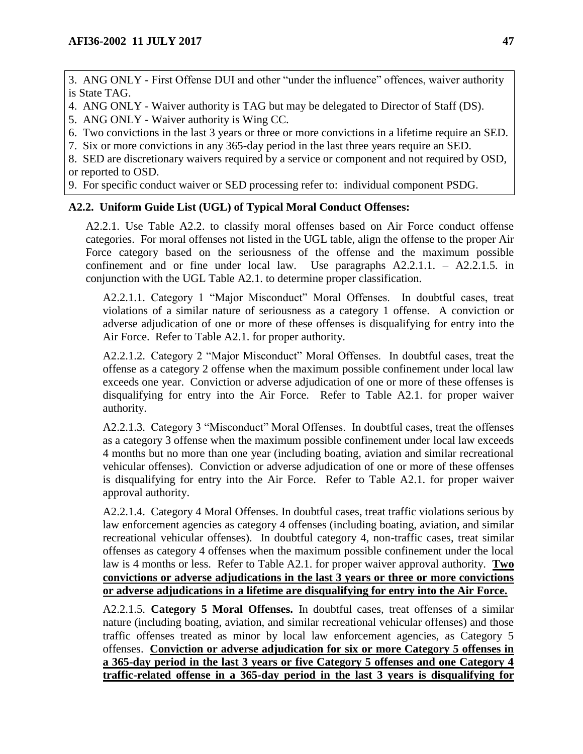3. ANG ONLY - First Offense DUI and other "under the influence" offences, waiver authority is State TAG.
4. ANG ONLY - Waiver authority is TAG but may be delegated to Director of Staff (DS).
5. ANG ONLY - Waiver authority is Wing CC.
6. Two convictions in the last 3 years or three or more convictions in a lifetime require an SED.
7. Six or more convictions in any 365-day period in the last three years require an SED.
8. SED are discretionary waivers required by a service or component and not required by OSD, or reported to OSD.
9. For specific conduct waiver or SED processing refer to: individual component PSDG.

**A2.2. Uniform Guide List (UGL) of Typical Moral Conduct Offenses:**

A2.2.1. Use Table A2.2. to classify moral offenses based on Air Force conduct offense categories. For moral offenses not listed in the UGL table, align the offense to the proper Air Force category based on the seriousness of the offense and the maximum possible confinement and or fine under local law. Use paragraphs A2.2.1.1. – A2.2.1.5. in conjunction with the UGL Table A2.1. to determine proper classification.

A2.2.1.1. Category 1 "Major Misconduct" Moral Offenses. In doubtful cases, treat violations of a similar nature of seriousness as a category 1 offense. A conviction or adverse adjudication of one or more of these offenses is disqualifying for entry into the Air Force. Refer to Table A2.1. for proper authority.

A2.2.1.2. Category 2 "Major Misconduct" Moral Offenses. In doubtful cases, treat the offense as a category 2 offense when the maximum possible confinement under local law exceeds one year. Conviction or adverse adjudication of one or more of these offenses is disqualifying for entry into the Air Force. Refer to Table A2.1. for proper waiver authority.

A2.2.1.3. Category 3 "Misconduct" Moral Offenses. In doubtful cases, treat the offenses as a category 3 offense when the maximum possible confinement under local law exceeds 4 months but no more than one year (including boating, aviation and similar recreational vehicular offenses). Conviction or adverse adjudication of one or more of these offenses is disqualifying for entry into the Air Force. Refer to Table A2.1. for proper waiver approval authority.

A2.2.1.4. Category 4 Moral Offenses. In doubtful cases, treat traffic violations serious by law enforcement agencies as category 4 offenses (including boating, aviation, and similar recreational vehicular offenses). In doubtful category 4, non-traffic cases, treat similar offenses as category 4 offenses when the maximum possible confinement under the local law is 4 months or less. Refer to Table A2.1. for proper waiver approval authority. **Two convictions or adverse adjudications in the last 3 years or three or more convictions or adverse adjudications in a lifetime are disqualifying for entry into the Air Force.**

A2.2.1.5. **Category 5 Moral Offenses.** In doubtful cases, treat offenses of a similar nature (including boating, aviation, and similar recreational vehicular offenses) and those traffic offenses treated as minor by local law enforcement agencies, as Category 5 offenses. **Conviction or adverse adjudication for six or more Category 5 offenses in a 365-day period in the last 3 years or five Category 5 offenses and one Category 4 traffic-related offense in a 365-day period in the last 3 years is disqualifying for**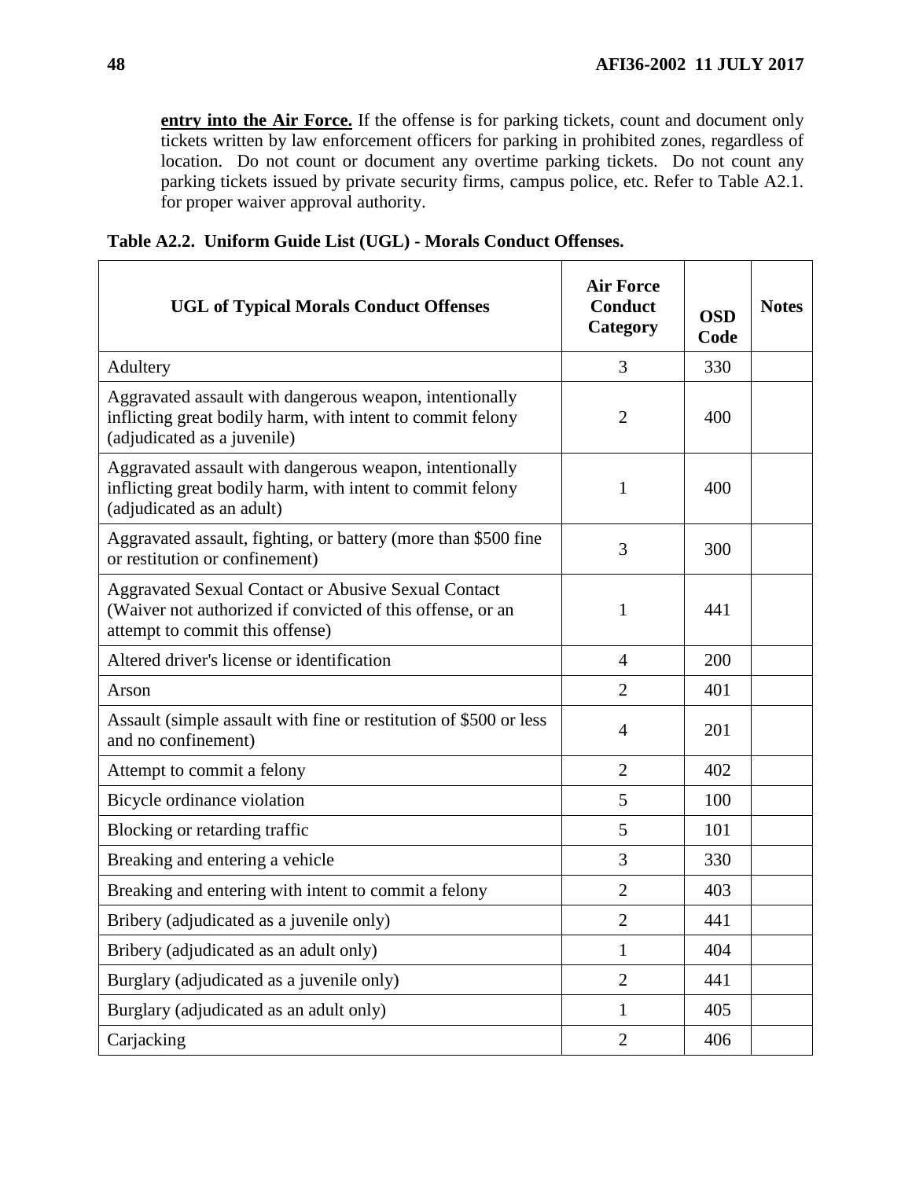**entry into the Air Force.** If the offense is for parking tickets, count and document only tickets written by law enforcement officers for parking in prohibited zones, regardless of location. Do not count or document any overtime parking tickets. Do not count any parking tickets issued by private security firms, campus police, etc. Refer to Table A2.1. for proper waiver approval authority.

**Table A2.2. Uniform Guide List (UGL) - Morals Conduct Offenses.**

| UGL of Typical Morals Conduct Offenses | Air Force Conduct Category | OSD Code | Notes |
|---|---|---|---|
| Adultery | 3 | 330 | |
| Aggravated assault with dangerous weapon, intentionally inflicting great bodily harm, with intent to commit felony (adjudicated as a juvenile) | 2 | 400 | |
| Aggravated assault with dangerous weapon, intentionally inflicting great bodily harm, with intent to commit felony (adjudicated as an adult) | 1 | 400 | |
| Aggravated assault, fighting, or battery (more than $500 fine or restitution or confinement) | 3 | 300 | |
| Aggravated Sexual Contact or Abusive Sexual Contact (Waiver not authorized if convicted of this offense, or an attempt to commit this offense) | 1 | 441 | |
| Altered driver's license or identification | 4 | 200 | |
| Arson | 2 | 401 | |
| Assault (simple assault with fine or restitution of $500 or less and no confinement) | 4 | 201 | |
| Attempt to commit a felony | 2 | 402 | |
| Bicycle ordinance violation | 5 | 100 | |
| Blocking or retarding traffic | 5 | 101 | |
| Breaking and entering a vehicle | 3 | 330 | |
| Breaking and entering with intent to commit a felony | 2 | 403 | |
| Bribery (adjudicated as a juvenile only) | 2 | 441 | |
| Bribery (adjudicated as an adult only) | 1 | 404 | |
| Burglary (adjudicated as a juvenile only) | 2 | 441 | |
| Burglary (adjudicated as an adult only) | 1 | 405 | |
| Carjacking | 2 | 406 | |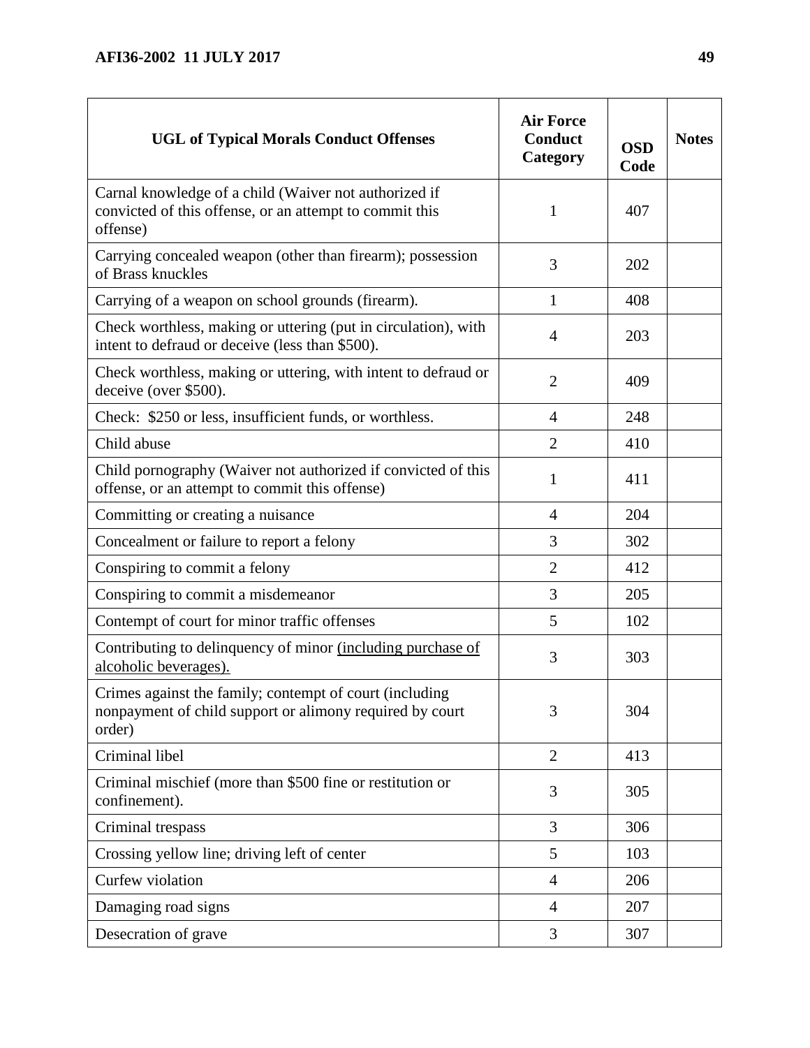| UGL of Typical Morals Conduct Offenses | Air Force Conduct Category | OSD Code | Notes |
|---|---|---|---|
| Carnal knowledge of a child (Waiver not authorized if convicted of this offense, or an attempt to commit this offense) | 1 | 407 | |
| Carrying concealed weapon (other than firearm); possession of Brass knuckles | 3 | 202 | |
| Carrying of a weapon on school grounds (firearm). | 1 | 408 | |
| Check worthless, making or uttering (put in circulation), with intent to defraud or deceive (less than $500). | 4 | 203 | |
| Check worthless, making or uttering, with intent to defraud or deceive (over $500). | 2 | 409 | |
| Check: $250 or less, insufficient funds, or worthless. | 4 | 248 | |
| Child abuse | 2 | 410 | |
| Child pornography (Waiver not authorized if convicted of this offense, or an attempt to commit this offense) | 1 | 411 | |
| Committing or creating a nuisance | 4 | 204 | |
| Concealment or failure to report a felony | 3 | 302 | |
| Conspiring to commit a felony | 2 | 412 | |
| Conspiring to commit a misdemeanor | 3 | 205 | |
| Contempt of court for minor traffic offenses | 5 | 102 | |
| Contributing to delinquency of minor (including purchase of alcoholic beverages). | 3 | 303 | |
| Crimes against the family; contempt of court (including nonpayment of child support or alimony required by court order) | 3 | 304 | |
| Criminal libel | 2 | 413 | |
| Criminal mischief (more than $500 fine or restitution or confinement). | 3 | 305 | |
| Criminal trespass | 3 | 306 | |
| Crossing yellow line; driving left of center | 5 | 103 | |
| Curfew violation | 4 | 206 | |
| Damaging road signs | 4 | 207 | |
| Desecration of grave | 3 | 307 | |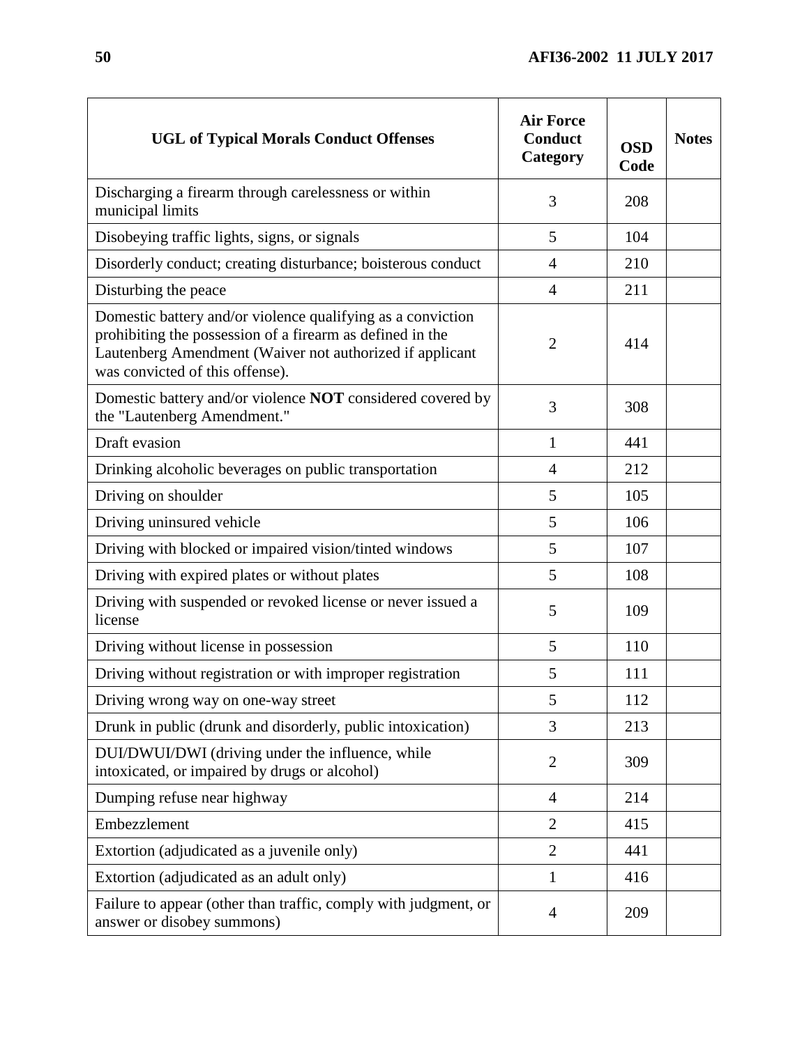| UGL of Typical Morals Conduct Offenses | Air Force Conduct Category | OSD Code | Notes |
|---|---|---|---|
| Discharging a firearm through carelessness or within municipal limits | 3 | 208 | |
| Disobeying traffic lights, signs, or signals | 5 | 104 | |
| Disorderly conduct; creating disturbance; boisterous conduct | 4 | 210 | |
| Disturbing the peace | 4 | 211 | |
| Domestic battery and/or violence qualifying as a conviction prohibiting the possession of a firearm as defined in the Lautenberg Amendment (Waiver not authorized if applicant was convicted of this offense). | 2 | 414 | |
| Domestic battery and/or violence **NOT** considered covered by the "Lautenberg Amendment." | 3 | 308 | |
| Draft evasion | 1 | 441 | |
| Drinking alcoholic beverages on public transportation | 4 | 212 | |
| Driving on shoulder | 5 | 105 | |
| Driving uninsured vehicle | 5 | 106 | |
| Driving with blocked or impaired vision/tinted windows | 5 | 107 | |
| Driving with expired plates or without plates | 5 | 108 | |
| Driving with suspended or revoked license or never issued a license | 5 | 109 | |
| Driving without license in possession | 5 | 110 | |
| Driving without registration or with improper registration | 5 | 111 | |
| Driving wrong way on one-way street | 5 | 112 | |
| Drunk in public (drunk and disorderly, public intoxication) | 3 | 213 | |
| DUI/DWUI/DWI (driving under the influence, while intoxicated, or impaired by drugs or alcohol) | 2 | 309 | |
| Dumping refuse near highway | 4 | 214 | |
| Embezzlement | 2 | 415 | |
| Extortion (adjudicated as a juvenile only) | 2 | 441 | |
| Extortion (adjudicated as an adult only) | 1 | 416 | |
| Failure to appear (other than traffic, comply with judgment, or answer or disobey summons) | 4 | 209 | |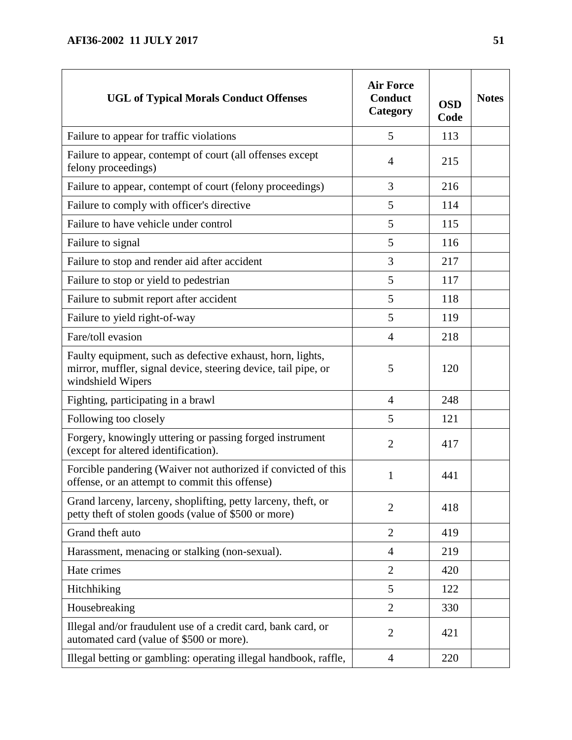| UGL of Typical Morals Conduct Offenses | Air Force Conduct Category | OSD Code | Notes |
|---|---|---|---|
| Failure to appear for traffic violations | 5 | 113 | |
| Failure to appear, contempt of court (all offenses except felony proceedings) | 4 | 215 | |
| Failure to appear, contempt of court (felony proceedings) | 3 | 216 | |
| Failure to comply with officer's directive | 5 | 114 | |
| Failure to have vehicle under control | 5 | 115 | |
| Failure to signal | 5 | 116 | |
| Failure to stop and render aid after accident | 3 | 217 | |
| Failure to stop or yield to pedestrian | 5 | 117 | |
| Failure to submit report after accident | 5 | 118 | |
| Failure to yield right-of-way | 5 | 119 | |
| Fare/toll evasion | 4 | 218 | |
| Faulty equipment, such as defective exhaust, horn, lights, mirror, muffler, signal device, steering device, tail pipe, or windshield Wipers | 5 | 120 | |
| Fighting, participating in a brawl | 4 | 248 | |
| Following too closely | 5 | 121 | |
| Forgery, knowingly uttering or passing forged instrument (except for altered identification). | 2 | 417 | |
| Forcible pandering (Waiver not authorized if convicted of this offense, or an attempt to commit this offense) | 1 | 441 | |
| Grand larceny, larceny, shoplifting, petty larceny, theft, or petty theft of stolen goods (value of $500 or more) | 2 | 418 | |
| Grand theft auto | 2 | 419 | |
| Harassment, menacing or stalking (non-sexual). | 4 | 219 | |
| Hate crimes | 2 | 420 | |
| Hitchhiking | 5 | 122 | |
| Housebreaking | 2 | 330 | |
| Illegal and/or fraudulent use of a credit card, bank card, or automated card (value of $500 or more). | 2 | 421 | |
| Illegal betting or gambling: operating illegal handbook, raffle, | 4 | 220 | |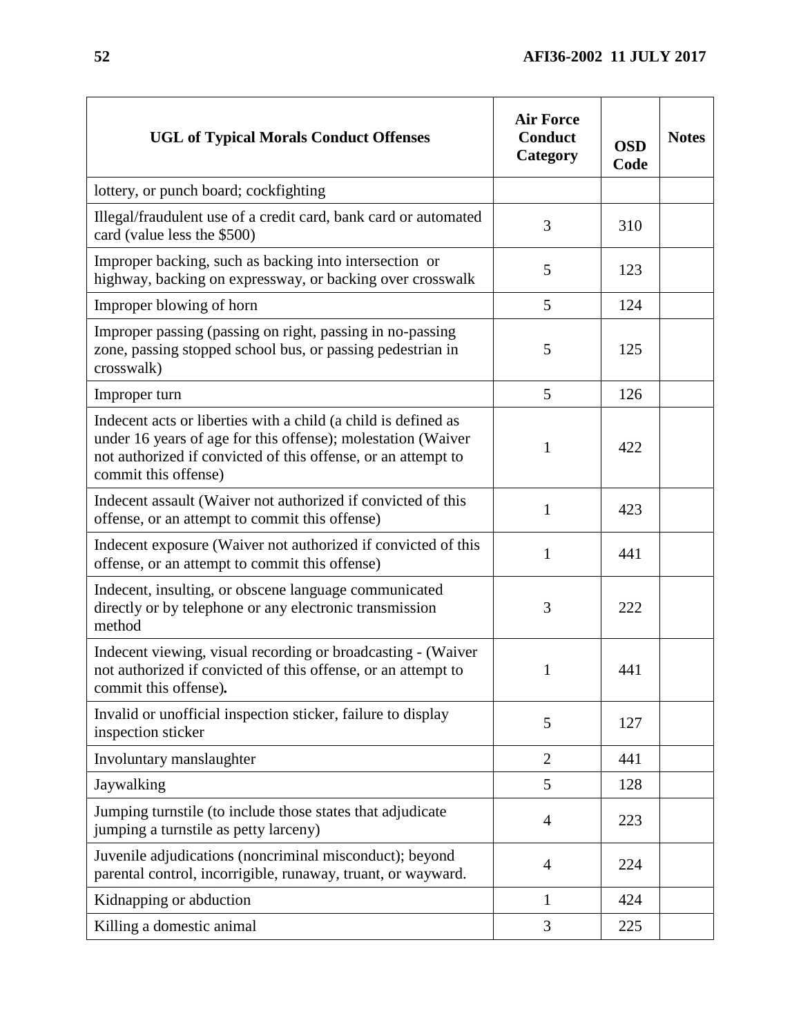| UGL of Typical Morals Conduct Offenses | Air Force Conduct Category | OSD Code | Notes |
|---|---|---|---|
| lottery, or punch board; cockfighting | | | |
| Illegal/fraudulent use of a credit card, bank card or automated card (value less the $500) | 3 | 310 | |
| Improper backing, such as backing into intersection or highway, backing on expressway, or backing over crosswalk | 5 | 123 | |
| Improper blowing of horn | 5 | 124 | |
| Improper passing (passing on right, passing in no-passing zone, passing stopped school bus, or passing pedestrian in crosswalk) | 5 | 125 | |
| Improper turn | 5 | 126 | |
| Indecent acts or liberties with a child (a child is defined as under 16 years of age for this offense); molestation (Waiver not authorized if convicted of this offense, or an attempt to commit this offense) | 1 | 422 | |
| Indecent assault (Waiver not authorized if convicted of this offense, or an attempt to commit this offense) | 1 | 423 | |
| Indecent exposure (Waiver not authorized if convicted of this offense, or an attempt to commit this offense) | 1 | 441 | |
| Indecent, insulting, or obscene language communicated directly or by telephone or any electronic transmission method | 3 | 222 | |
| Indecent viewing, visual recording or broadcasting - (Waiver not authorized if convicted of this offense, or an attempt to commit this offense)**.** | 1 | 441 | |
| Invalid or unofficial inspection sticker, failure to display inspection sticker | 5 | 127 | |
| Involuntary manslaughter | 2 | 441 | |
| Jaywalking | 5 | 128 | |
| Jumping turnstile (to include those states that adjudicate jumping a turnstile as petty larceny) | 4 | 223 | |
| Juvenile adjudications (noncriminal misconduct); beyond parental control, incorrigible, runaway, truant, or wayward. | 4 | 224 | |
| Kidnapping or abduction | 1 | 424 | |
| Killing a domestic animal | 3 | 225 | |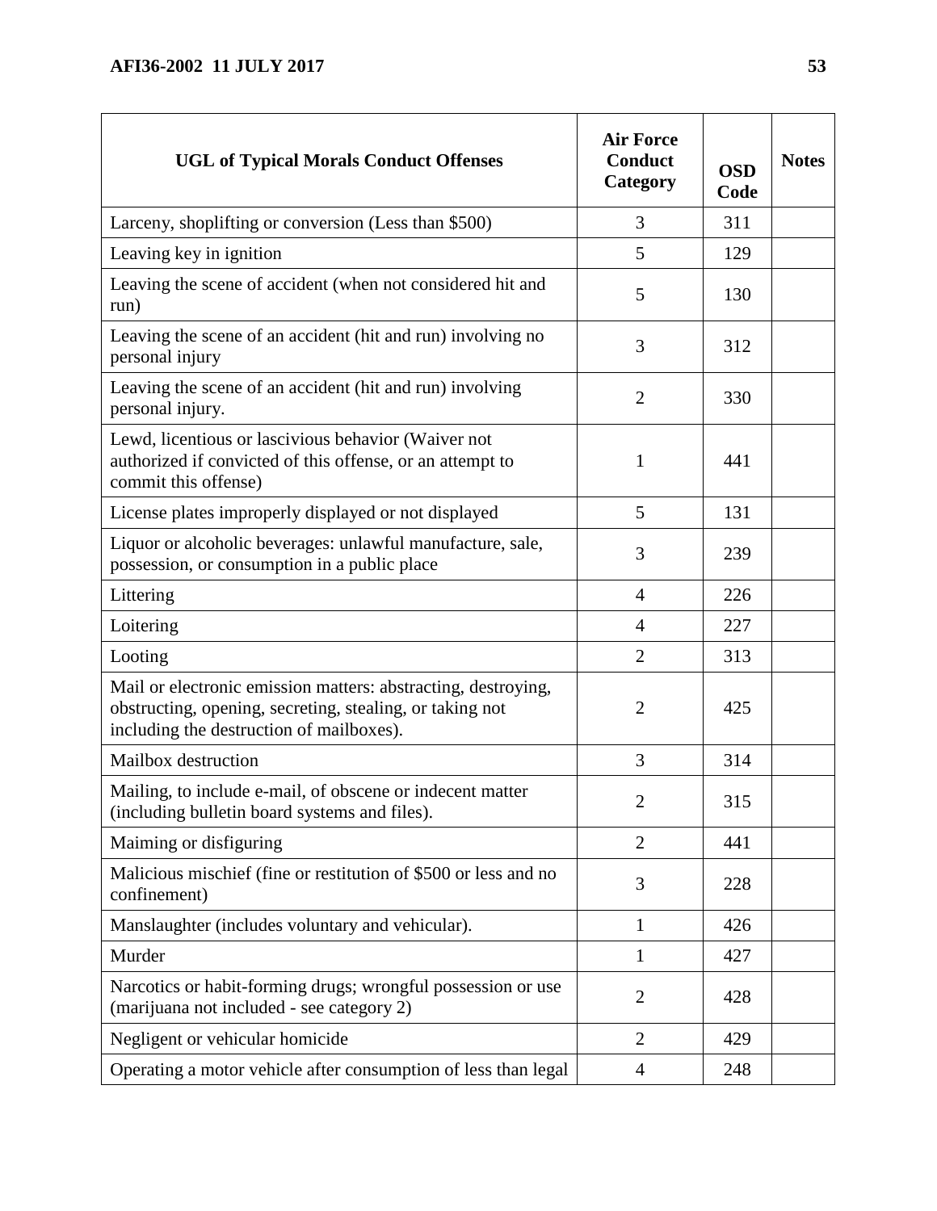| UGL of Typical Morals Conduct Offenses | Air Force Conduct Category | OSD Code | Notes |
|---|---|---|---|
| Larceny, shoplifting or conversion (Less than $500) | 3 | 311 | |
| Leaving key in ignition | 5 | 129 | |
| Leaving the scene of accident (when not considered hit and run) | 5 | 130 | |
| Leaving the scene of an accident (hit and run) involving no personal injury | 3 | 312 | |
| Leaving the scene of an accident (hit and run) involving personal injury. | 2 | 330 | |
| Lewd, licentious or lascivious behavior (Waiver not authorized if convicted of this offense, or an attempt to commit this offense) | 1 | 441 | |
| License plates improperly displayed or not displayed | 5 | 131 | |
| Liquor or alcoholic beverages: unlawful manufacture, sale, possession, or consumption in a public place | 3 | 239 | |
| Littering | 4 | 226 | |
| Loitering | 4 | 227 | |
| Looting | 2 | 313 | |
| Mail or electronic emission matters: abstracting, destroying, obstructing, opening, secreting, stealing, or taking not including the destruction of mailboxes). | 2 | 425 | |
| Mailbox destruction | 3 | 314 | |
| Mailing, to include e-mail, of obscene or indecent matter (including bulletin board systems and files). | 2 | 315 | |
| Maiming or disfiguring | 2 | 441 | |
| Malicious mischief (fine or restitution of $500 or less and no confinement) | 3 | 228 | |
| Manslaughter (includes voluntary and vehicular). | 1 | 426 | |
| Murder | 1 | 427 | |
| Narcotics or habit-forming drugs; wrongful possession or use (marijuana not included - see category 2) | 2 | 428 | |
| Negligent or vehicular homicide | 2 | 429 | |
| Operating a motor vehicle after consumption of less than legal | 4 | 248 | |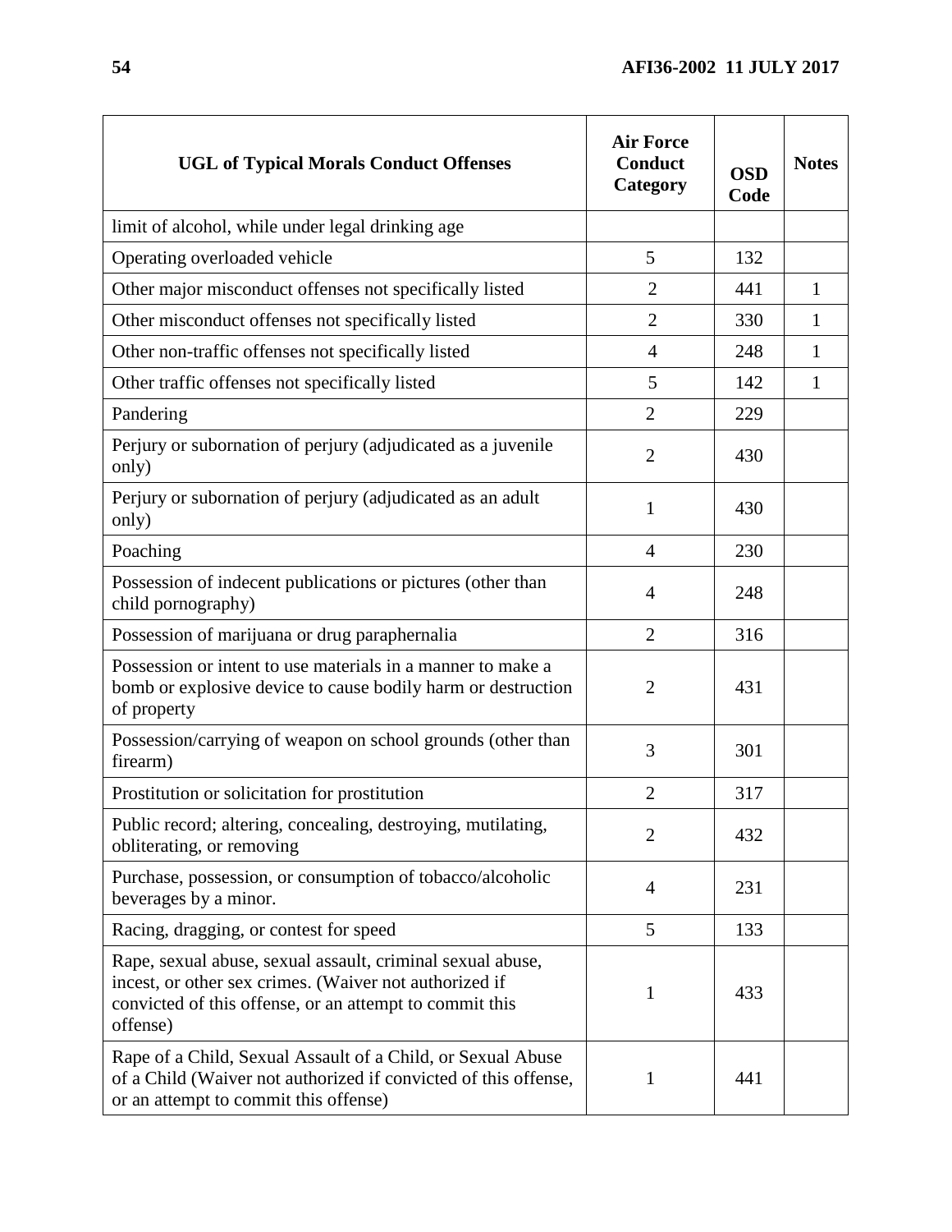| UGL of Typical Morals Conduct Offenses | Air Force Conduct Category | OSD Code | Notes |
|---|---|---|---|
| limit of alcohol, while under legal drinking age | | | |
| Operating overloaded vehicle | 5 | 132 | |
| Other major misconduct offenses not specifically listed | 2 | 441 | 1 |
| Other misconduct offenses not specifically listed | 2 | 330 | 1 |
| Other non-traffic offenses not specifically listed | 4 | 248 | 1 |
| Other traffic offenses not specifically listed | 5 | 142 | 1 |
| Pandering | 2 | 229 | |
| Perjury or subornation of perjury (adjudicated as a juvenile only) | 2 | 430 | |
| Perjury or subornation of perjury (adjudicated as an adult only) | 1 | 430 | |
| Poaching | 4 | 230 | |
| Possession of indecent publications or pictures (other than child pornography) | 4 | 248 | |
| Possession of marijuana or drug paraphernalia | 2 | 316 | |
| Possession or intent to use materials in a manner to make a bomb or explosive device to cause bodily harm or destruction of property | 2 | 431 | |
| Possession/carrying of weapon on school grounds (other than firearm) | 3 | 301 | |
| Prostitution or solicitation for prostitution | 2 | 317 | |
| Public record; altering, concealing, destroying, mutilating, obliterating, or removing | 2 | 432 | |
| Purchase, possession, or consumption of tobacco/alcoholic beverages by a minor. | 4 | 231 | |
| Racing, dragging, or contest for speed | 5 | 133 | |
| Rape, sexual abuse, sexual assault, criminal sexual abuse, incest, or other sex crimes. (Waiver not authorized if convicted of this offense, or an attempt to commit this offense) | 1 | 433 | |
| Rape of a Child, Sexual Assault of a Child, or Sexual Abuse of a Child (Waiver not authorized if convicted of this offense, or an attempt to commit this offense) | 1 | 441 | |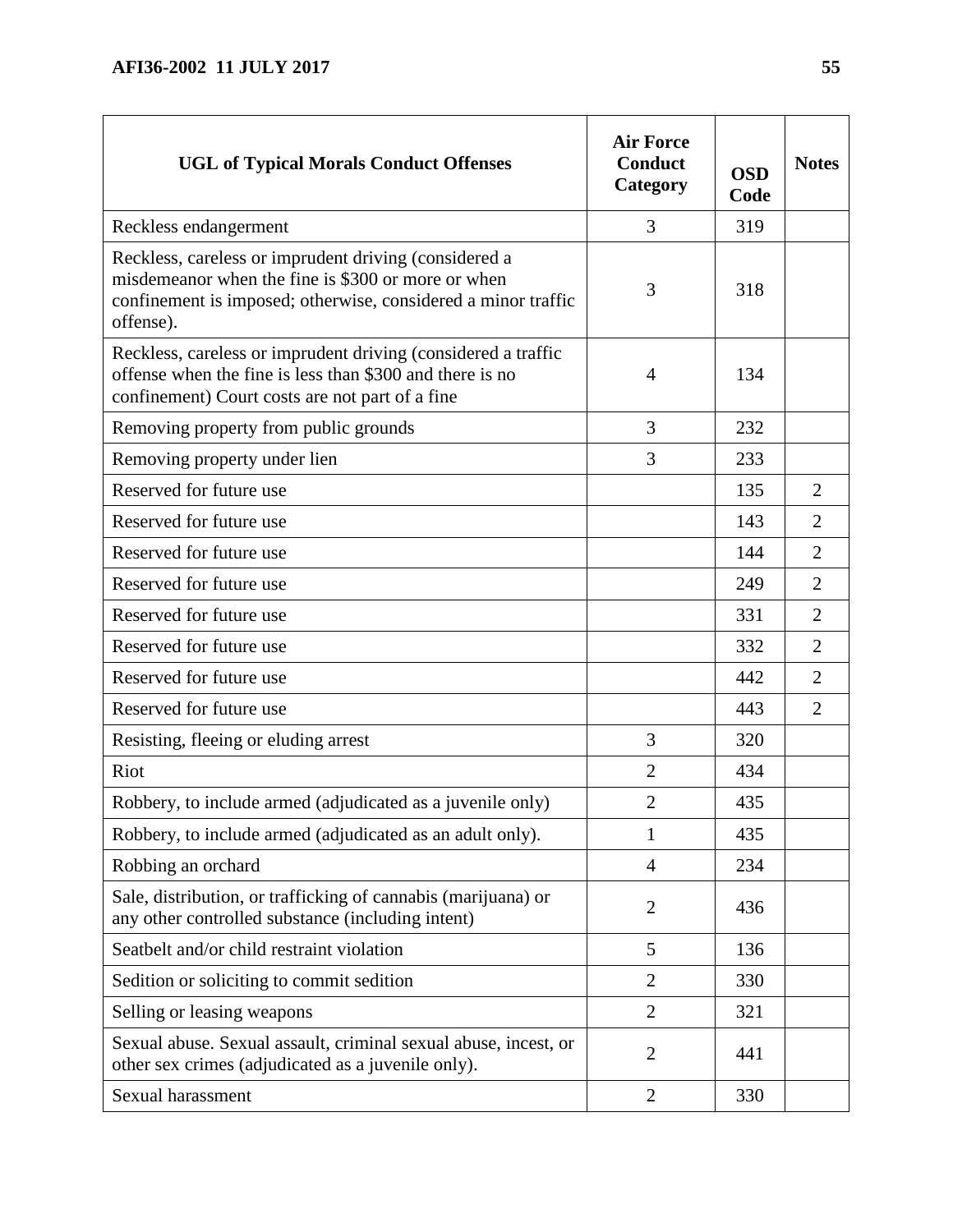| UGL of Typical Morals Conduct Offenses | Air Force Conduct Category | OSD Code | Notes |
|---|---|---|---|
| Reckless endangerment | 3 | 319 | |
| Reckless, careless or imprudent driving (considered a misdemeanor when the fine is $300 or more or when confinement is imposed; otherwise, considered a minor traffic offense). | 3 | 318 | |
| Reckless, careless or imprudent driving (considered a traffic offense when the fine is less than $300 and there is no confinement) Court costs are not part of a fine | 4 | 134 | |
| Removing property from public grounds | 3 | 232 | |
| Removing property under lien | 3 | 233 | |
| Reserved for future use | | 135 | 2 |
| Reserved for future use | | 143 | 2 |
| Reserved for future use | | 144 | 2 |
| Reserved for future use | | 249 | 2 |
| Reserved for future use | | 331 | 2 |
| Reserved for future use | | 332 | 2 |
| Reserved for future use | | 442 | 2 |
| Reserved for future use | | 443 | 2 |
| Resisting, fleeing or eluding arrest | 3 | 320 | |
| Riot | 2 | 434 | |
| Robbery, to include armed (adjudicated as a juvenile only) | 2 | 435 | |
| Robbery, to include armed (adjudicated as an adult only). | 1 | 435 | |
| Robbing an orchard | 4 | 234 | |
| Sale, distribution, or trafficking of cannabis (marijuana) or any other controlled substance (including intent) | 2 | 436 | |
| Seatbelt and/or child restraint violation | 5 | 136 | |
| Sedition or soliciting to commit sedition | 2 | 330 | |
| Selling or leasing weapons | 2 | 321 | |
| Sexual abuse. Sexual assault, criminal sexual abuse, incest, or other sex crimes (adjudicated as a juvenile only). | 2 | 441 | |
| Sexual harassment | 2 | 330 | |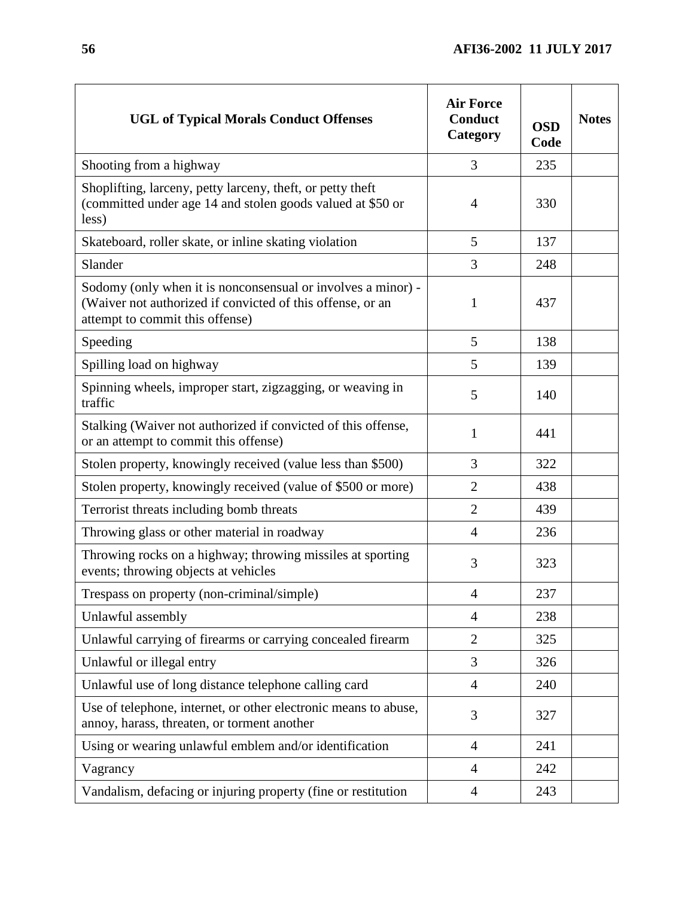| UGL of Typical Morals Conduct Offenses | Air Force Conduct Category | OSD Code | Notes |
|---|---|---|---|
| Shooting from a highway | 3 | 235 | |
| Shoplifting, larceny, petty larceny, theft, or petty theft (committed under age 14 and stolen goods valued at $50 or less) | 4 | 330 | |
| Skateboard, roller skate, or inline skating violation | 5 | 137 | |
| Slander | 3 | 248 | |
| Sodomy (only when it is nonconsensual or involves a minor) - (Waiver not authorized if convicted of this offense, or an attempt to commit this offense) | 1 | 437 | |
| Speeding | 5 | 138 | |
| Spilling load on highway | 5 | 139 | |
| Spinning wheels, improper start, zigzagging, or weaving in traffic | 5 | 140 | |
| Stalking (Waiver not authorized if convicted of this offense, or an attempt to commit this offense) | 1 | 441 | |
| Stolen property, knowingly received (value less than $500) | 3 | 322 | |
| Stolen property, knowingly received (value of $500 or more) | 2 | 438 | |
| Terrorist threats including bomb threats | 2 | 439 | |
| Throwing glass or other material in roadway | 4 | 236 | |
| Throwing rocks on a highway; throwing missiles at sporting events; throwing objects at vehicles | 3 | 323 | |
| Trespass on property (non-criminal/simple) | 4 | 237 | |
| Unlawful assembly | 4 | 238 | |
| Unlawful carrying of firearms or carrying concealed firearm | 2 | 325 | |
| Unlawful or illegal entry | 3 | 326 | |
| Unlawful use of long distance telephone calling card | 4 | 240 | |
| Use of telephone, internet, or other electronic means to abuse, annoy, harass, threaten, or torment another | 3 | 327 | |
| Using or wearing unlawful emblem and/or identification | 4 | 241 | |
| Vagrancy | 4 | 242 | |
| Vandalism, defacing or injuring property (fine or restitution | 4 | 243 | |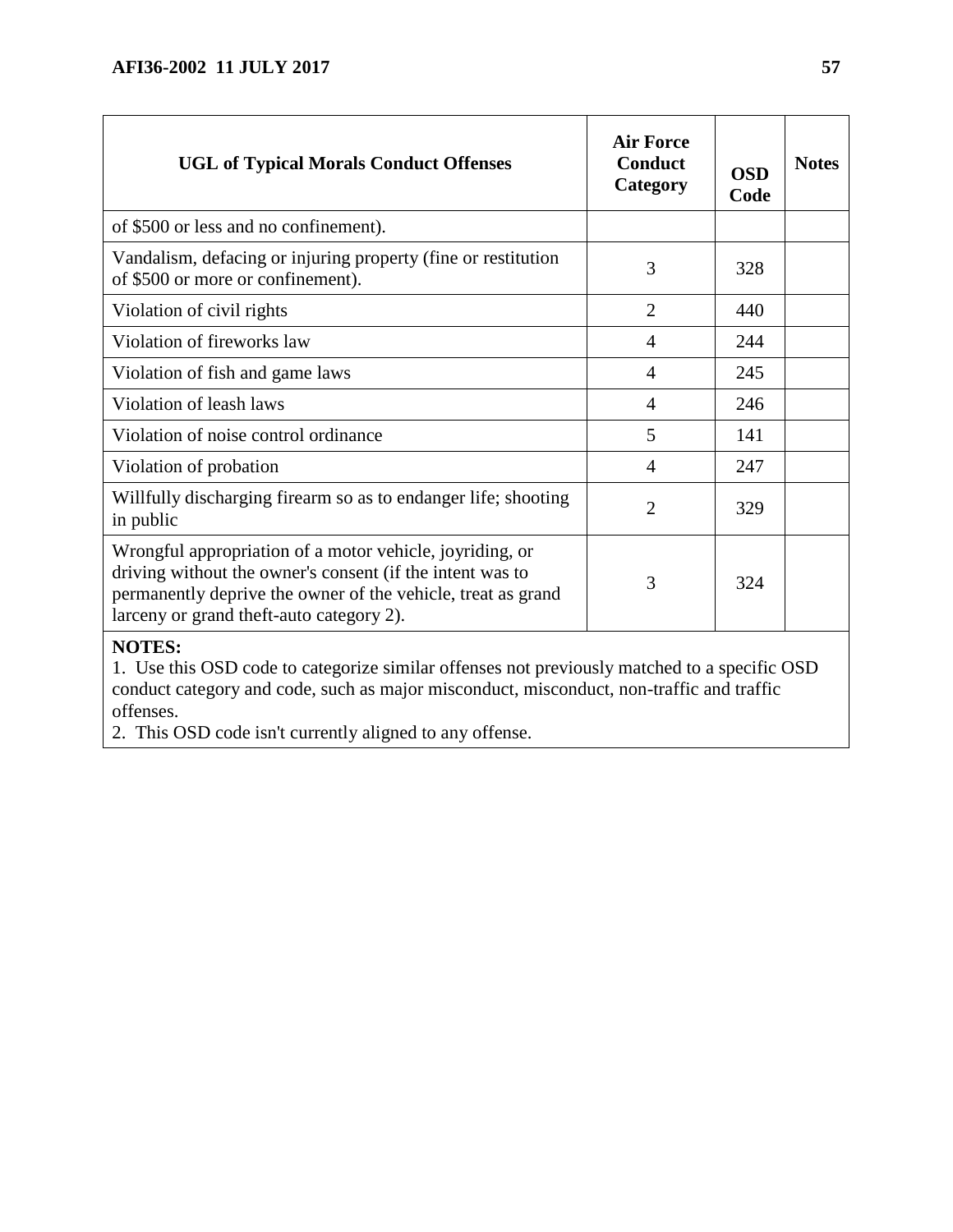| UGL of Typical Morals Conduct Offenses | Air Force Conduct Category | OSD Code | Notes |
|---|---|---|---|
| of $500 or less and no confinement). | | | |
| Vandalism, defacing or injuring property (fine or restitution of $500 or more or confinement). | 3 | 328 | |
| Violation of civil rights | 2 | 440 | |
| Violation of fireworks law | 4 | 244 | |
| Violation of fish and game laws | 4 | 245 | |
| Violation of leash laws | 4 | 246 | |
| Violation of noise control ordinance | 5 | 141 | |
| Violation of probation | 4 | 247 | |
| Willfully discharging firearm so as to endanger life; shooting in public | 2 | 329 | |
| Wrongful appropriation of a motor vehicle, joyriding, or driving without the owner's consent (if the intent was to permanently deprive the owner of the vehicle, treat as grand larceny or grand theft-auto category 2). | 3 | 324 | |

**NOTES:**

1. Use this OSD code to categorize similar offenses not previously matched to a specific OSD conduct category and code, such as major misconduct, misconduct, non-traffic and traffic offenses.
2. This OSD code isn't currently aligned to any offense.